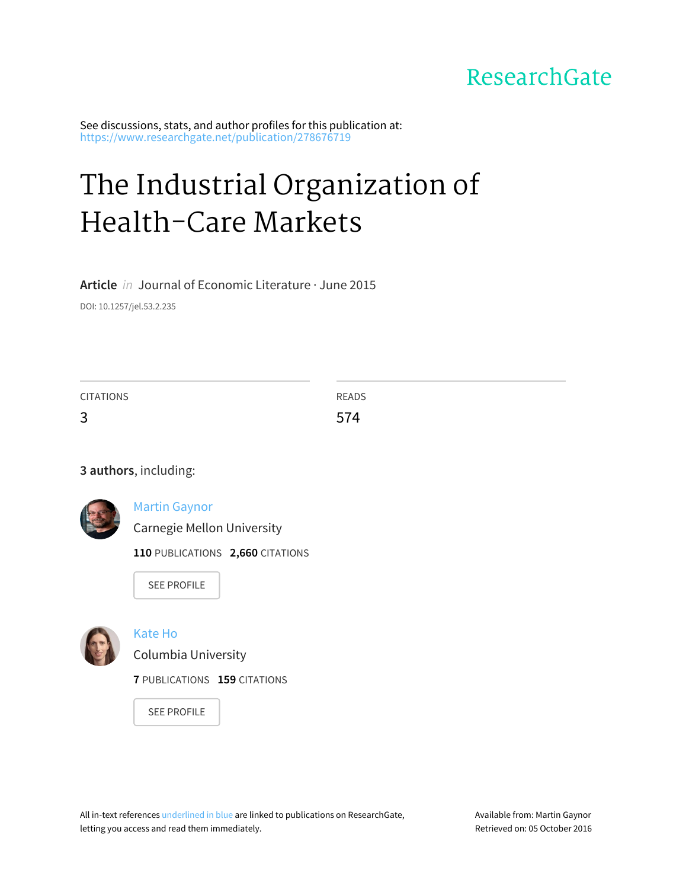ResearchGate

See discussions, stats, and author profiles for this publication at: https://www.researchgate.net/publication/278676719

# The Industrial Organization of Health-Care Markets

**Article** *in* Journal of Economic Literature · June 2015

DOI: 10.1257/jel.53.2.235

| CITATIONS | READS |
|---|---|
| 3 | 574 |

**3 authors**, including:

Martin Gaynor
Carnegie Mellon University
**110** PUBLICATIONS **2,660** CITATIONS

SEE PROFILE

Kate Ho
Columbia University
**7** PUBLICATIONS **159** CITATIONS

SEE PROFILE

All in-text references underlined in blue are linked to publications on ResearchGate, letting you access and read them immediately.

Available from: Martin Gaynor
Retrieved on: 05 October 2016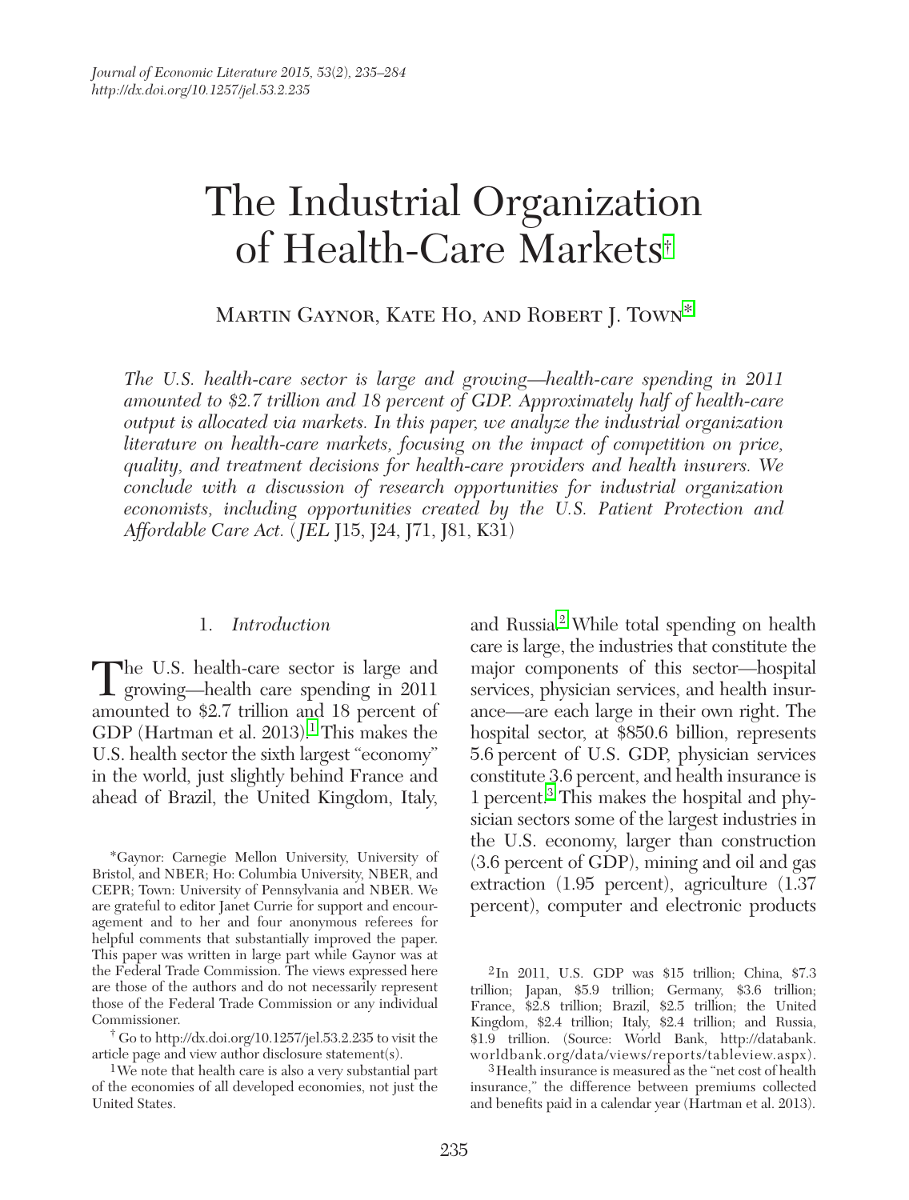Journal of Economic Literature 2015, 53(2), 235–284
http://dx.doi.org/10.1257/jel.53.2.235

# The Industrial Organization of Health-Care Markets[†]

Martin Gaynor, Kate Ho, and Robert J. Town[*]

*The U.S. health-care sector is large and growing—health-care spending in 2011 amounted to $2.7 trillion and 18 percent of GDP. Approximately half of health-care output is allocated via markets. In this paper, we analyze the industrial organization literature on health-care markets, focusing on the impact of competition on price, quality, and treatment decisions for health-care providers and health insurers. We conclude with a discussion of research opportunities for industrial organization economists, including opportunities created by the U.S. Patient Protection and Affordable Care Act.* (*JEL* J15, J24, J71, J81, K31)

## 1. *Introduction*

The U.S. health-care sector is large and growing—health care spending in 2011 amounted to $2.7 trillion and 18 percent of GDP (Hartman et al. 2013).[1] This makes the U.S. health sector the sixth largest "economy" in the world, just slightly behind France and ahead of Brazil, the United Kingdom, Italy, and Russia.[2] While total spending on health care is large, the industries that constitute the major components of this sector—hospital services, physician services, and health insurance—are each large in their own right. The hospital sector, at $850.6 billion, represents 5.6 percent of U.S. GDP, physician services constitute 3.6 percent, and health insurance is 1 percent.[3] This makes the hospital and physician sectors some of the largest industries in the U.S. economy, larger than construction (3.6 percent of GDP), mining and oil and gas extraction (1.95 percent), agriculture (1.37 percent), computer and electronic products

*Gaynor: Carnegie Mellon University, University of Bristol, and NBER; Ho: Columbia University, NBER, and CEPR; Town: University of Pennsylvania and NBER. We are grateful to editor Janet Currie for support and encouragement and to her and four anonymous referees for helpful comments that substantially improved the paper. This paper was written in large part while Gaynor was at the Federal Trade Commission. The views expressed here are those of the authors and do not necessarily represent those of the Federal Trade Commission or any individual Commissioner.

† Go to http://dx.doi.org/10.1257/jel.53.2.235 to visit the article page and view author disclosure statement(s).

[1] We note that health care is also a very substantial part of the economies of all developed economies, not just the United States.

[2] In 2011, U.S. GDP was $15 trillion; China, $7.3 trillion; Japan, $5.9 trillion; Germany, $3.6 trillion; France, $2.8 trillion; Brazil, $2.5 trillion; the United Kingdom, $2.4 trillion; Italy, $2.4 trillion; and Russia, $1.9 trillion. (Source: World Bank, http://databank.worldbank.org/data/views/reports/tableview.aspx).

[3] Health insurance is measured as the "net cost of health insurance," the difference between premiums collected and benefits paid in a calendar year (Hartman et al. 2013).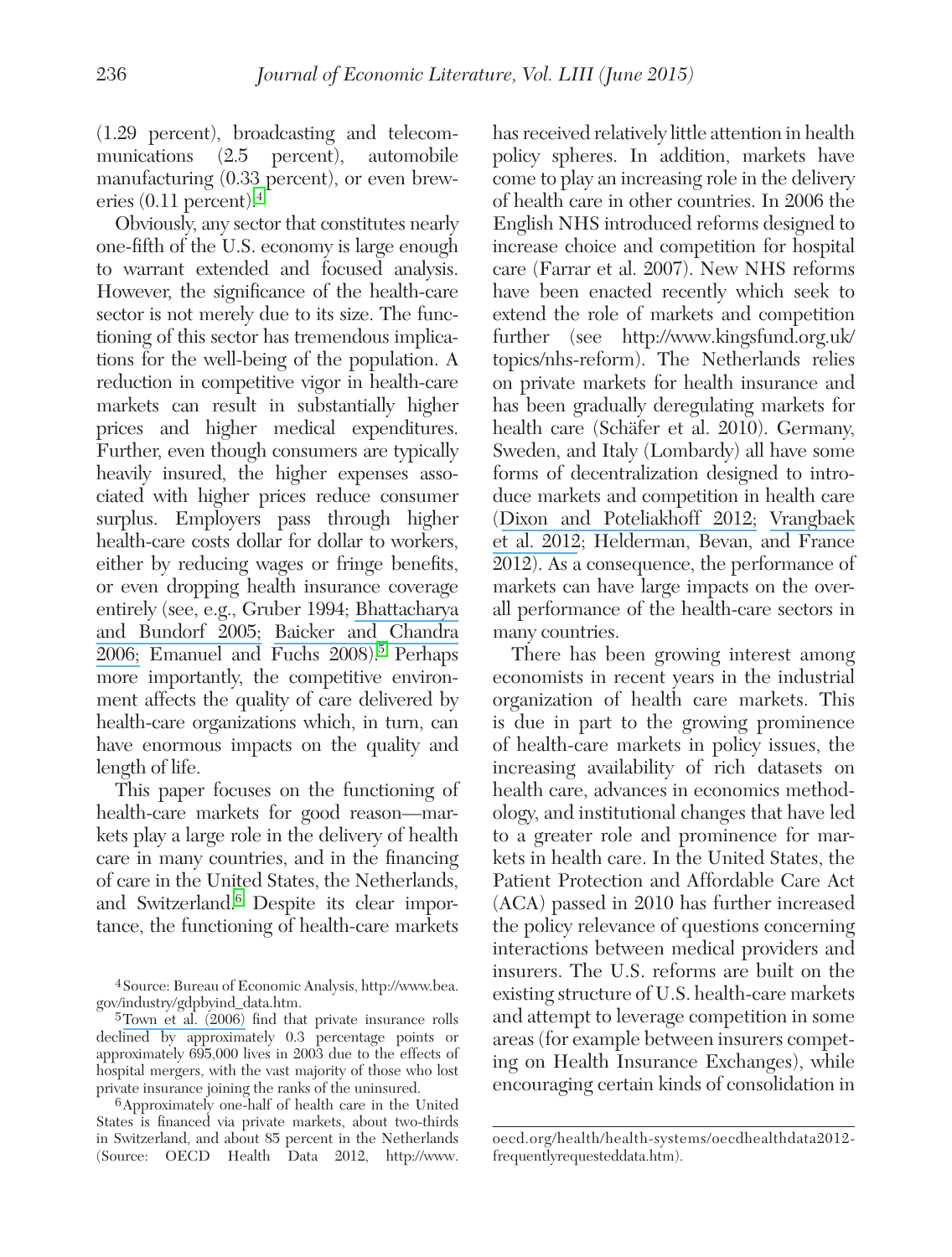(1.29 percent), broadcasting and telecommunications (2.5 percent), automobile manufacturing (0.33 percent), or even breweries (0.11 percent).[4]

Obviously, any sector that constitutes nearly one-fifth of the U.S. economy is large enough to warrant extended and focused analysis. However, the significance of the health-care sector is not merely due to its size. The functioning of this sector has tremendous implications for the well-being of the population. A reduction in competitive vigor in health-care markets can result in substantially higher prices and higher medical expenditures. Further, even though consumers are typically heavily insured, the higher expenses associated with higher prices reduce consumer surplus. Employers pass through higher health-care costs dollar for dollar to workers, either by reducing wages or fringe benefits, or even dropping health insurance coverage entirely (see, e.g., Gruber 1994; Bhattacharya and Bundorf 2005; Baicker and Chandra 2006; Emanuel and Fuchs 2008).[5] Perhaps more importantly, the competitive environment affects the quality of care delivered by health-care organizations which, in turn, can have enormous impacts on the quality and length of life.

This paper focuses on the functioning of health-care markets for good reason—markets play a large role in the delivery of health care in many countries, and in the financing of care in the United States, the Netherlands, and Switzerland.[6] Despite its clear importance, the functioning of health-care markets has received relatively little attention in health policy spheres. In addition, markets have come to play an increasing role in the delivery of health care in other countries. In 2006 the English NHS introduced reforms designed to increase choice and competition for hospital care (Farrar et al. 2007). New NHS reforms have been enacted recently which seek to extend the role of markets and competition further (see http://www.kingsfund.org.uk/topics/nhs-reform). The Netherlands relies on private markets for health insurance and has been gradually deregulating markets for health care (Schäfer et al. 2010). Germany, Sweden, and Italy (Lombardy) all have some forms of decentralization designed to introduce markets and competition in health care (Dixon and Poteliakhoff 2012; Vrangbaek et al. 2012; Helderman, Bevan, and France 2012). As a consequence, the performance of markets can have large impacts on the overall performance of the health-care sectors in many countries.

There has been growing interest among economists in recent years in the industrial organization of health care markets. This is due in part to the growing prominence of health-care markets in policy issues, the increasing availability of rich datasets on health care, advances in economics methodology, and institutional changes that have led to a greater role and prominence for markets in health care. In the United States, the Patient Protection and Affordable Care Act (ACA) passed in 2010 has further increased the policy relevance of questions concerning interactions between medical providers and insurers. The U.S. reforms are built on the existing structure of U.S. health-care markets and attempt to leverage competition in some areas (for example between insurers competing on Health Insurance Exchanges), while encouraging certain kinds of consolidation in

---

[4] Source: Bureau of Economic Analysis, http://www.bea.gov/industry/gdpbyind_data.htm.

[5] Town et al. (2006) find that private insurance rolls declined by approximately 0.3 percentage points or approximately 695,000 lives in 2003 due to the effects of hospital mergers, with the vast majority of those who lost private insurance joining the ranks of the uninsured.

[6] Approximately one-half of health care in the United States is financed via private markets, about two-thirds in Switzerland, and about 85 percent in the Netherlands (Source: OECD Health Data 2012, http://www.oecd.org/health/health-systems/oecdhealthdata2012-frequentlyrequesteddata.htm).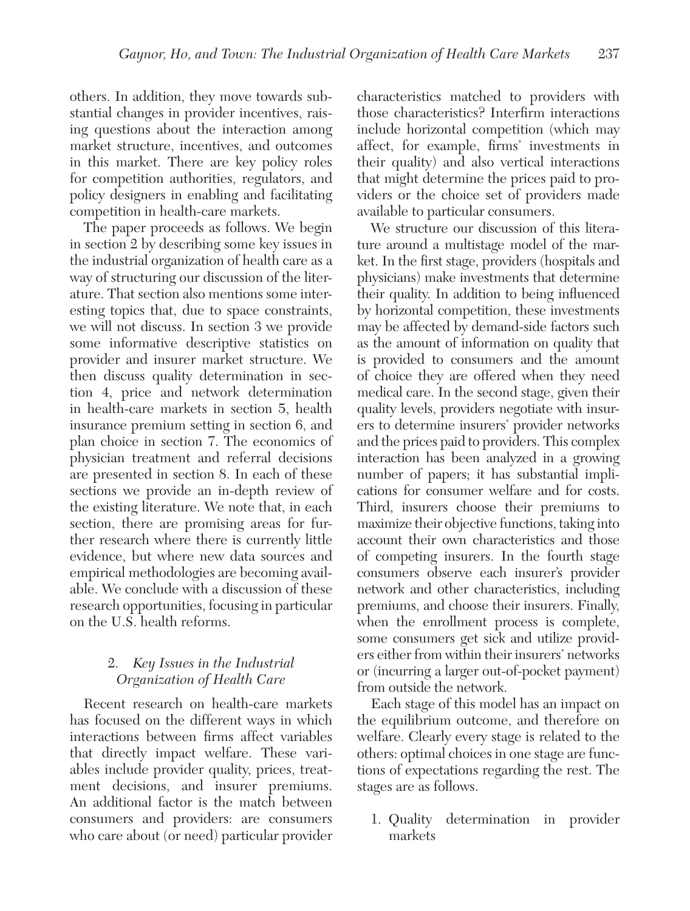others. In addition, they move towards substantial changes in provider incentives, raising questions about the interaction among market structure, incentives, and outcomes in this market. There are key policy roles for competition authorities, regulators, and policy designers in enabling and facilitating competition in health-care markets.

The paper proceeds as follows. We begin in section 2 by describing some key issues in the industrial organization of health care as a way of structuring our discussion of the literature. That section also mentions some interesting topics that, due to space constraints, we will not discuss. In section 3 we provide some informative descriptive statistics on provider and insurer market structure. We then discuss quality determination in section 4, price and network determination in health-care markets in section 5, health insurance premium setting in section 6, and plan choice in section 7. The economics of physician treatment and referral decisions are presented in section 8. In each of these sections we provide an in-depth review of the existing literature. We note that, in each section, there are promising areas for further research where there is currently little evidence, but where new data sources and empirical methodologies are becoming available. We conclude with a discussion of these research opportunities, focusing in particular on the U.S. health reforms.

## 2. *Key Issues in the Industrial Organization of Health Care*

Recent research on health-care markets has focused on the different ways in which interactions between firms affect variables that directly impact welfare. These variables include provider quality, prices, treatment decisions, and insurer premiums. An additional factor is the match between consumers and providers: are consumers who care about (or need) particular provider characteristics matched to providers with those characteristics? Interfirm interactions include horizontal competition (which may affect, for example, firms' investments in their quality) and also vertical interactions that might determine the prices paid to providers or the choice set of providers made available to particular consumers.

We structure our discussion of this literature around a multistage model of the market. In the first stage, providers (hospitals and physicians) make investments that determine their quality. In addition to being influenced by horizontal competition, these investments may be affected by demand-side factors such as the amount of information on quality that is provided to consumers and the amount of choice they are offered when they need medical care. In the second stage, given their quality levels, providers negotiate with insurers to determine insurers' provider networks and the prices paid to providers. This complex interaction has been analyzed in a growing number of papers; it has substantial implications for consumer welfare and for costs. Third, insurers choose their premiums to maximize their objective functions, taking into account their own characteristics and those of competing insurers. In the fourth stage consumers observe each insurer's provider network and other characteristics, including premiums, and choose their insurers. Finally, when the enrollment process is complete, some consumers get sick and utilize providers either from within their insurers' networks or (incurring a larger out-of-pocket payment) from outside the network.

Each stage of this model has an impact on the equilibrium outcome, and therefore on welfare. Clearly every stage is related to the others: optimal choices in one stage are functions of expectations regarding the rest. The stages are as follows.

1. Quality determination in provider markets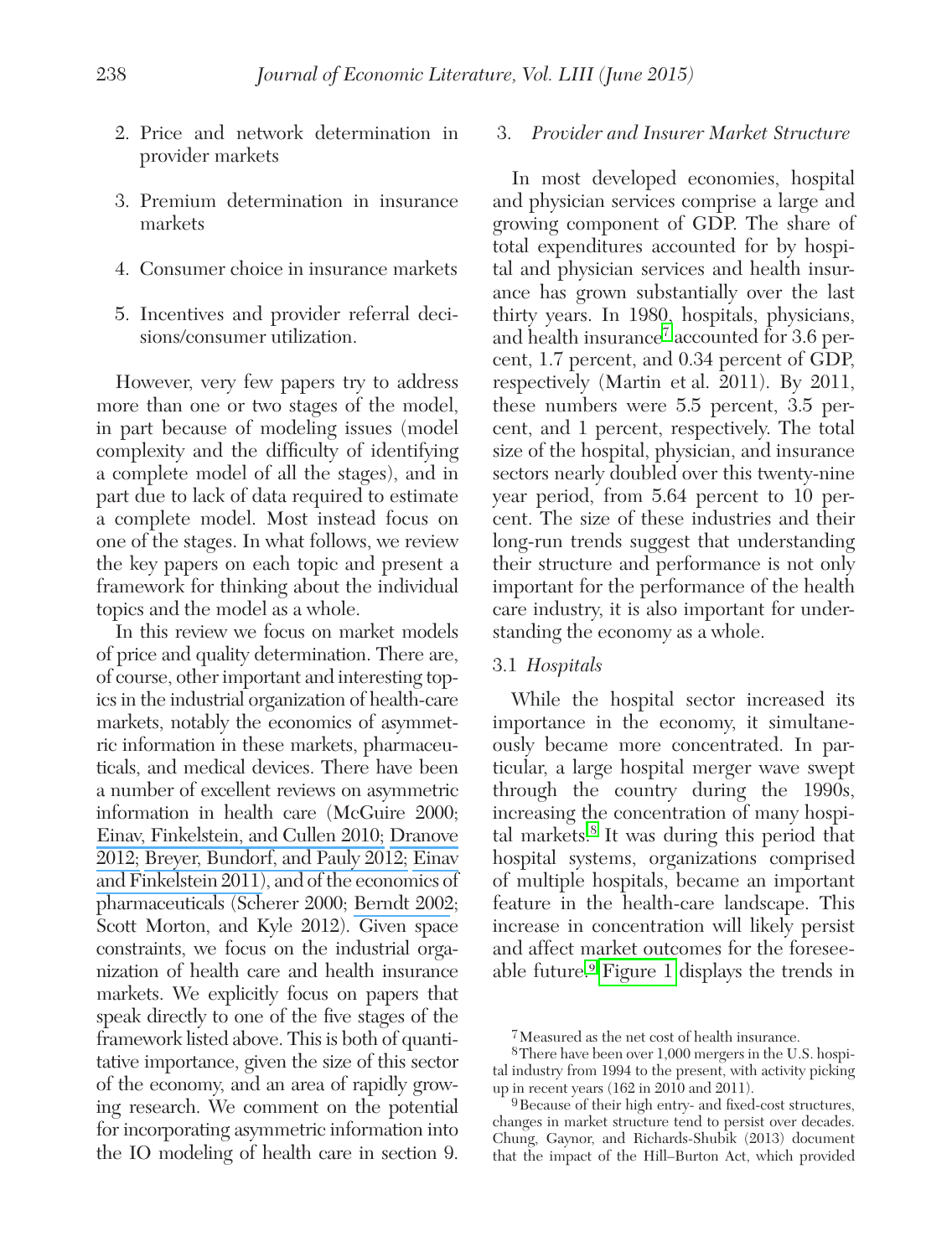2. Price and network determination in provider markets

3. Premium determination in insurance markets

4. Consumer choice in insurance markets

5. Incentives and provider referral decisions/consumer utilization.

However, very few papers try to address more than one or two stages of the model, in part because of modeling issues (model complexity and the difficulty of identifying a complete model of all the stages), and in part due to lack of data required to estimate a complete model. Most instead focus on one of the stages. In what follows, we review the key papers on each topic and present a framework for thinking about the individual topics and the model as a whole.

In this review we focus on market models of price and quality determination. There are, of course, other important and interesting topics in the industrial organization of health-care markets, notably the economics of asymmetric information in these markets, pharmaceuticals, and medical devices. There have been a number of excellent reviews on asymmetric information in health care (McGuire 2000; Einav, Finkelstein, and Cullen 2010; Dranove 2012; Breyer, Bundorf, and Pauly 2012; Einav and Finkelstein 2011), and of the economics of pharmaceuticals (Scherer 2000; Berndt 2002; Scott Morton, and Kyle 2012). Given space constraints, we focus on the industrial organization of health care and health insurance markets. We explicitly focus on papers that speak directly to one of the five stages of the framework listed above. This is both of quantitative importance, given the size of this sector of the economy, and an area of rapidly growing research. We comment on the potential for incorporating asymmetric information into the IO modeling of health care in section 9.

### 3. *Provider and Insurer Market Structure*

In most developed economies, hospital and physician services comprise a large and growing component of GDP. The share of total expenditures accounted for by hospital and physician services and health insurance has grown substantially over the last thirty years. In 1980, hospitals, physicians, and health insurance[7] accounted for 3.6 percent, 1.7 percent, and 0.34 percent of GDP, respectively (Martin et al. 2011). By 2011, these numbers were 5.5 percent, 3.5 percent, and 1 percent, respectively. The total size of the hospital, physician, and insurance sectors nearly doubled over this twenty-nine year period, from 5.64 percent to 10 percent. The size of these industries and their long-run trends suggest that understanding their structure and performance is not only important for the performance of the health care industry, it is also important for understanding the economy as a whole.

#### 3.1 *Hospitals*

While the hospital sector increased its importance in the economy, it simultaneously became more concentrated. In particular, a large hospital merger wave swept through the country during the 1990s, increasing the concentration of many hospital markets.[8] It was during this period that hospital systems, organizations comprised of multiple hospitals, became an important feature in the health-care landscape. This increase in concentration will likely persist and affect market outcomes for the foreseeable future.[9] Figure 1 displays the trends in

[7] Measured as the net cost of health insurance.

[8] There have been over 1,000 mergers in the U.S. hospital industry from 1994 to the present, with activity picking up in recent years (162 in 2010 and 2011).

[9] Because of their high entry- and fixed-cost structures, changes in market structure tend to persist over decades. Chung, Gaynor, and Richards-Shubik (2013) document that the impact of the Hill–Burton Act, which provided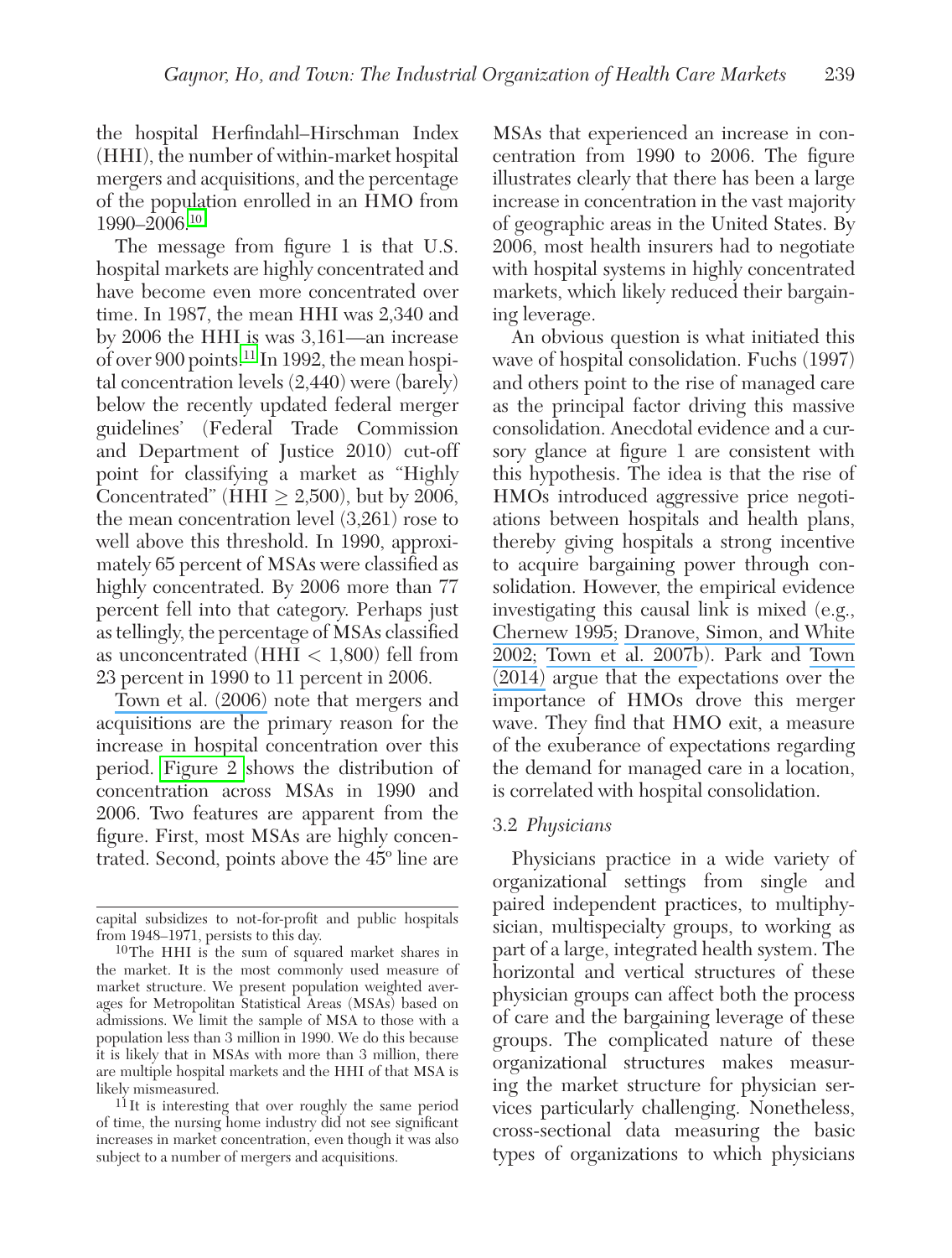the hospital Herfindahl–Hirschman Index (HHI), the number of within-market hospital mergers and acquisitions, and the percentage of the population enrolled in an HMO from 1990–2006.[10]

The message from figure 1 is that U.S. hospital markets are highly concentrated and have become even more concentrated over time. In 1987, the mean HHI was 2,340 and by 2006 the HHI is was 3,161—an increase of over 900 points.[11] In 1992, the mean hospital concentration levels (2,440) were (barely) below the recently updated federal merger guidelines' (Federal Trade Commission and Department of Justice 2010) cut-off point for classifying a market as "Highly Concentrated" (HHI $\geq$ 2,500), but by 2006, the mean concentration level (3,261) rose to well above this threshold. In 1990, approximately 65 percent of MSAs were classified as highly concentrated. By 2006 more than 77 percent fell into that category. Perhaps just as tellingly, the percentage of MSAs classified as unconcentrated (HHI $<$ 1,800) fell from 23 percent in 1990 to 11 percent in 2006.

Town et al. (2006) note that mergers and acquisitions are the primary reason for the increase in hospital concentration over this period. Figure 2 shows the distribution of concentration across MSAs in 1990 and 2006. Two features are apparent from the figure. First, most MSAs are highly concentrated. Second, points above the 45° line are MSAs that experienced an increase in concentration from 1990 to 2006. The figure illustrates clearly that there has been a large increase in concentration in the vast majority of geographic areas in the United States. By 2006, most health insurers had to negotiate with hospital systems in highly concentrated markets, which likely reduced their bargaining leverage.

An obvious question is what initiated this wave of hospital consolidation. Fuchs (1997) and others point to the rise of managed care as the principal factor driving this massive consolidation. Anecdotal evidence and a cursory glance at figure 1 are consistent with this hypothesis. The idea is that the rise of HMOs introduced aggressive price negotiations between hospitals and health plans, thereby giving hospitals a strong incentive to acquire bargaining power through consolidation. However, the empirical evidence investigating this causal link is mixed (e.g., Chernew 1995; Dranove, Simon, and White 2002; Town et al. 2007b). Park and Town (2014) argue that the expectations over the importance of HMOs drove this merger wave. They find that HMO exit, a measure of the exuberance of expectations regarding the demand for managed care in a location, is correlated with hospital consolidation.

### 3.2 *Physicians*

Physicians practice in a wide variety of organizational settings from single and paired independent practices, to multiphysician, multispecialty groups, to working as part of a large, integrated health system. The horizontal and vertical structures of these physician groups can affect both the process of care and the bargaining leverage of these groups. The complicated nature of these organizational structures makes measuring the market structure for physician services particularly challenging. Nonetheless, cross-sectional data measuring the basic types of organizations to which physicians

---

capital subsidizes to not-for-profit and public hospitals from 1948–1971, persists to this day.

[10] The HHI is the sum of squared market shares in the market. It is the most commonly used measure of market structure. We present population weighted averages for Metropolitan Statistical Areas (MSAs) based on admissions. We limit the sample of MSA to those with a population less than 3 million in 1990. We do this because it is likely that in MSAs with more than 3 million, there are multiple hospital markets and the HHI of that MSA is likely mismeasured.

[11] It is interesting that over roughly the same period of time, the nursing home industry did not see significant increases in market concentration, even though it was also subject to a number of mergers and acquisitions.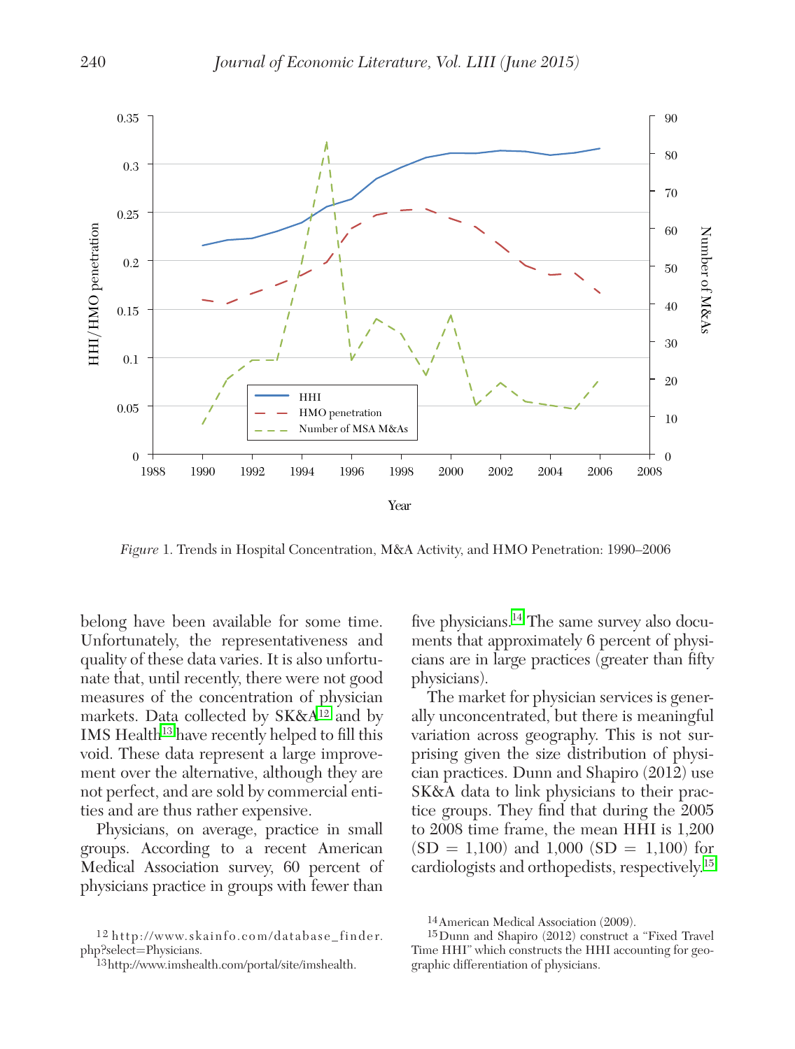*Figure* 1. Trends in Hospital Concentration, M&A Activity, and HMO Penetration: 1990–2006

belong have been available for some time. Unfortunately, the representativeness and quality of these data varies. It is also unfortunate that, until recently, there were not good measures of the concentration of physician markets. Data collected by SK&A[12] and by IMS Health[13] have recently helped to fill this void. These data represent a large improvement over the alternative, although they are not perfect, and are sold by commercial entities and are thus rather expensive.

Physicians, on average, practice in small groups. According to a recent American Medical Association survey, 60 percent of physicians practice in groups with fewer than five physicians.[14] The same survey also documents that approximately 6 percent of physicians are in large practices (greater than fifty physicians).

The market for physician services is generally unconcentrated, but there is meaningful variation across geography. This is not surprising given the size distribution of physician practices. Dunn and Shapiro (2012) use SK&A data to link physicians to their practice groups. They find that during the 2005 to 2008 time frame, the mean HHI is 1,200 (SD = 1,100) and 1,000 (SD = 1,100) for cardiologists and orthopedists, respectively.[15]

[12] http://www.skainfo.com/database_finder.php?select=Physicians.

[13] http://www.imshealth.com/portal/site/imshealth.

[14] American Medical Association (2009).

[15] Dunn and Shapiro (2012) construct a "Fixed Travel Time HHI" which constructs the HHI accounting for geographic differentiation of physicians.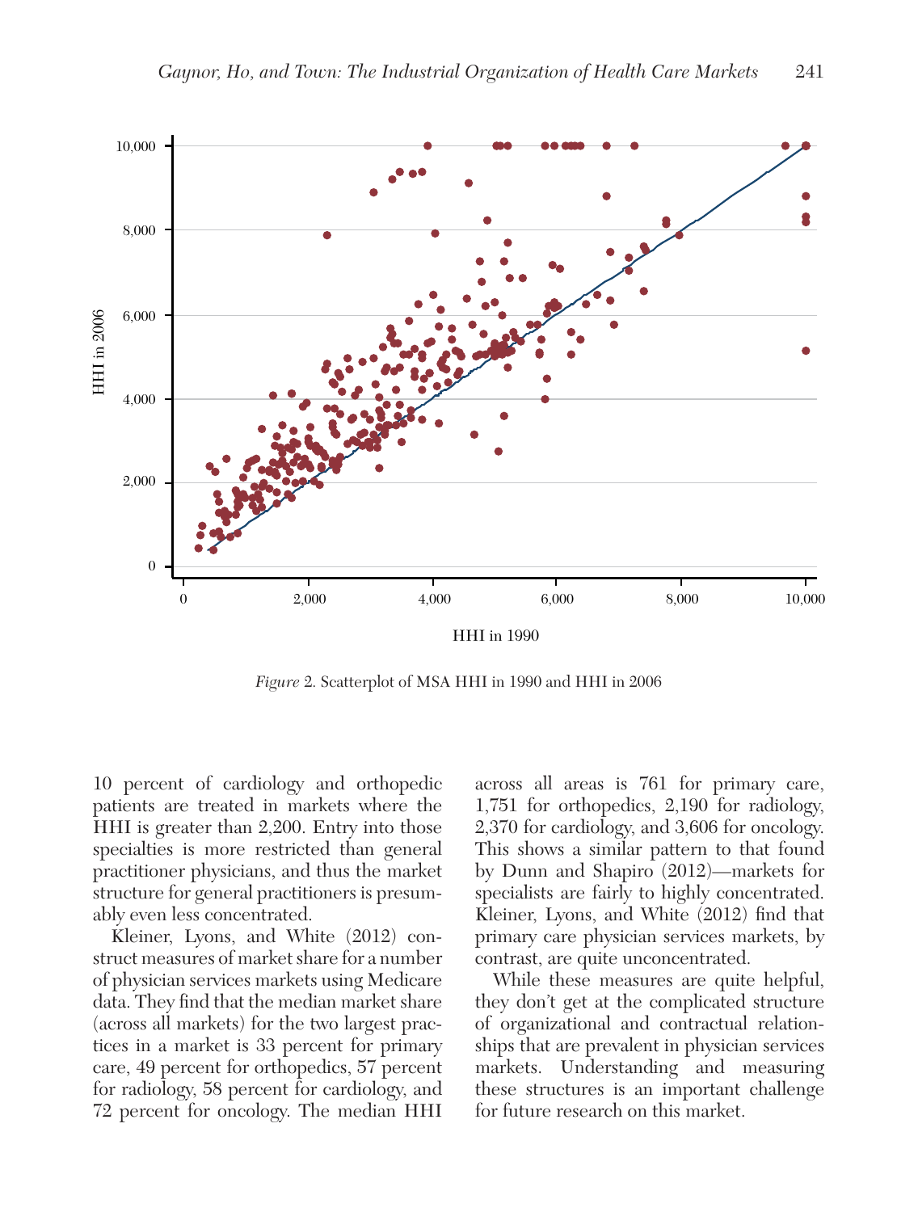*Figure* 2. Scatterplot of MSA HHI in 1990 and HHI in 2006

10 percent of cardiology and orthopedic patients are treated in markets where the HHI is greater than 2,200. Entry into those specialties is more restricted than general practitioner physicians, and thus the market structure for general practitioners is presumably even less concentrated.

Kleiner, Lyons, and White (2012) construct measures of market share for a number of physician services markets using Medicare data. They find that the median market share (across all markets) for the two largest practices in a market is 33 percent for primary care, 49 percent for orthopedics, 57 percent for radiology, 58 percent for cardiology, and 72 percent for oncology. The median HHI across all areas is 761 for primary care, 1,751 for orthopedics, 2,190 for radiology, 2,370 for cardiology, and 3,606 for oncology. This shows a similar pattern to that found by Dunn and Shapiro (2012)—markets for specialists are fairly to highly concentrated. Kleiner, Lyons, and White (2012) find that primary care physician services markets, by contrast, are quite unconcentrated.

While these measures are quite helpful, they don't get at the complicated structure of organizational and contractual relationships that are prevalent in physician services markets. Understanding and measuring these structures is an important challenge for future research on this market.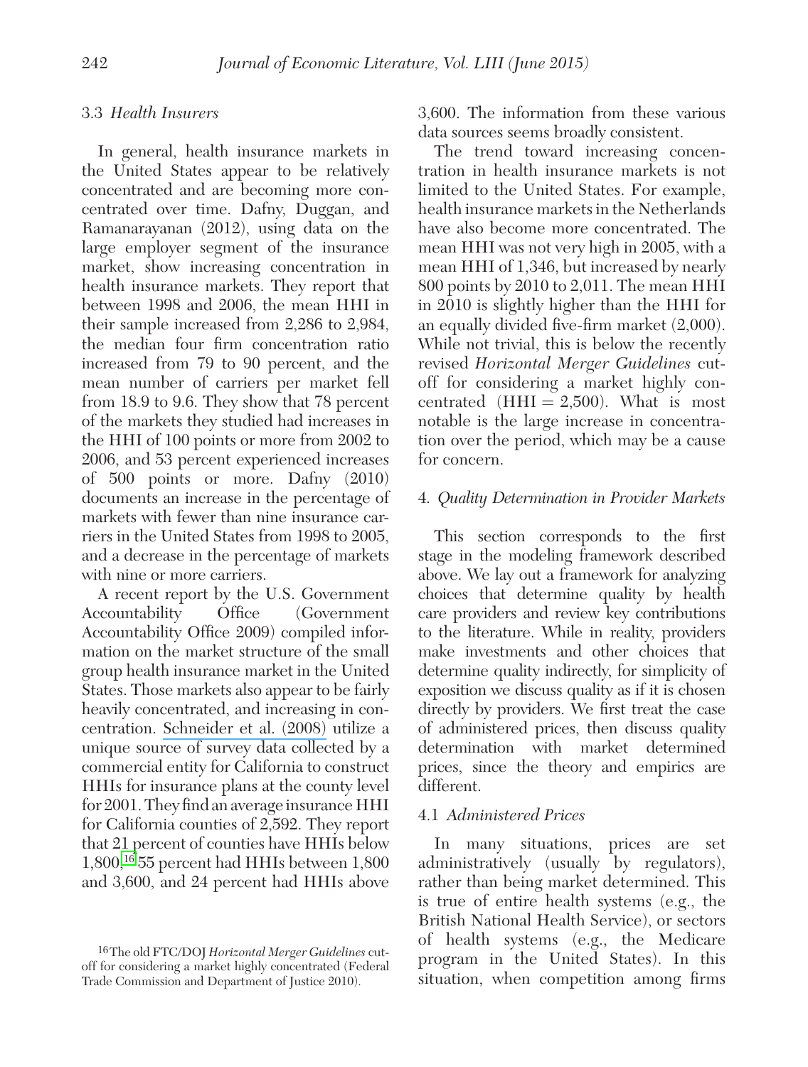### 3.3 *Health Insurers*

In general, health insurance markets in the United States appear to be relatively concentrated and are becoming more concentrated over time. Dafny, Duggan, and Ramanarayanan (2012), using data on the large employer segment of the insurance market, show increasing concentration in health insurance markets. They report that between 1998 and 2006, the mean HHI in their sample increased from 2,286 to 2,984, the median four firm concentration ratio increased from 79 to 90 percent, and the mean number of carriers per market fell from 18.9 to 9.6. They show that 78 percent of the markets they studied had increases in the HHI of 100 points or more from 2002 to 2006, and 53 percent experienced increases of 500 points or more. Dafny (2010) documents an increase in the percentage of markets with fewer than nine insurance carriers in the United States from 1998 to 2005, and a decrease in the percentage of markets with nine or more carriers.

A recent report by the U.S. Government Accountability Office (Government Accountability Office 2009) compiled information on the market structure of the small group health insurance market in the United States. Those markets also appear to be fairly heavily concentrated, and increasing in concentration. Schneider et al. (2008) utilize a unique source of survey data collected by a commercial entity for California to construct HHIs for insurance plans at the county level for 2001. They find an average insurance HHI for California counties of 2,592. They report that 21 percent of counties have HHIs below 1,800,[16] 55 percent had HHIs between 1,800 and 3,600, and 24 percent had HHIs above 3,600. The information from these various data sources seems broadly consistent.

The trend toward increasing concentration in health insurance markets is not limited to the United States. For example, health insurance markets in the Netherlands have also become more concentrated. The mean HHI was not very high in 2005, with a mean HHI of 1,346, but increased by nearly 800 points by 2010 to 2,011. The mean HHI in 2010 is slightly higher than the HHI for an equally divided five-firm market (2,000). While not trivial, this is below the recently revised *Horizontal Merger Guidelines* cutoff for considering a market highly concentrated (HHI = 2,500). What is most notable is the large increase in concentration over the period, which may be a cause for concern.

## 4. *Quality Determination in Provider Markets*

This section corresponds to the first stage in the modeling framework described above. We lay out a framework for analyzing choices that determine quality by health care providers and review key contributions to the literature. While in reality, providers make investments and other choices that determine quality indirectly, for simplicity of exposition we discuss quality as if it is chosen directly by providers. We first treat the case of administered prices, then discuss quality determination with market determined prices, since the theory and empirics are different.

### 4.1 *Administered Prices*

In many situations, prices are set administratively (usually by regulators), rather than being market determined. This is true of entire health systems (e.g., the British National Health Service), or sectors of health systems (e.g., the Medicare program in the United States). In this situation, when competition among firms

[16] The old FTC/DOJ *Horizontal Merger Guidelines* cutoff for considering a market highly concentrated (Federal Trade Commission and Department of Justice 2010).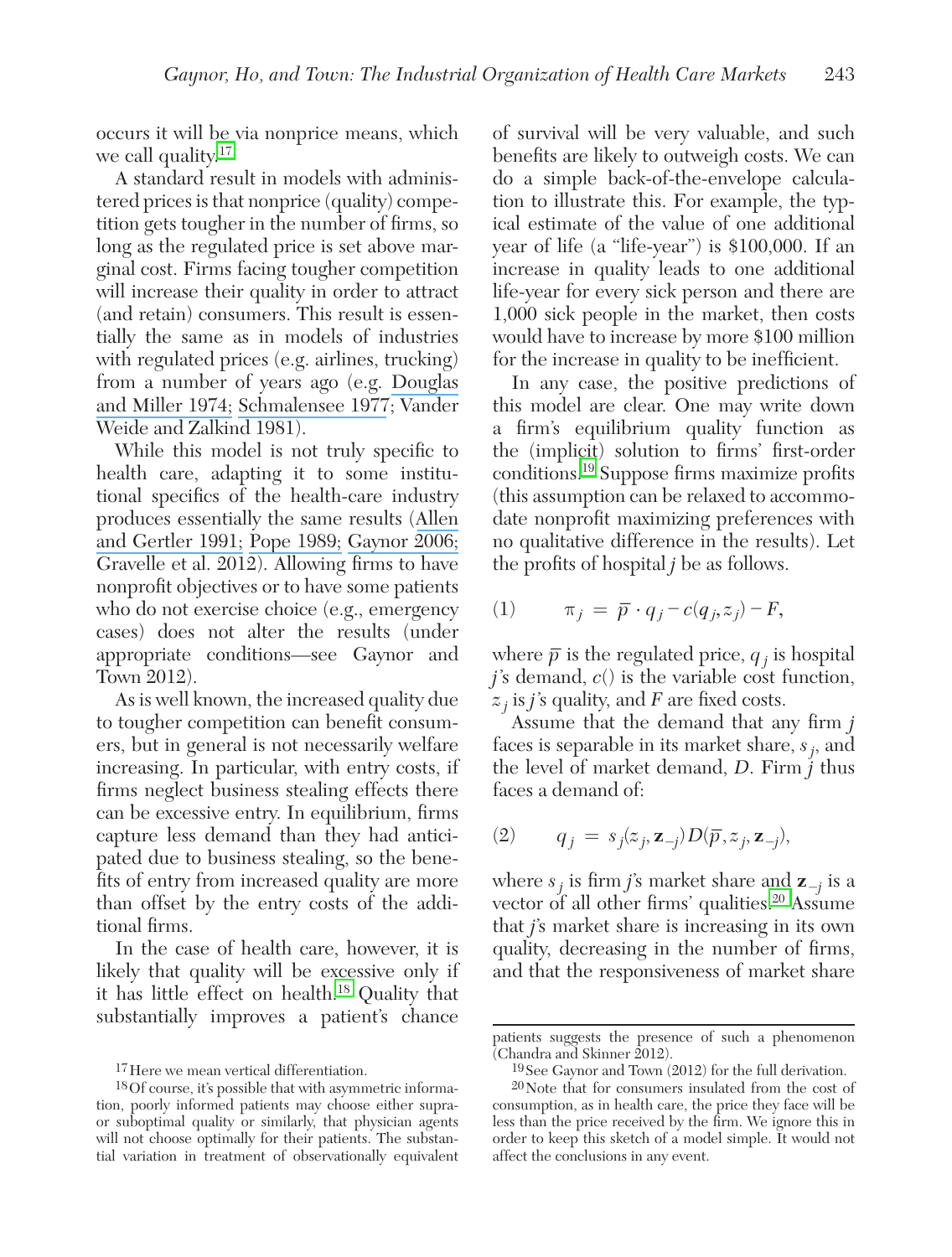occurs it will be via nonprice means, which we call quality.[17]

A standard result in models with administered prices is that nonprice (quality) competition gets tougher in the number of firms, so long as the regulated price is set above marginal cost. Firms facing tougher competition will increase their quality in order to attract (and retain) consumers. This result is essentially the same as in models of industries with regulated prices (e.g. airlines, trucking) from a number of years ago (e.g. Douglas and Miller 1974; Schmalensee 1977; Vander Weide and Zalkind 1981).

While this model is not truly specific to health care, adapting it to some institutional specifics of the health-care industry produces essentially the same results (Allen and Gertler 1991; Pope 1989; Gaynor 2006; Gravelle et al. 2012). Allowing firms to have nonprofit objectives or to have some patients who do not exercise choice (e.g., emergency cases) does not alter the results (under appropriate conditions—see Gaynor and Town 2012).

As is well known, the increased quality due to tougher competition can benefit consumers, but in general is not necessarily welfare increasing. In particular, with entry costs, if firms neglect business stealing effects there can be excessive entry. In equilibrium, firms capture less demand than they had anticipated due to business stealing, so the benefits of entry from increased quality are more than offset by the entry costs of the additional firms.

In the case of health care, however, it is likely that quality will be excessive only if it has little effect on health.[18] Quality that substantially improves a patient's chance of survival will be very valuable, and such benefits are likely to outweigh costs. We can do a simple back-of-the-envelope calculation to illustrate this. For example, the typical estimate of the value of one additional year of life (a "life-year") is \$100,000. If an increase in quality leads to one additional life-year for every sick person and there are 1,000 sick people in the market, then costs would have to increase by more \$100 million for the increase in quality to be inefficient.

In any case, the positive predictions of this model are clear. One may write down a firm's equilibrium quality function as the (implicit) solution to firms' first-order conditions.[19] Suppose firms maximize profits (this assumption can be relaxed to accommodate nonprofit maximizing preferences with no qualitative difference in the results). Let the profits of hospital $j$ be as follows.

$$(1) \qquad \pi_j = \overline{p} \cdot q_j - c(q_j, z_j) - F,$$

where $\overline{p}$ is the regulated price, $q_j$ is hospital $j$'s demand, $c()$ is the variable cost function, $z_j$ is $j$'s quality, and $F$ are fixed costs.

Assume that the demand that any firm $j$ faces is separable in its market share, $s_j$, and the level of market demand, $D$. Firm $j$ thus faces a demand of:

$$(2) \qquad q_j = s_j(z_j, \mathbf{z}_{-j}) D(\overline{p}, z_j, \mathbf{z}_{-j}),$$

where $s_j$ is firm $j$'s market share and $\mathbf{z}_{-j}$ is a vector of all other firms' qualities.[20] Assume that $j$'s market share is increasing in its own quality, decreasing in the number of firms, and that the responsiveness of market share

---

[17] Here we mean vertical differentiation.

[18] Of course, it's possible that with asymmetric information, poorly informed patients may choose either supra- or suboptimal quality or similarly, that physician agents will not choose optimally for their patients. The substantial variation in treatment of observationally equivalent patients suggests the presence of such a phenomenon (Chandra and Skinner 2012).

[19] See Gaynor and Town (2012) for the full derivation.

[20] Note that for consumers insulated from the cost of consumption, as in health care, the price they face will be less than the price received by the firm. We ignore this in order to keep this sketch of a model simple. It would not affect the conclusions in any event.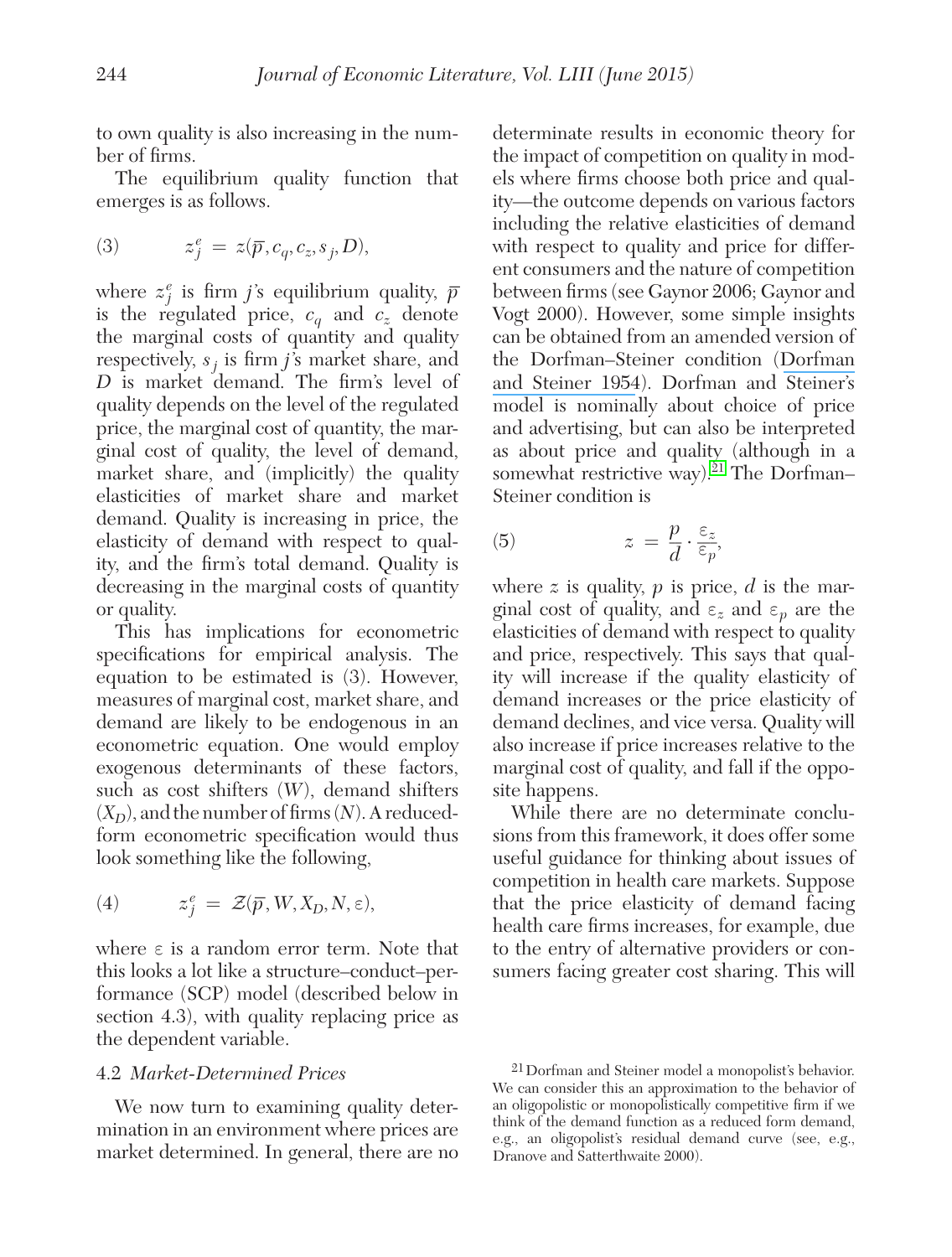to own quality is also increasing in the number of firms.

The equilibrium quality function that emerges is as follows.

$$z_j^e = z(\bar{p}, c_q, c_z, s_j, D), \tag{3}$$

where $z_j^e$ is firm $j$'s equilibrium quality, $\bar{p}$ is the regulated price, $c_q$ and $c_z$ denote the marginal costs of quantity and quality respectively, $s_j$ is firm $j$'s market share, and $D$ is market demand. The firm's level of quality depends on the level of the regulated price, the marginal cost of quantity, the marginal cost of quality, the level of demand, market share, and (implicitly) the quality elasticities of market share and market demand. Quality is increasing in price, the elasticity of demand with respect to quality, and the firm's total demand. Quality is decreasing in the marginal costs of quantity or quality.

This has implications for econometric specifications for empirical analysis. The equation to be estimated is (3). However, measures of marginal cost, market share, and demand are likely to be endogenous in an econometric equation. One would employ exogenous determinants of these factors, such as cost shifters ($W$), demand shifters ($X_D$), and the number of firms ($N$). A reduced-form econometric specification would thus look something like the following,

$$z_j^e = \mathcal{Z}(\bar{p}, W, X_D, N, \varepsilon), \tag{4}$$

where $\varepsilon$ is a random error term. Note that this looks a lot like a structure–conduct–performance (SCP) model (described below in section 4.3), with quality replacing price as the dependent variable.

### 4.2 *Market-Determined Prices*

We now turn to examining quality determination in an environment where prices are market determined. In general, there are no determinate results in economic theory for the impact of competition on quality in models where firms choose both price and quality—the outcome depends on various factors including the relative elasticities of demand with respect to quality and price for different consumers and the nature of competition between firms (see Gaynor 2006; Gaynor and Vogt 2000). However, some simple insights can be obtained from an amended version of the Dorfman–Steiner condition (Dorfman and Steiner 1954). Dorfman and Steiner's model is nominally about choice of price and advertising, but can also be interpreted as about price and quality (although in a somewhat restrictive way).[21] The Dorfman–Steiner condition is

$$z = \frac{p}{d} \cdot \frac{\varepsilon_z}{\varepsilon_p}, \tag{5}$$

where $z$ is quality, $p$ is price, $d$ is the marginal cost of quality, and $\varepsilon_z$ and $\varepsilon_p$ are the elasticities of demand with respect to quality and price, respectively. This says that quality will increase if the quality elasticity of demand increases or the price elasticity of demand declines, and vice versa. Quality will also increase if price increases relative to the marginal cost of quality, and fall if the opposite happens.

While there are no determinate conclusions from this framework, it does offer some useful guidance for thinking about issues of competition in health care markets. Suppose that the price elasticity of demand facing health care firms increases, for example, due to the entry of alternative providers or consumers facing greater cost sharing. This will

[21] Dorfman and Steiner model a monopolist's behavior. We can consider this an approximation to the behavior of an oligopolistic or monopolistically competitive firm if we think of the demand function as a reduced form demand, e.g., an oligopolist's residual demand curve (see, e.g., Dranove and Satterthwaite 2000).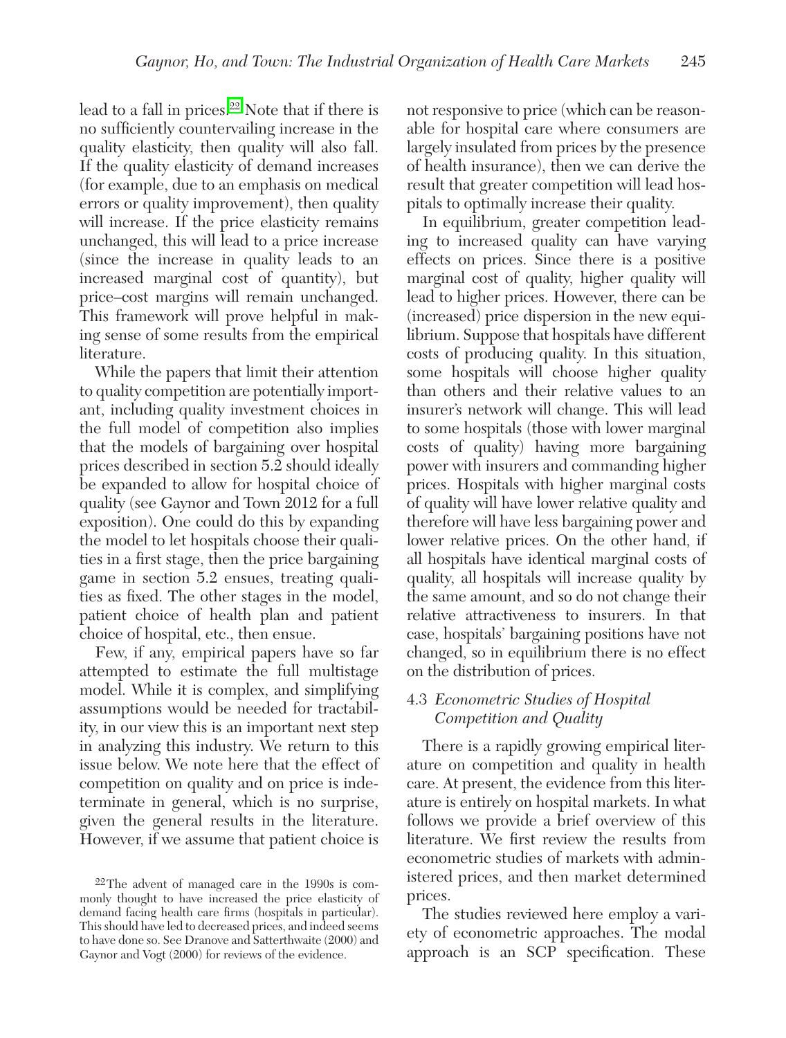lead to a fall in prices.[22] Note that if there is no sufficiently countervailing increase in the quality elasticity, then quality will also fall. If the quality elasticity of demand increases (for example, due to an emphasis on medical errors or quality improvement), then quality will increase. If the price elasticity remains unchanged, this will lead to a price increase (since the increase in quality leads to an increased marginal cost of quantity), but price–cost margins will remain unchanged. This framework will prove helpful in making sense of some results from the empirical literature.

While the papers that limit their attention to quality competition are potentially important, including quality investment choices in the full model of competition also implies that the models of bargaining over hospital prices described in section 5.2 should ideally be expanded to allow for hospital choice of quality (see Gaynor and Town 2012 for a full exposition). One could do this by expanding the model to let hospitals choose their qualities in a first stage, then the price bargaining game in section 5.2 ensues, treating qualities as fixed. The other stages in the model, patient choice of health plan and patient choice of hospital, etc., then ensue.

Few, if any, empirical papers have so far attempted to estimate the full multistage model. While it is complex, and simplifying assumptions would be needed for tractability, in our view this is an important next step in analyzing this industry. We return to this issue below. We note here that the effect of competition on quality and on price is indeterminate in general, which is no surprise, given the general results in the literature. However, if we assume that patient choice is not responsive to price (which can be reasonable for hospital care where consumers are largely insulated from prices by the presence of health insurance), then we can derive the result that greater competition will lead hospitals to optimally increase their quality.

In equilibrium, greater competition leading to increased quality can have varying effects on prices. Since there is a positive marginal cost of quality, higher quality will lead to higher prices. However, there can be (increased) price dispersion in the new equilibrium. Suppose that hospitals have different costs of producing quality. In this situation, some hospitals will choose higher quality than others and their relative values to an insurer's network will change. This will lead to some hospitals (those with lower marginal costs of quality) having more bargaining power with insurers and commanding higher prices. Hospitals with higher marginal costs of quality will have lower relative quality and therefore will have less bargaining power and lower relative prices. On the other hand, if all hospitals have identical marginal costs of quality, all hospitals will increase quality by the same amount, and so do not change their relative attractiveness to insurers. In that case, hospitals' bargaining positions have not changed, so in equilibrium there is no effect on the distribution of prices.

### 4.3 *Econometric Studies of Hospital Competition and Quality*

There is a rapidly growing empirical literature on competition and quality in health care. At present, the evidence from this literature is entirely on hospital markets. In what follows we provide a brief overview of this literature. We first review the results from econometric studies of markets with administered prices, and then market determined prices.

The studies reviewed here employ a variety of econometric approaches. The modal approach is an SCP specification. These

[22] The advent of managed care in the 1990s is commonly thought to have increased the price elasticity of demand facing health care firms (hospitals in particular). This should have led to decreased prices, and indeed seems to have done so. See Dranove and Satterthwaite (2000) and Gaynor and Vogt (2000) for reviews of the evidence.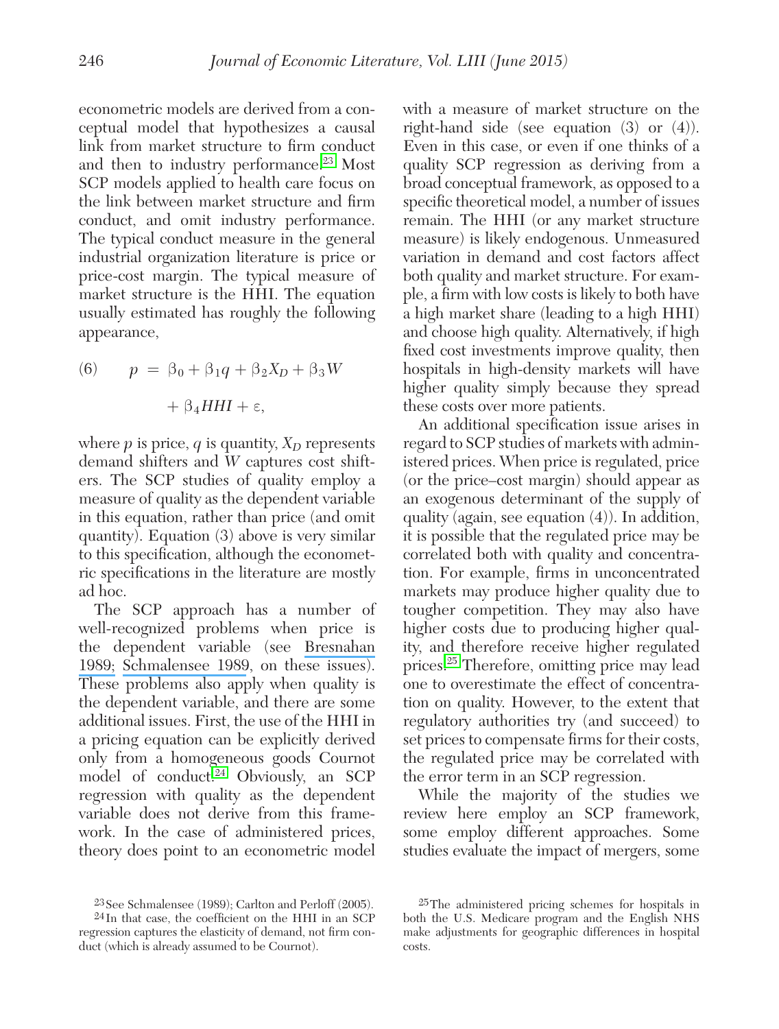econometric models are derived from a conceptual model that hypothesizes a causal link from market structure to firm conduct and then to industry performance.[23] Most SCP models applied to health care focus on the link between market structure and firm conduct, and omit industry performance. The typical conduct measure in the general industrial organization literature is price or price-cost margin. The typical measure of market structure is the HHI. The equation usually estimated has roughly the following appearance,

$$(6) \qquad p = \beta_0 + \beta_1 q + \beta_2 X_D + \beta_3 W + \beta_4 HHI + \varepsilon,$$

where $p$ is price, $q$ is quantity, $X_D$ represents demand shifters and $W$ captures cost shifters. The SCP studies of quality employ a measure of quality as the dependent variable in this equation, rather than price (and omit quantity). Equation (3) above is very similar to this specification, although the econometric specifications in the literature are mostly ad hoc.

The SCP approach has a number of well-recognized problems when price is the dependent variable (see Bresnahan 1989; Schmalensee 1989, on these issues). These problems also apply when quality is the dependent variable, and there are some additional issues. First, the use of the HHI in a pricing equation can be explicitly derived only from a homogeneous goods Cournot model of conduct.[24] Obviously, an SCP regression with quality as the dependent variable does not derive from this framework. In the case of administered prices, theory does point to an econometric model with a measure of market structure on the right-hand side (see equation (3) or (4)). Even in this case, or even if one thinks of a quality SCP regression as deriving from a broad conceptual framework, as opposed to a specific theoretical model, a number of issues remain. The HHI (or any market structure measure) is likely endogenous. Unmeasured variation in demand and cost factors affect both quality and market structure. For example, a firm with low costs is likely to both have a high market share (leading to a high HHI) and choose high quality. Alternatively, if high fixed cost investments improve quality, then hospitals in high-density markets will have higher quality simply because they spread these costs over more patients.

An additional specification issue arises in regard to SCP studies of markets with administered prices. When price is regulated, price (or the price–cost margin) should appear as an exogenous determinant of the supply of quality (again, see equation (4)). In addition, it is possible that the regulated price may be correlated both with quality and concentration. For example, firms in unconcentrated markets may produce higher quality due to tougher competition. They may also have higher costs due to producing higher quality, and therefore receive higher regulated prices.[25] Therefore, omitting price may lead one to overestimate the effect of concentration on quality. However, to the extent that regulatory authorities try (and succeed) to set prices to compensate firms for their costs, the regulated price may be correlated with the error term in an SCP regression.

While the majority of the studies we review here employ an SCP framework, some employ different approaches. Some studies evaluate the impact of mergers, some

[23] See Schmalensee (1989); Carlton and Perloff (2005).

[24] In that case, the coefficient on the HHI in an SCP regression captures the elasticity of demand, not firm conduct (which is already assumed to be Cournot).

[25] The administered pricing schemes for hospitals in both the U.S. Medicare program and the English NHS make adjustments for geographic differences in hospital costs.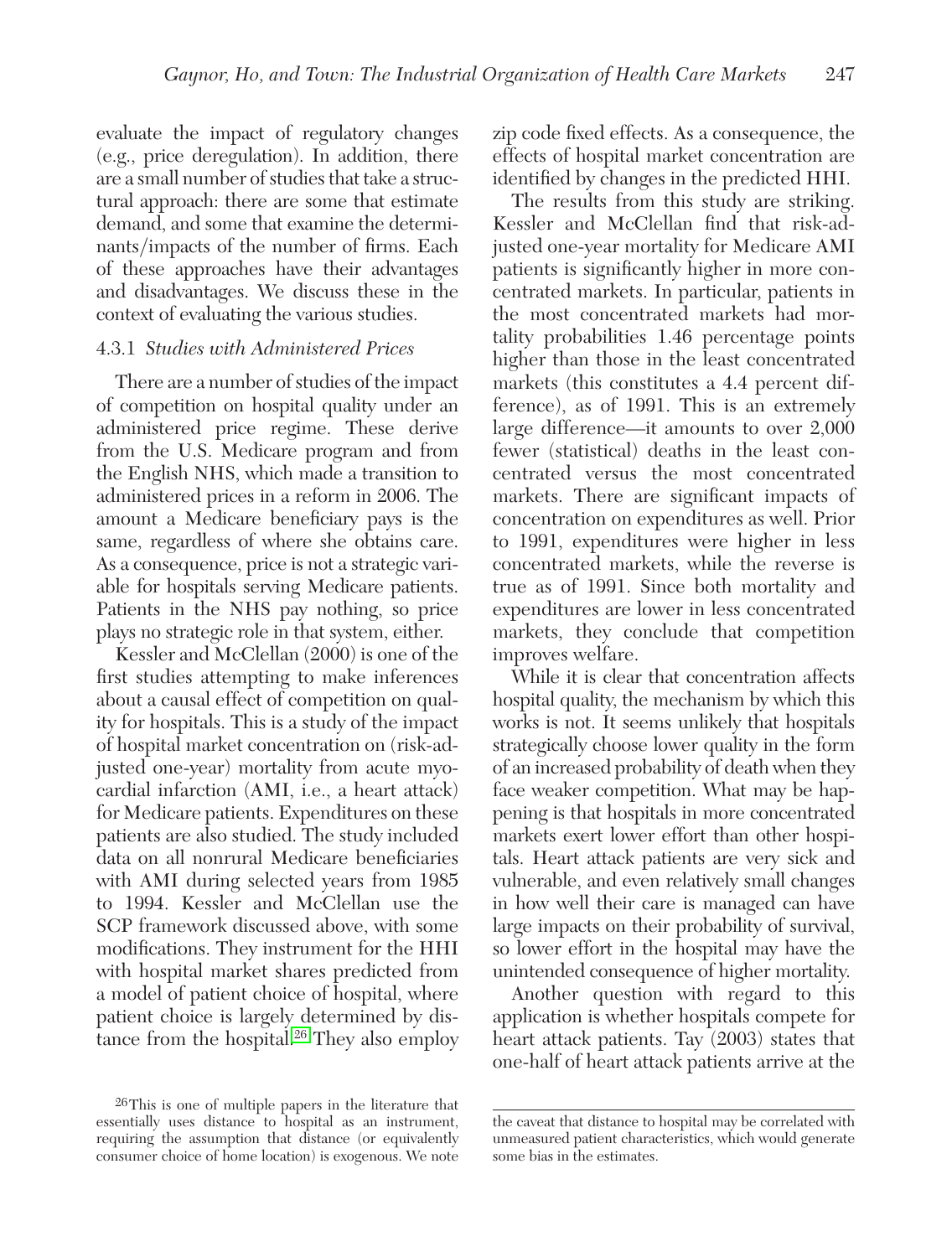evaluate the impact of regulatory changes (e.g., price deregulation). In addition, there are a small number of studies that take a structural approach: there are some that estimate demand, and some that examine the determinants/impacts of the number of firms. Each of these approaches have their advantages and disadvantages. We discuss these in the context of evaluating the various studies.

#### 4.3.1 *Studies with Administered Prices*

There are a number of studies of the impact of competition on hospital quality under an administered price regime. These derive from the U.S. Medicare program and from the English NHS, which made a transition to administered prices in a reform in 2006. The amount a Medicare beneficiary pays is the same, regardless of where she obtains care. As a consequence, price is not a strategic variable for hospitals serving Medicare patients. Patients in the NHS pay nothing, so price plays no strategic role in that system, either.

Kessler and McClellan (2000) is one of the first studies attempting to make inferences about a causal effect of competition on quality for hospitals. This is a study of the impact of hospital market concentration on (risk-adjusted one-year) mortality from acute myocardial infarction (AMI, i.e., a heart attack) for Medicare patients. Expenditures on these patients are also studied. The study included data on all nonrural Medicare beneficiaries with AMI during selected years from 1985 to 1994. Kessler and McClellan use the SCP framework discussed above, with some modifications. They instrument for the HHI with hospital market shares predicted from a model of patient choice of hospital, where patient choice is largely determined by distance from the hospital.[26] They also employ zip code fixed effects. As a consequence, the effects of hospital market concentration are identified by changes in the predicted HHI.

The results from this study are striking. Kessler and McClellan find that risk-adjusted one-year mortality for Medicare AMI patients is significantly higher in more concentrated markets. In particular, patients in the most concentrated markets had mortality probabilities 1.46 percentage points higher than those in the least concentrated markets (this constitutes a 4.4 percent difference), as of 1991. This is an extremely large difference—it amounts to over 2,000 fewer (statistical) deaths in the least concentrated versus the most concentrated markets. There are significant impacts of concentration on expenditures as well. Prior to 1991, expenditures were higher in less concentrated markets, while the reverse is true as of 1991. Since both mortality and expenditures are lower in less concentrated markets, they conclude that competition improves welfare.

While it is clear that concentration affects hospital quality, the mechanism by which this works is not. It seems unlikely that hospitals strategically choose lower quality in the form of an increased probability of death when they face weaker competition. What may be happening is that hospitals in more concentrated markets exert lower effort than other hospitals. Heart attack patients are very sick and vulnerable, and even relatively small changes in how well their care is managed can have large impacts on their probability of survival, so lower effort in the hospital may have the unintended consequence of higher mortality.

Another question with regard to this application is whether hospitals compete for heart attack patients. Tay (2003) states that one-half of heart attack patients arrive at the

[26] This is one of multiple papers in the literature that essentially uses distance to hospital as an instrument, requiring the assumption that distance (or equivalently consumer choice of home location) is exogenous. We note the caveat that distance to hospital may be correlated with unmeasured patient characteristics, which would generate some bias in the estimates.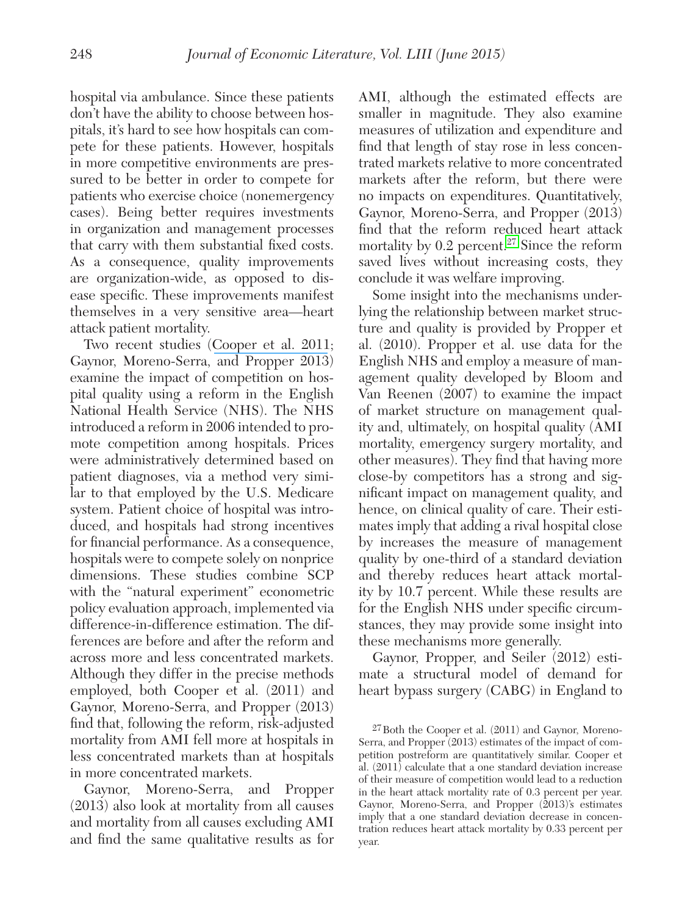hospital via ambulance. Since these patients don't have the ability to choose between hospitals, it's hard to see how hospitals can compete for these patients. However, hospitals in more competitive environments are pressured to be better in order to compete for patients who exercise choice (nonemergency cases). Being better requires investments in organization and management processes that carry with them substantial fixed costs. As a consequence, quality improvements are organization-wide, as opposed to disease specific. These improvements manifest themselves in a very sensitive area—heart attack patient mortality.

Two recent studies (Cooper et al. 2011; Gaynor, Moreno-Serra, and Propper 2013) examine the impact of competition on hospital quality using a reform in the English National Health Service (NHS). The NHS introduced a reform in 2006 intended to promote competition among hospitals. Prices were administratively determined based on patient diagnoses, via a method very similar to that employed by the U.S. Medicare system. Patient choice of hospital was introduced, and hospitals had strong incentives for financial performance. As a consequence, hospitals were to compete solely on nonprice dimensions. These studies combine SCP with the "natural experiment" econometric policy evaluation approach, implemented via difference-in-difference estimation. The differences are before and after the reform and across more and less concentrated markets. Although they differ in the precise methods employed, both Cooper et al. (2011) and Gaynor, Moreno-Serra, and Propper (2013) find that, following the reform, risk-adjusted mortality from AMI fell more at hospitals in less concentrated markets than at hospitals in more concentrated markets.

Gaynor, Moreno-Serra, and Propper (2013) also look at mortality from all causes and mortality from all causes excluding AMI and find the same qualitative results as for AMI, although the estimated effects are smaller in magnitude. They also examine measures of utilization and expenditure and find that length of stay rose in less concentrated markets relative to more concentrated markets after the reform, but there were no impacts on expenditures. Quantitatively, Gaynor, Moreno-Serra, and Propper (2013) find that the reform reduced heart attack mortality by 0.2 percent.[27] Since the reform saved lives without increasing costs, they conclude it was welfare improving.

Some insight into the mechanisms underlying the relationship between market structure and quality is provided by Propper et al. (2010). Propper et al. use data for the English NHS and employ a measure of management quality developed by Bloom and Van Reenen (2007) to examine the impact of market structure on management quality and, ultimately, on hospital quality (AMI mortality, emergency surgery mortality, and other measures). They find that having more close-by competitors has a strong and significant impact on management quality, and hence, on clinical quality of care. Their estimates imply that adding a rival hospital close by increases the measure of management quality by one-third of a standard deviation and thereby reduces heart attack mortality by 10.7 percent. While these results are for the English NHS under specific circumstances, they may provide some insight into these mechanisms more generally.

Gaynor, Propper, and Seiler (2012) estimate a structural model of demand for heart bypass surgery (CABG) in England to

[27] Both the Cooper et al. (2011) and Gaynor, Moreno-Serra, and Propper (2013) estimates of the impact of competition postreform are quantitatively similar. Cooper et al. (2011) calculate that a one standard deviation increase of their measure of competition would lead to a reduction in the heart attack mortality rate of 0.3 percent per year. Gaynor, Moreno-Serra, and Propper (2013)'s estimates imply that a one standard deviation decrease in concentration reduces heart attack mortality by 0.33 percent per year.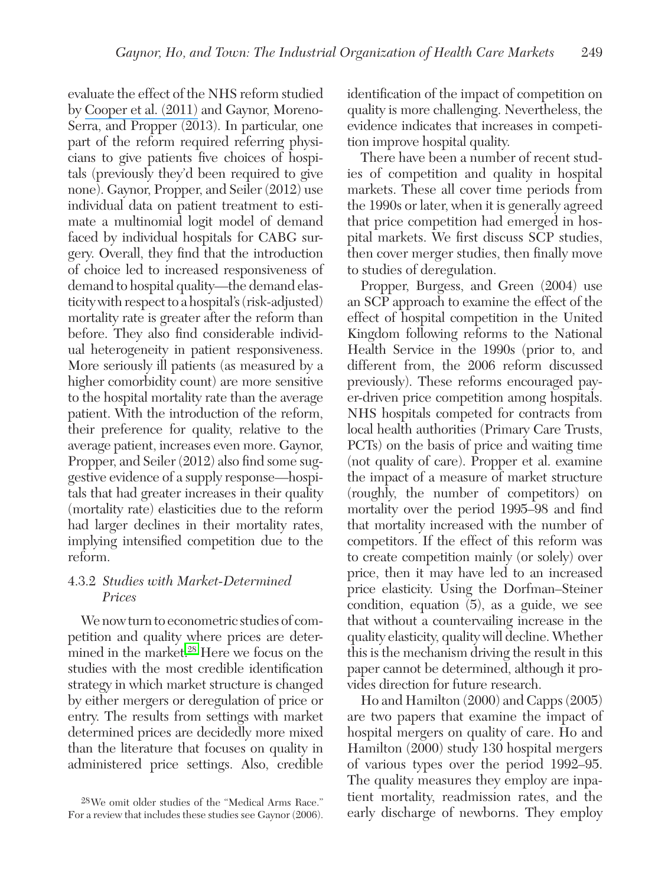evaluate the effect of the NHS reform studied by Cooper et al. (2011) and Gaynor, Moreno-Serra, and Propper (2013). In particular, one part of the reform required referring physicians to give patients five choices of hospitals (previously they'd been required to give none). Gaynor, Propper, and Seiler (2012) use individual data on patient treatment to estimate a multinomial logit model of demand faced by individual hospitals for CABG surgery. Overall, they find that the introduction of choice led to increased responsiveness of demand to hospital quality—the demand elasticity with respect to a hospital's (risk-adjusted) mortality rate is greater after the reform than before. They also find considerable individual heterogeneity in patient responsiveness. More seriously ill patients (as measured by a higher comorbidity count) are more sensitive to the hospital mortality rate than the average patient. With the introduction of the reform, their preference for quality, relative to the average patient, increases even more. Gaynor, Propper, and Seiler (2012) also find some suggestive evidence of a supply response—hospitals that had greater increases in their quality (mortality rate) elasticities due to the reform had larger declines in their mortality rates, implying intensified competition due to the reform.

### 4.3.2 *Studies with Market-Determined Prices*

We now turn to econometric studies of competition and quality where prices are determined in the market.[28] Here we focus on the studies with the most credible identification strategy in which market structure is changed by either mergers or deregulation of price or entry. The results from settings with market determined prices are decidedly more mixed than the literature that focuses on quality in administered price settings. Also, credible identification of the impact of competition on quality is more challenging. Nevertheless, the evidence indicates that increases in competition improve hospital quality.

There have been a number of recent studies of competition and quality in hospital markets. These all cover time periods from the 1990s or later, when it is generally agreed that price competition had emerged in hospital markets. We first discuss SCP studies, then cover merger studies, then finally move to studies of deregulation.

Propper, Burgess, and Green (2004) use an SCP approach to examine the effect of the effect of hospital competition in the United Kingdom following reforms to the National Health Service in the 1990s (prior to, and different from, the 2006 reform discussed previously). These reforms encouraged payer-driven price competition among hospitals. NHS hospitals competed for contracts from local health authorities (Primary Care Trusts, PCTs) on the basis of price and waiting time (not quality of care). Propper et al. examine the impact of a measure of market structure (roughly, the number of competitors) on mortality over the period 1995–98 and find that mortality increased with the number of competitors. If the effect of this reform was to create competition mainly (or solely) over price, then it may have led to an increased price elasticity. Using the Dorfman–Steiner condition, equation (5), as a guide, we see that without a countervailing increase in the quality elasticity, quality will decline. Whether this is the mechanism driving the result in this paper cannot be determined, although it provides direction for future research.

Ho and Hamilton (2000) and Capps (2005) are two papers that examine the impact of hospital mergers on quality of care. Ho and Hamilton (2000) study 130 hospital mergers of various types over the period 1992–95. The quality measures they employ are inpatient mortality, readmission rates, and the early discharge of newborns. They employ

[28] We omit older studies of the "Medical Arms Race." For a review that includes these studies see Gaynor (2006).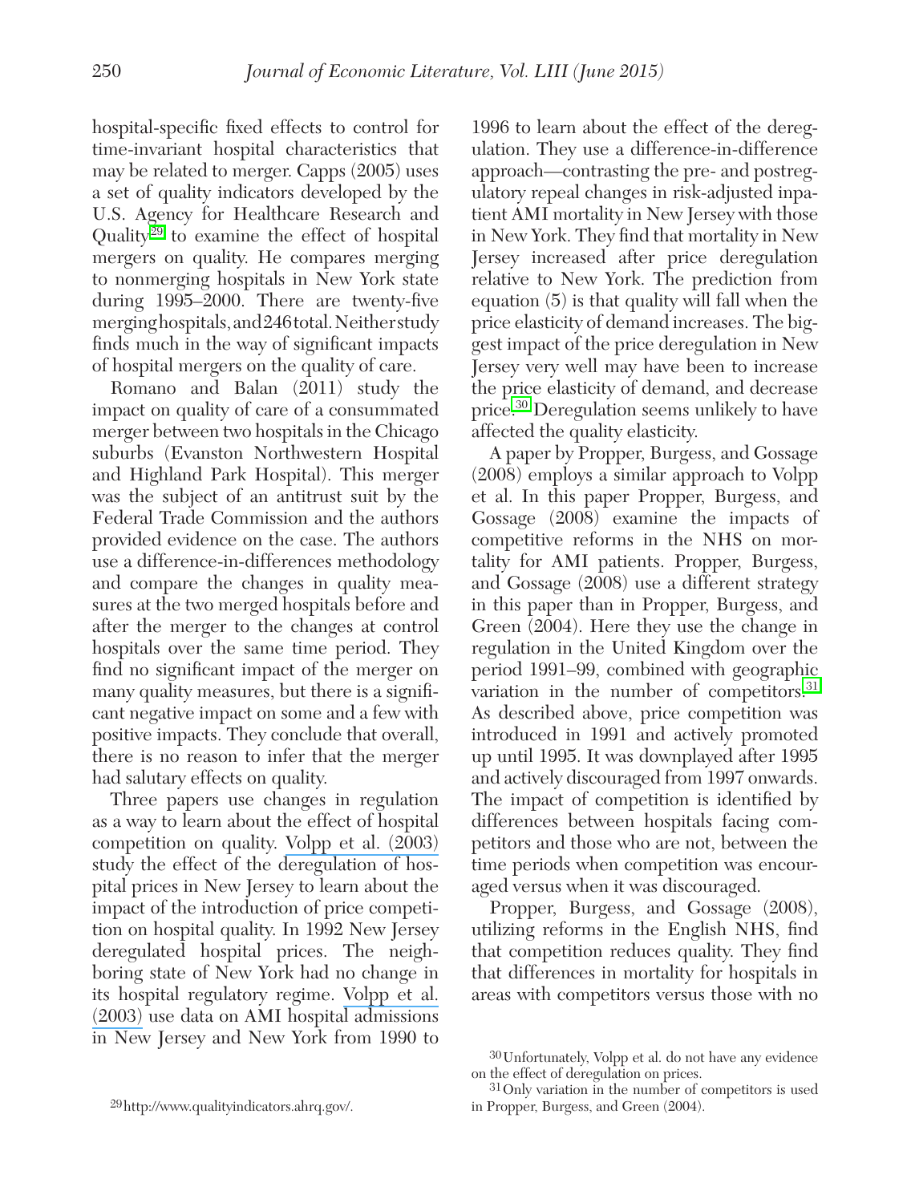hospital-specific fixed effects to control for time-invariant hospital characteristics that may be related to merger. Capps (2005) uses a set of quality indicators developed by the U.S. Agency for Healthcare Research and Quality[29] to examine the effect of hospital mergers on quality. He compares merging to nonmerging hospitals in New York state during 1995–2000. There are twenty-five merging hospitals, and 246 total. Neither study finds much in the way of significant impacts of hospital mergers on the quality of care.

Romano and Balan (2011) study the impact on quality of care of a consummated merger between two hospitals in the Chicago suburbs (Evanston Northwestern Hospital and Highland Park Hospital). This merger was the subject of an antitrust suit by the Federal Trade Commission and the authors provided evidence on the case. The authors use a difference-in-differences methodology and compare the changes in quality measures at the two merged hospitals before and after the merger to the changes at control hospitals over the same time period. They find no significant impact of the merger on many quality measures, but there is a significant negative impact on some and a few with positive impacts. They conclude that overall, there is no reason to infer that the merger had salutary effects on quality.

Three papers use changes in regulation as a way to learn about the effect of hospital competition on quality. Volpp et al. (2003) study the effect of the deregulation of hospital prices in New Jersey to learn about the impact of the introduction of price competition on hospital quality. In 1992 New Jersey deregulated hospital prices. The neighboring state of New York had no change in its hospital regulatory regime. Volpp et al. (2003) use data on AMI hospital admissions in New Jersey and New York from 1990 to 1996 to learn about the effect of the deregulation. They use a difference-in-difference approach—contrasting the pre- and postregulatory repeal changes in risk-adjusted inpatient AMI mortality in New Jersey with those in New York. They find that mortality in New Jersey increased after price deregulation relative to New York. The prediction from equation (5) is that quality will fall when the price elasticity of demand increases. The biggest impact of the price deregulation in New Jersey very well may have been to increase the price elasticity of demand, and decrease price.[30] Deregulation seems unlikely to have affected the quality elasticity.

A paper by Propper, Burgess, and Gossage (2008) employs a similar approach to Volpp et al. In this paper Propper, Burgess, and Gossage (2008) examine the impacts of competitive reforms in the NHS on mortality for AMI patients. Propper, Burgess, and Gossage (2008) use a different strategy in this paper than in Propper, Burgess, and Green (2004). Here they use the change in regulation in the United Kingdom over the period 1991–99, combined with geographic variation in the number of competitors.[31] As described above, price competition was introduced in 1991 and actively promoted up until 1995. It was downplayed after 1995 and actively discouraged from 1997 onwards. The impact of competition is identified by differences between hospitals facing competitors and those who are not, between the time periods when competition was encouraged versus when it was discouraged.

Propper, Burgess, and Gossage (2008), utilizing reforms in the English NHS, find that competition reduces quality. They find that differences in mortality for hospitals in areas with competitors versus those with no

[29] http://www.qualityindicators.ahrq.gov/.

[30] Unfortunately, Volpp et al. do not have any evidence on the effect of deregulation on prices.

[31] Only variation in the number of competitors is used in Propper, Burgess, and Green (2004).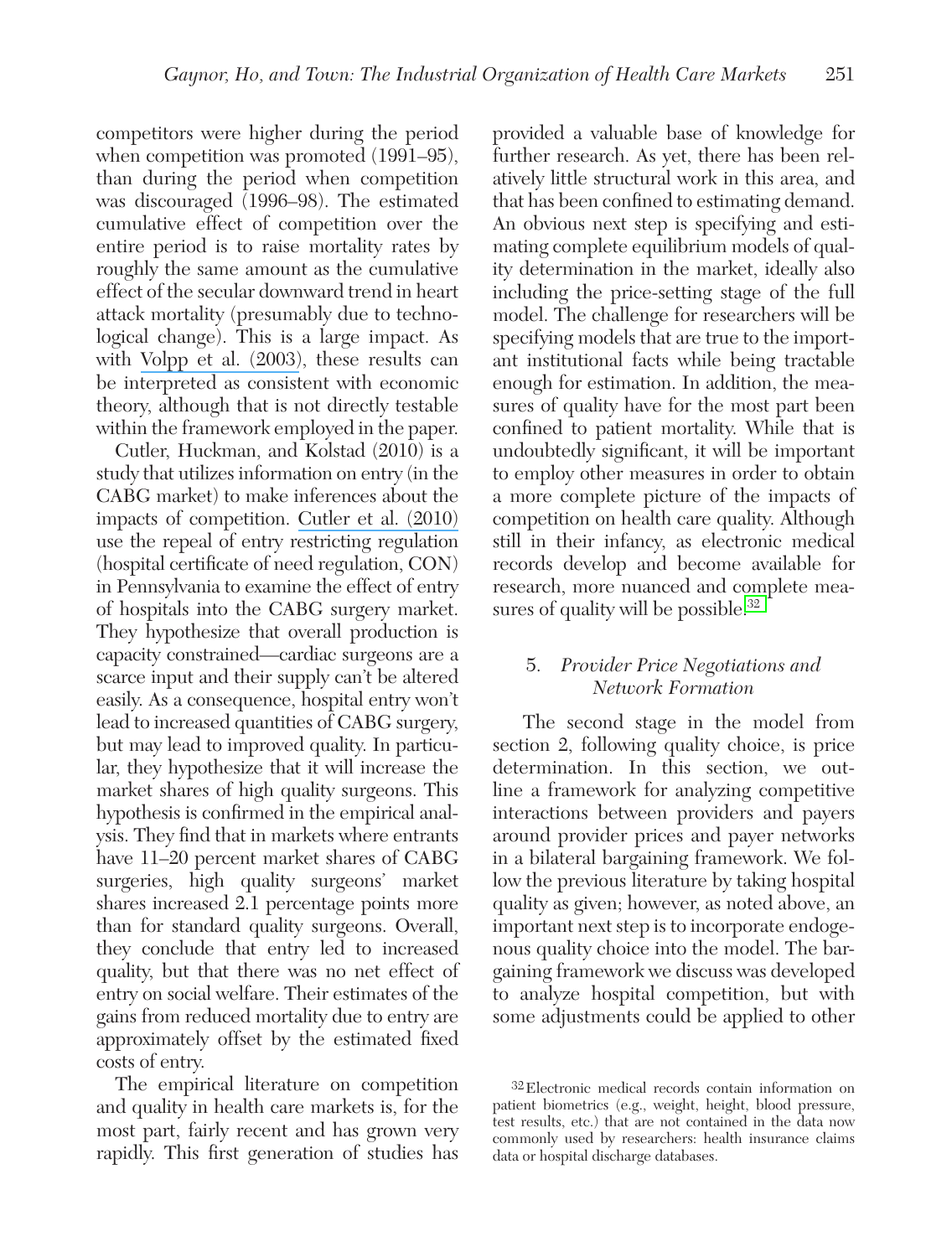competitors were higher during the period when competition was promoted (1991–95), than during the period when competition was discouraged (1996–98). The estimated cumulative effect of competition over the entire period is to raise mortality rates by roughly the same amount as the cumulative effect of the secular downward trend in heart attack mortality (presumably due to technological change). This is a large impact. As with Volpp et al. (2003), these results can be interpreted as consistent with economic theory, although that is not directly testable within the framework employed in the paper.

Cutler, Huckman, and Kolstad (2010) is a study that utilizes information on entry (in the CABG market) to make inferences about the impacts of competition. Cutler et al. (2010) use the repeal of entry restricting regulation (hospital certificate of need regulation, CON) in Pennsylvania to examine the effect of entry of hospitals into the CABG surgery market. They hypothesize that overall production is capacity constrained—cardiac surgeons are a scarce input and their supply can't be altered easily. As a consequence, hospital entry won't lead to increased quantities of CABG surgery, but may lead to improved quality. In particular, they hypothesize that it will increase the market shares of high quality surgeons. This hypothesis is confirmed in the empirical analysis. They find that in markets where entrants have 11–20 percent market shares of CABG surgeries, high quality surgeons' market shares increased 2.1 percentage points more than for standard quality surgeons. Overall, they conclude that entry led to increased quality, but that there was no net effect of entry on social welfare. Their estimates of the gains from reduced mortality due to entry are approximately offset by the estimated fixed costs of entry.

The empirical literature on competition and quality in health care markets is, for the most part, fairly recent and has grown very rapidly. This first generation of studies has provided a valuable base of knowledge for further research. As yet, there has been relatively little structural work in this area, and that has been confined to estimating demand. An obvious next step is specifying and estimating complete equilibrium models of quality determination in the market, ideally also including the price-setting stage of the full model. The challenge for researchers will be specifying models that are true to the important institutional facts while being tractable enough for estimation. In addition, the measures of quality have for the most part been confined to patient mortality. While that is undoubtedly significant, it will be important to employ other measures in order to obtain a more complete picture of the impacts of competition on health care quality. Although still in their infancy, as electronic medical records develop and become available for research, more nuanced and complete measures of quality will be possible.[32]

## 5. *Provider Price Negotiations and Network Formation*

The second stage in the model from section 2, following quality choice, is price determination. In this section, we outline a framework for analyzing competitive interactions between providers and payers around provider prices and payer networks in a bilateral bargaining framework. We follow the previous literature by taking hospital quality as given; however, as noted above, an important next step is to incorporate endogenous quality choice into the model. The bargaining framework we discuss was developed to analyze hospital competition, but with some adjustments could be applied to other

[32] Electronic medical records contain information on patient biometrics (e.g., weight, height, blood pressure, test results, etc.) that are not contained in the data now commonly used by researchers: health insurance claims data or hospital discharge databases.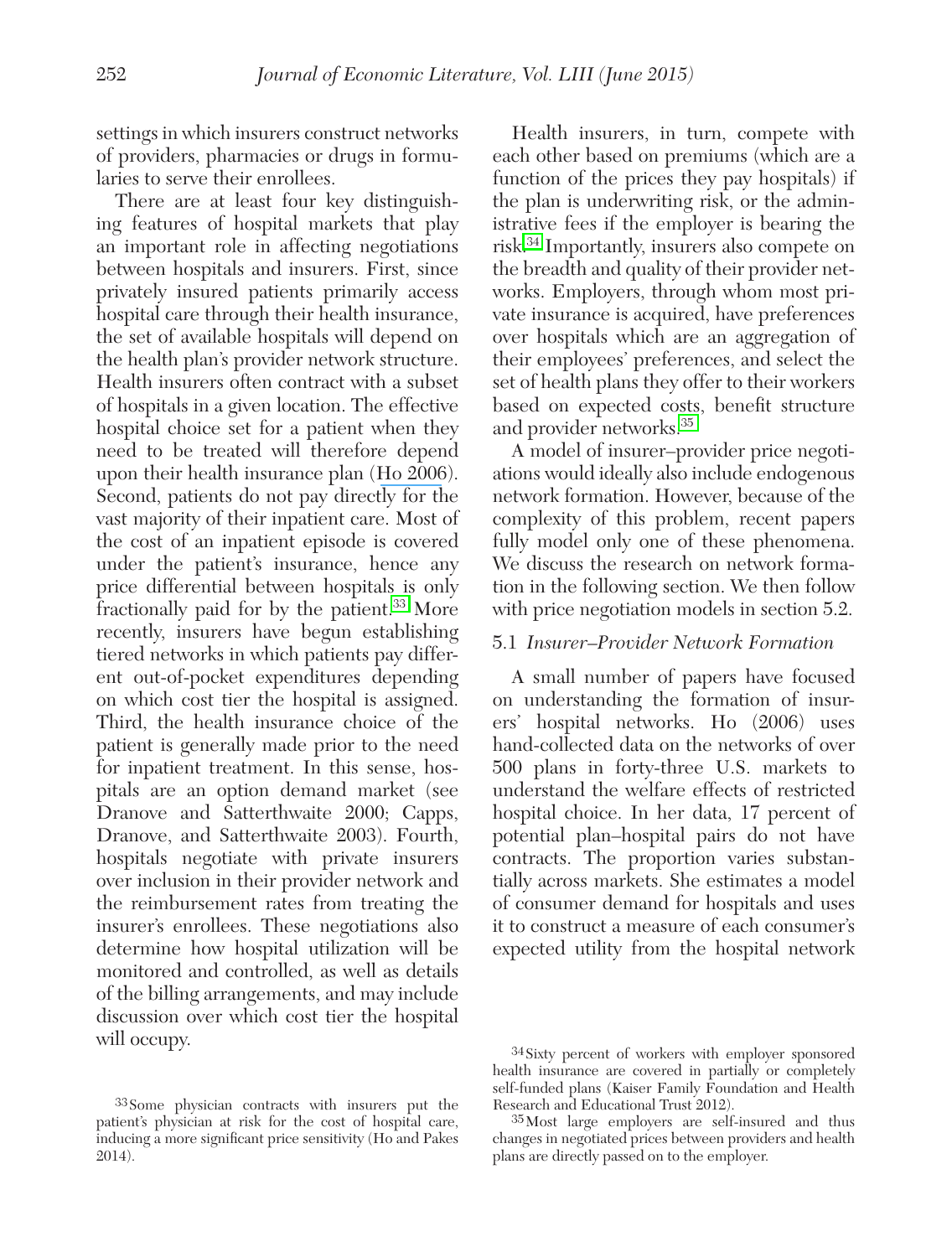settings in which insurers construct networks of providers, pharmacies or drugs in formularies to serve their enrollees.

There are at least four key distinguishing features of hospital markets that play an important role in affecting negotiations between hospitals and insurers. First, since privately insured patients primarily access hospital care through their health insurance, the set of available hospitals will depend on the health plan's provider network structure. Health insurers often contract with a subset of hospitals in a given location. The effective hospital choice set for a patient when they need to be treated will therefore depend upon their health insurance plan (Ho 2006). Second, patients do not pay directly for the vast majority of their inpatient care. Most of the cost of an inpatient episode is covered under the patient's insurance, hence any price differential between hospitals is only fractionally paid for by the patient.[33] More recently, insurers have begun establishing tiered networks in which patients pay different out-of-pocket expenditures depending on which cost tier the hospital is assigned. Third, the health insurance choice of the patient is generally made prior to the need for inpatient treatment. In this sense, hospitals are an option demand market (see Dranove and Satterthwaite 2000; Capps, Dranove, and Satterthwaite 2003). Fourth, hospitals negotiate with private insurers over inclusion in their provider network and the reimbursement rates from treating the insurer's enrollees. These negotiations also determine how hospital utilization will be monitored and controlled, as well as details of the billing arrangements, and may include discussion over which cost tier the hospital will occupy.

Health insurers, in turn, compete with each other based on premiums (which are a function of the prices they pay hospitals) if the plan is underwriting risk, or the administrative fees if the employer is bearing the risk.[34] Importantly, insurers also compete on the breadth and quality of their provider networks. Employers, through whom most private insurance is acquired, have preferences over hospitals which are an aggregation of their employees' preferences, and select the set of health plans they offer to their workers based on expected costs, benefit structure and provider networks.[35]

A model of insurer–provider price negotiations would ideally also include endogenous network formation. However, because of the complexity of this problem, recent papers fully model only one of these phenomena. We discuss the research on network formation in the following section. We then follow with price negotiation models in section 5.2.

### 5.1 *Insurer–Provider Network Formation*

A small number of papers have focused on understanding the formation of insurers' hospital networks. Ho (2006) uses hand-collected data on the networks of over 500 plans in forty-three U.S. markets to understand the welfare effects of restricted hospital choice. In her data, 17 percent of potential plan–hospital pairs do not have contracts. The proportion varies substantially across markets. She estimates a model of consumer demand for hospitals and uses it to construct a measure of each consumer's expected utility from the hospital network

---

[33] Some physician contracts with insurers put the patient's physician at risk for the cost of hospital care, inducing a more significant price sensitivity (Ho and Pakes 2014).

[34] Sixty percent of workers with employer sponsored health insurance are covered in partially or completely self-funded plans (Kaiser Family Foundation and Health Research and Educational Trust 2012).

[35] Most large employers are self-insured and thus changes in negotiated prices between providers and health plans are directly passed on to the employer.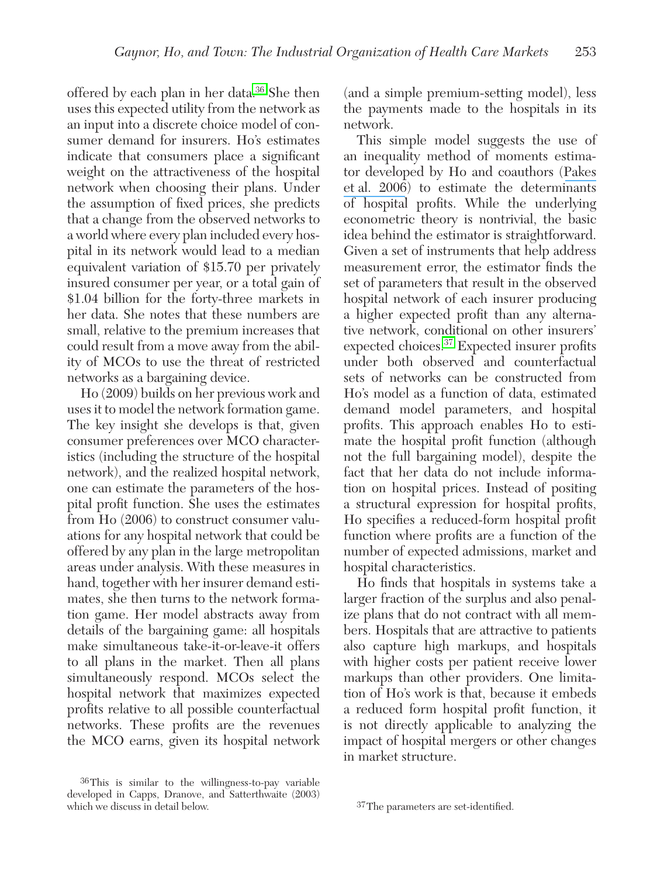offered by each plan in her data.[36] She then uses this expected utility from the network as an input into a discrete choice model of consumer demand for insurers. Ho's estimates indicate that consumers place a significant weight on the attractiveness of the hospital network when choosing their plans. Under the assumption of fixed prices, she predicts that a change from the observed networks to a world where every plan included every hospital in its network would lead to a median equivalent variation of $15.70 per privately insured consumer per year, or a total gain of $1.04 billion for the forty-three markets in her data. She notes that these numbers are small, relative to the premium increases that could result from a move away from the ability of MCOs to use the threat of restricted networks as a bargaining device.

Ho (2009) builds on her previous work and uses it to model the network formation game. The key insight she develops is that, given consumer preferences over MCO characteristics (including the structure of the hospital network), and the realized hospital network, one can estimate the parameters of the hospital profit function. She uses the estimates from Ho (2006) to construct consumer valuations for any hospital network that could be offered by any plan in the large metropolitan areas under analysis. With these measures in hand, together with her insurer demand estimates, she then turns to the network formation game. Her model abstracts away from details of the bargaining game: all hospitals make simultaneous take-it-or-leave-it offers to all plans in the market. Then all plans simultaneously respond. MCOs select the hospital network that maximizes expected profits relative to all possible counterfactual networks. These profits are the revenues the MCO earns, given its hospital network (and a simple premium-setting model), less the payments made to the hospitals in its network.

This simple model suggests the use of an inequality method of moments estimator developed by Ho and coauthors (Pakes et al. 2006) to estimate the determinants of hospital profits. While the underlying econometric theory is nontrivial, the basic idea behind the estimator is straightforward. Given a set of instruments that help address measurement error, the estimator finds the set of parameters that result in the observed hospital network of each insurer producing a higher expected profit than any alternative network, conditional on other insurers' expected choices.[37] Expected insurer profits under both observed and counterfactual sets of networks can be constructed from Ho's model as a function of data, estimated demand model parameters, and hospital profits. This approach enables Ho to estimate the hospital profit function (although not the full bargaining model), despite the fact that her data do not include information on hospital prices. Instead of positing a structural expression for hospital profits, Ho specifies a reduced-form hospital profit function where profits are a function of the number of expected admissions, market and hospital characteristics.

Ho finds that hospitals in systems take a larger fraction of the surplus and also penalize plans that do not contract with all members. Hospitals that are attractive to patients also capture high markups, and hospitals with higher costs per patient receive lower markups than other providers. One limitation of Ho's work is that, because it embeds a reduced form hospital profit function, it is not directly applicable to analyzing the impact of hospital mergers or other changes in market structure.

[36] This is similar to the willingness-to-pay variable developed in Capps, Dranove, and Satterthwaite (2003) which we discuss in detail below.

[37] The parameters are set-identified.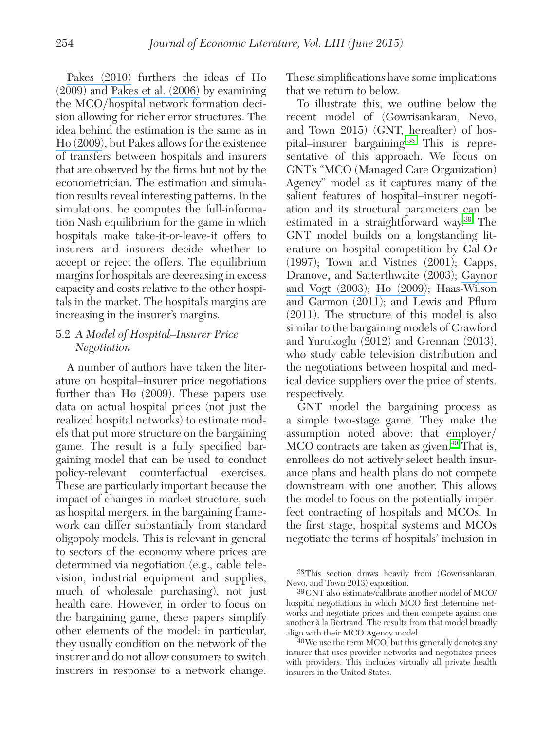Pakes (2010) furthers the ideas of Ho (2009) and Pakes et al. (2006) by examining the MCO/hospital network formation decision allowing for richer error structures. The idea behind the estimation is the same as in Ho (2009), but Pakes allows for the existence of transfers between hospitals and insurers that are observed by the firms but not by the econometrician. The estimation and simulation results reveal interesting patterns. In the simulations, he computes the full-information Nash equilibrium for the game in which hospitals make take-it-or-leave-it offers to insurers and insurers decide whether to accept or reject the offers. The equilibrium margins for hospitals are decreasing in excess capacity and costs relative to the other hospitals in the market. The hospital's margins are increasing in the insurer's margins.

### 5.2 *A Model of Hospital–Insurer Price Negotiation*

A number of authors have taken the literature on hospital–insurer price negotiations further than Ho (2009). These papers use data on actual hospital prices (not just the realized hospital networks) to estimate models that put more structure on the bargaining game. The result is a fully specified bargaining model that can be used to conduct policy-relevant counterfactual exercises. These are particularly important because the impact of changes in market structure, such as hospital mergers, in the bargaining framework can differ substantially from standard oligopoly models. This is relevant in general to sectors of the economy where prices are determined via negotiation (e.g., cable television, industrial equipment and supplies, much of wholesale purchasing), not just health care. However, in order to focus on the bargaining game, these papers simplify other elements of the model: in particular, they usually condition on the network of the insurer and do not allow consumers to switch insurers in response to a network change. These simplifications have some implications that we return to below.

To illustrate this, we outline below the recent model of (Gowrisankaran, Nevo, and Town 2015) (GNT, hereafter) of hospital–insurer bargaining.[38] This is representative of this approach. We focus on GNT's "MCO (Managed Care Organization) Agency" model as it captures many of the salient features of hospital–insurer negotiation and its structural parameters can be estimated in a straightforward way.[39] The GNT model builds on a longstanding literature on hospital competition by Gal-Or (1997); Town and Vistnes (2001); Capps, Dranove, and Satterthwaite (2003); Gaynor and Vogt (2003); Ho (2009); Haas-Wilson and Garmon (2011); and Lewis and Pflum (2011). The structure of this model is also similar to the bargaining models of Crawford and Yurukoglu (2012) and Grennan (2013), who study cable television distribution and the negotiations between hospital and medical device suppliers over the price of stents, respectively.

GNT model the bargaining process as a simple two-stage game. They make the assumption noted above: that employer/MCO contracts are taken as given.[40] That is, enrollees do not actively select health insurance plans and health plans do not compete downstream with one another. This allows the model to focus on the potentially imperfect contracting of hospitals and MCOs. In the first stage, hospital systems and MCOs negotiate the terms of hospitals' inclusion in

---

[38] This section draws heavily from (Gowrisankaran, Nevo, and Town 2013) exposition.

[39] GNT also estimate/calibrate another model of MCO/hospital negotiations in which MCO first determine networks and negotiate prices and then compete against one another à la Bertrand. The results from that model broadly align with their MCO Agency model.

[40] We use the term MCO, but this generally denotes any insurer that uses provider networks and negotiates prices with providers. This includes virtually all private health insurers in the United States.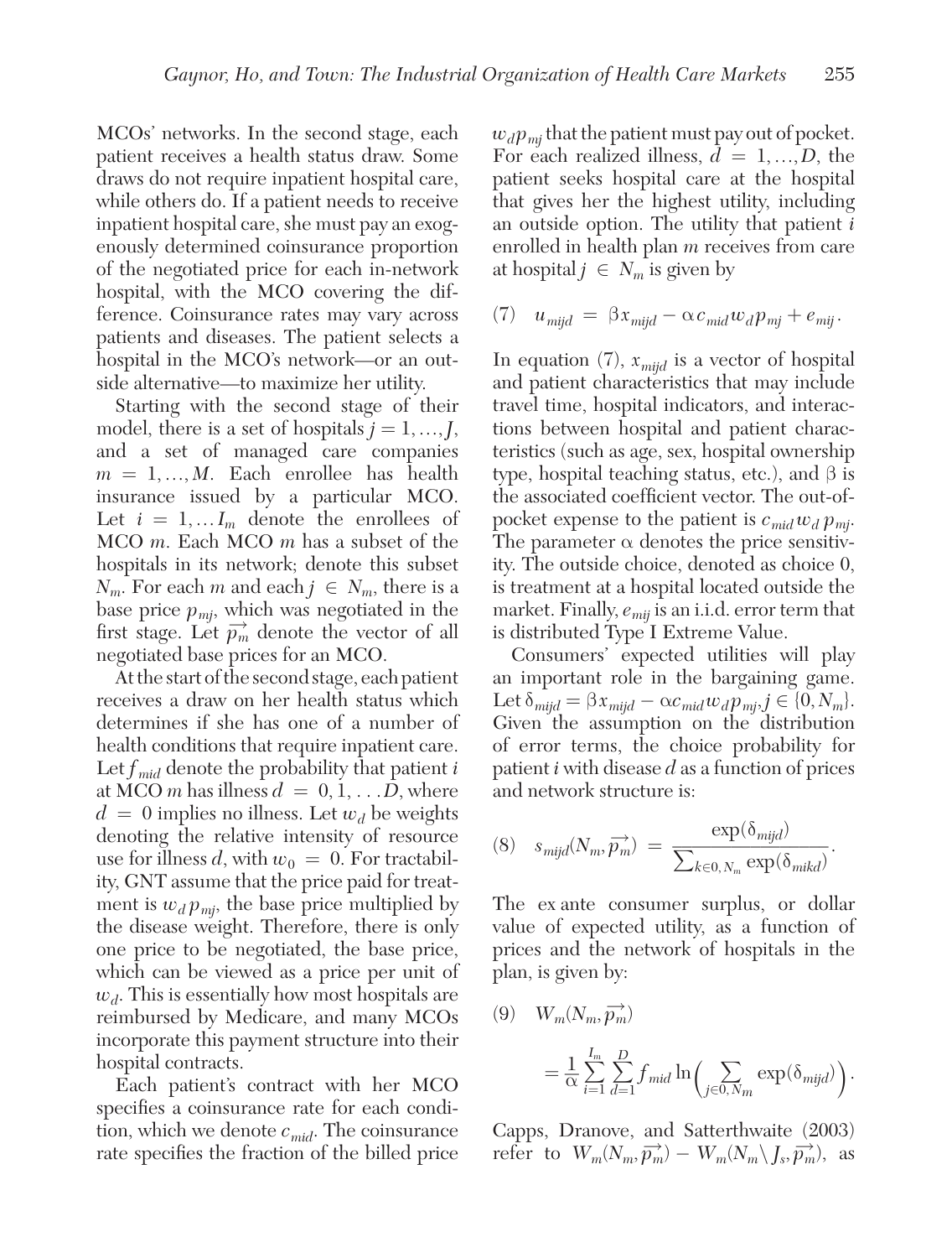MCOs' networks. In the second stage, each patient receives a health status draw. Some draws do not require inpatient hospital care, while others do. If a patient needs to receive inpatient hospital care, she must pay an exogenously determined coinsurance proportion of the negotiated price for each in-network hospital, with the MCO covering the difference. Coinsurance rates may vary across patients and diseases. The patient selects a hospital in the MCO's network—or an outside alternative—to maximize her utility.

Starting with the second stage of their model, there is a set of hospitals $j = 1, \ldots, J$, and a set of managed care companies $m = 1, \ldots, M$. Each enrollee has health insurance issued by a particular MCO. Let $i = 1, \ldots I_m$ denote the enrollees of MCO $m$. Each MCO $m$ has a subset of the hospitals in its network; denote this subset $N_m$. For each $m$ and each $j \in N_m$, there is a base price $p_{mj}$, which was negotiated in the first stage. Let $\overrightarrow{p_m}$ denote the vector of all negotiated base prices for an MCO.

At the start of the second stage, each patient receives a draw on her health status which determines if she has one of a number of health conditions that require inpatient care. Let $f_{mid}$ denote the probability that patient $i$ at MCO $m$ has illness $d = 0, 1, \ldots D$, where $d = 0$ implies no illness. Let $w_d$ be weights denoting the relative intensity of resource use for illness $d$, with $w_0 = 0$. For tractability, GNT assume that the price paid for treatment is $w_d p_{mj}$, the base price multiplied by the disease weight. Therefore, there is only one price to be negotiated, the base price, which can be viewed as a price per unit of $w_d$. This is essentially how most hospitals are reimbursed by Medicare, and many MCOs incorporate this payment structure into their hospital contracts.

Each patient's contract with her MCO specifies a coinsurance rate for each condition, which we denote $c_{mid}$. The coinsurance rate specifies the fraction of the billed price $w_d p_{mj}$ that the patient must pay out of pocket. For each realized illness, $d = 1, \ldots, D$, the patient seeks hospital care at the hospital that gives her the highest utility, including an outside option. The utility that patient $i$ enrolled in health plan $m$ receives from care at hospital $j \in N_m$ is given by

$$(7) \quad u_{mijd} = \beta x_{mijd} - \alpha c_{mid} w_d p_{mj} + e_{mij}.$$

In equation (7), $x_{mijd}$ is a vector of hospital and patient characteristics that may include travel time, hospital indicators, and interactions between hospital and patient characteristics (such as age, sex, hospital ownership type, hospital teaching status, etc.), and $\beta$ is the associated coefficient vector. The out-of-pocket expense to the patient is $c_{mid} w_d p_{mj}$. The parameter $\alpha$ denotes the price sensitivity. The outside choice, denoted as choice 0, is treatment at a hospital located outside the market. Finally, $e_{mij}$ is an i.i.d. error term that is distributed Type I Extreme Value.

Consumers' expected utilities will play an important role in the bargaining game. Let $\delta_{mijd} = \beta x_{mijd} - \alpha c_{mid} w_d p_{mj}, j \in \{0, N_m\}$. Given the assumption on the distribution of error terms, the choice probability for patient $i$ with disease $d$ as a function of prices and network structure is:

$$(8) \quad s_{mijd}(N_m, \overrightarrow{p_m}) = \frac{\exp(\delta_{mijd})}{\sum_{k \in 0, N_m} \exp(\delta_{mikd})}.$$

The ex ante consumer surplus, or dollar value of expected utility, as a function of prices and the network of hospitals in the plan, is given by:

$$(9) \quad W_m(N_m, \overrightarrow{p_m}) = \frac{1}{\alpha} \sum_{i=1}^{I_m} \sum_{d=1}^{D} f_{mid} \ln\Big( \sum_{j \in 0, N_m} \exp(\delta_{mijd}) \Big).$$

Capps, Dranove, and Satterthwaite (2003) refer to $W_m(N_m, \overrightarrow{p_m}) - W_m(N_m \setminus J_s, \overrightarrow{p_m})$, as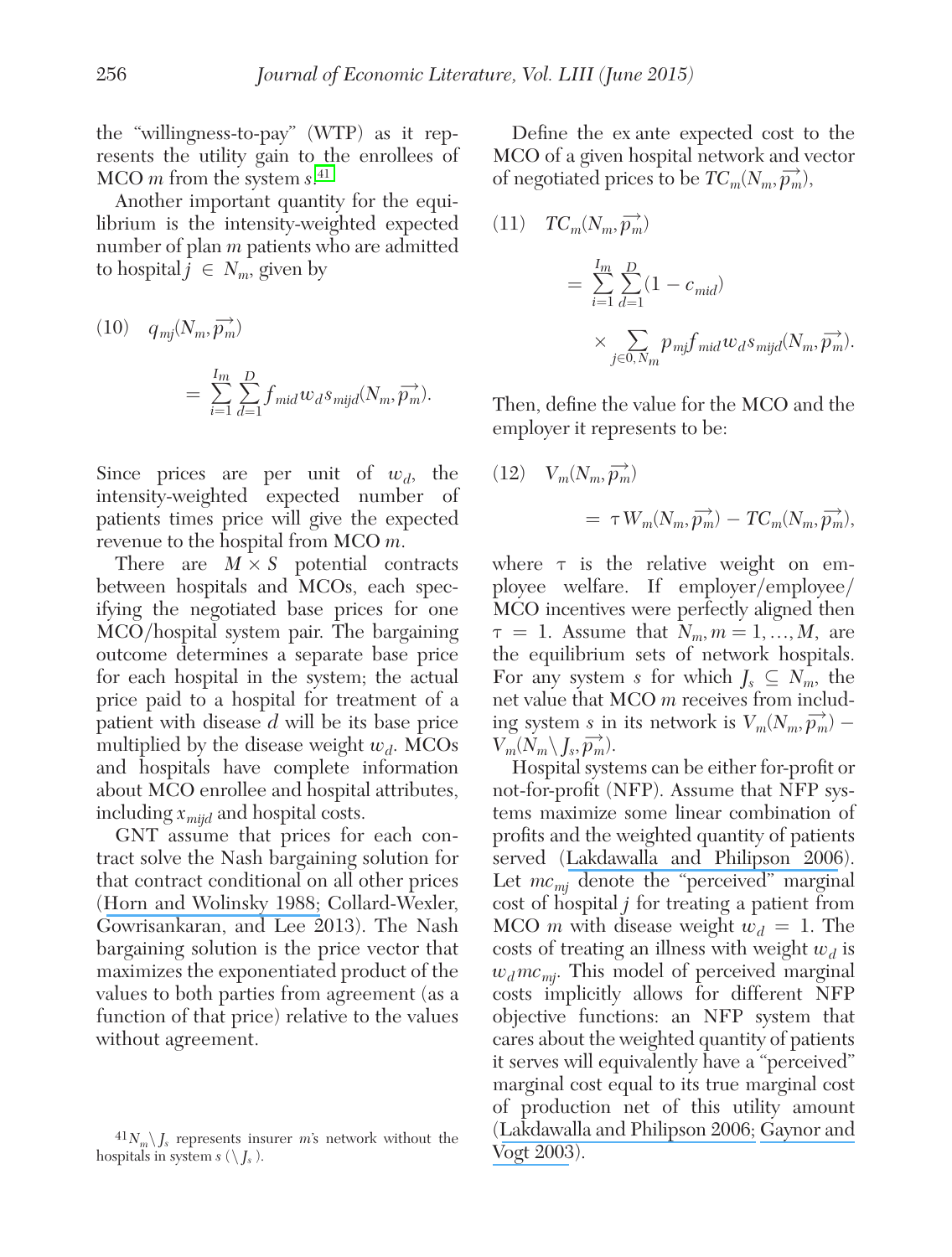the "willingness-to-pay" (WTP) as it represents the utility gain to the enrollees of MCO $m$ from the system $s$.[41]

Another important quantity for the equilibrium is the intensity-weighted expected number of plan $m$ patients who are admitted to hospital $j \in N_m$, given by

$$(10) \quad q_{mj}(N_m, \vec{p_m}) = \sum_{i=1}^{I_m} \sum_{d=1}^{D} f_{mid} w_d s_{mijd}(N_m, \vec{p_m}).$$

Since prices are per unit of $w_d$, the intensity-weighted expected number of patients times price will give the expected revenue to the hospital from MCO $m$.

There are $M \times S$ potential contracts between hospitals and MCOs, each specifying the negotiated base prices for one MCO/hospital system pair. The bargaining outcome determines a separate base price for each hospital in the system; the actual price paid to a hospital for treatment of a patient with disease $d$ will be its base price multiplied by the disease weight $w_d$. MCOs and hospitals have complete information about MCO enrollee and hospital attributes, including $x_{mijd}$ and hospital costs.

GNT assume that prices for each contract solve the Nash bargaining solution for that contract conditional on all other prices (Horn and Wolinsky 1988; Collard-Wexler, Gowrisankaran, and Lee 2013). The Nash bargaining solution is the price vector that maximizes the exponentiated product of the values to both parties from agreement (as a function of that price) relative to the values without agreement.

Define the ex ante expected cost to the MCO of a given hospital network and vector of negotiated prices to be $TC_m(N_m, \vec{p_m})$,

$$(11) \quad TC_m(N_m, \vec{p_m}) = \sum_{i=1}^{I_m} \sum_{d=1}^{D} (1 - c_{mid}) \times \sum_{j \in 0, N_m} p_{mj} f_{mid} w_d s_{mijd}(N_m, \vec{p_m}).$$

Then, define the value for the MCO and the employer it represents to be:

$$(12) \quad V_m(N_m, \vec{p_m}) = \tau W_m(N_m, \vec{p_m}) - TC_m(N_m, \vec{p_m}),$$

where $\tau$ is the relative weight on employee welfare. If employer/employee/MCO incentives were perfectly aligned then $\tau = 1$. Assume that $N_m, m = 1, \ldots, M$, are the equilibrium sets of network hospitals. For any system $s$ for which $J_s \subseteq N_m$, the net value that MCO $m$ receives from including system $s$ in its network is $V_m(N_m, \vec{p_m}) - V_m(N_m \setminus J_s, \vec{p_m})$.

Hospital systems can be either for-profit or not-for-profit (NFP). Assume that NFP systems maximize some linear combination of profits and the weighted quantity of patients served (Lakdawalla and Philipson 2006). Let $mc_{mj}$ denote the "perceived" marginal cost of hospital $j$ for treating a patient from MCO $m$ with disease weight $w_d = 1$. The costs of treating an illness with weight $w_d$ is $w_d mc_{mj}$. This model of perceived marginal costs implicitly allows for different NFP objective functions: an NFP system that cares about the weighted quantity of patients it serves will equivalently have a "perceived" marginal cost equal to its true marginal cost of production net of this utility amount (Lakdawalla and Philipson 2006; Gaynor and Vogt 2003).

[41] $N_m \setminus J_s$ represents insurer $m$'s network without the hospitals in system $s$ ($\setminus J_s$).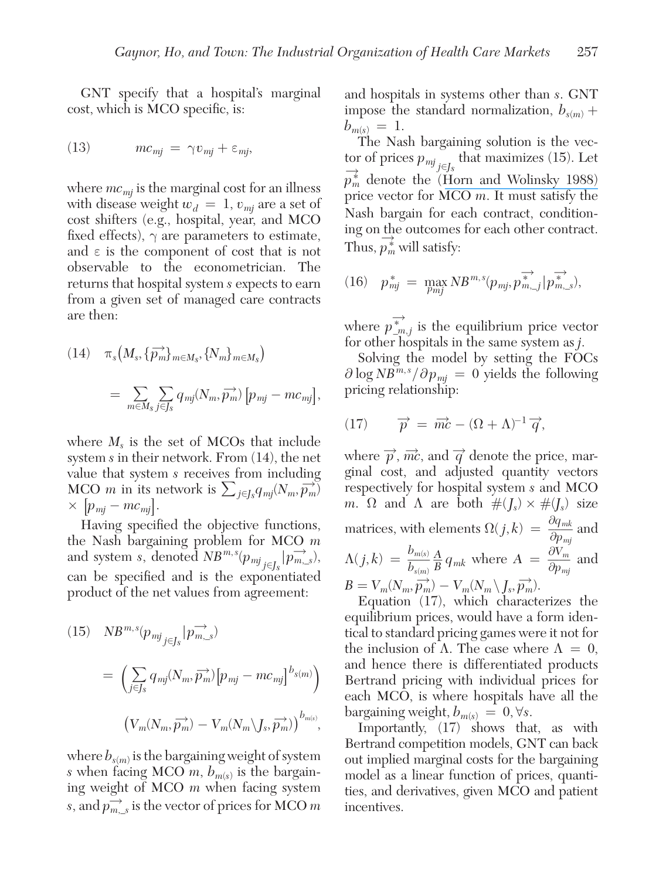GNT specify that a hospital's marginal cost, which is MCO specific, is:

$$(13) \qquad mc_{mj} = \gamma v_{mj} + \varepsilon_{mj},$$

where $mc_{mj}$ is the marginal cost for an illness with disease weight $w_d = 1$, $v_{mj}$ are a set of cost shifters (e.g., hospital, year, and MCO fixed effects), $\gamma$ are parameters to estimate, and $\varepsilon$ is the component of cost that is not observable to the econometrician. The returns that hospital system $s$ expects to earn from a given set of managed care contracts are then:

$$(14) \quad \pi_s\big(M_s, \{\overrightarrow{p_m}\}_{m \in M_s}, \{N_m\}_{m \in M_s}\big) = \sum_{m \in M_s} \sum_{j \in J_s} q_{mj}(N_m, \overrightarrow{p_m})\big[p_{mj} - mc_{mj}\big],$$

where $M_s$ is the set of MCOs that include system $s$ in their network. From (14), the net value that system $s$ receives from including MCO $m$ in its network is $\sum_{j \in J_s} q_{mj}(N_m, \overrightarrow{p_m}) \times \big[p_{mj} - mc_{mj}\big]$.

Having specified the objective functions, the Nash bargaining problem for MCO $m$ and system $s$, denoted $NB^{m,s}(p_{mj}{}_{j \in J_s} | \overrightarrow{p_{m,\_s}})$, can be specified and is the exponentiated product of the net values from agreement:

$$(15) \quad NB^{m,s}(p_{mj}{}_{j \in J_s} | \overrightarrow{p_{m,\_s}}) = \Big(\sum_{j \in J_s} q_{mj}(N_m, \overrightarrow{p_m})\big[p_{mj} - mc_{mj}\big]^{b_{s(m)}}\Big) \big(V_m(N_m, \overrightarrow{p_m}) - V_m(N_m \backslash J_s, \overrightarrow{p_m})\big)^{b_{m(s)}},$$

where $b_{s(m)}$ is the bargaining weight of system $s$ when facing MCO $m$, $b_{m(s)}$ is the bargaining weight of MCO $m$ when facing system $s$, and $\overrightarrow{p_{m,\_s}}$ is the vector of prices for MCO $m$ and hospitals in systems other than $s$. GNT impose the standard normalization, $b_{s(m)} + b_{m(s)} = 1$.

The Nash bargaining solution is the vector of prices $p_{mj}{}_{j \in J_s}$ that maximizes (15). Let $\overrightarrow{p_m^*}$ denote the (Horn and Wolinsky 1988) price vector for MCO $m$. It must satisfy the Nash bargain for each contract, conditioning on the outcomes for each other contract. Thus, $\overrightarrow{p_m^*}$ will satisfy:

$$(16) \quad p_{mj}^* = \max_{p_{mj}} NB^{m,s}(p_{mj}, \overrightarrow{p_{m,\_j}^*} | \overrightarrow{p_{m,\_s}^*}),$$

where $\overrightarrow{p_{\_m,j}^*}$ is the equilibrium price vector for other hospitals in the same system as $j$.

Solving the model by setting the FOCs $\partial \log NB^{m,s} / \partial p_{mj} = 0$ yields the following pricing relationship:

$$(17) \qquad \overrightarrow{p} = \overrightarrow{mc} - (\Omega + \Lambda)^{-1} \overrightarrow{q},$$

where $\overrightarrow{p}$, $\overrightarrow{mc}$, and $\overrightarrow{q}$ denote the price, marginal cost, and adjusted quantity vectors respectively for hospital system $s$ and MCO $m$. $\Omega$ and $\Lambda$ are both $\#(J_s) \times \#(J_s)$ size matrices, with elements $\Omega(j,k) = \frac{\partial q_{mk}}{\partial p_{mj}}$ and $\Lambda(j,k) = \frac{b_{m(s)}}{b_{s(m)}} \frac{A}{B} q_{mk}$ where $A = \frac{\partial V_m}{\partial p_{mj}}$ and $B = V_m(N_m, \overrightarrow{p_m}) - V_m(N_m \backslash J_s, \overrightarrow{p_m})$.

Equation (17), which characterizes the equilibrium prices, would have a form identical to standard pricing games were it not for the inclusion of $\Lambda$. The case where $\Lambda = 0$, and hence there is differentiated products Bertrand pricing with individual prices for each MCO, is where hospitals have all the bargaining weight, $b_{m(s)} = 0, \forall s$.

Importantly, (17) shows that, as with Bertrand competition models, GNT can back out implied marginal costs for the bargaining model as a linear function of prices, quantities, and derivatives, given MCO and patient incentives.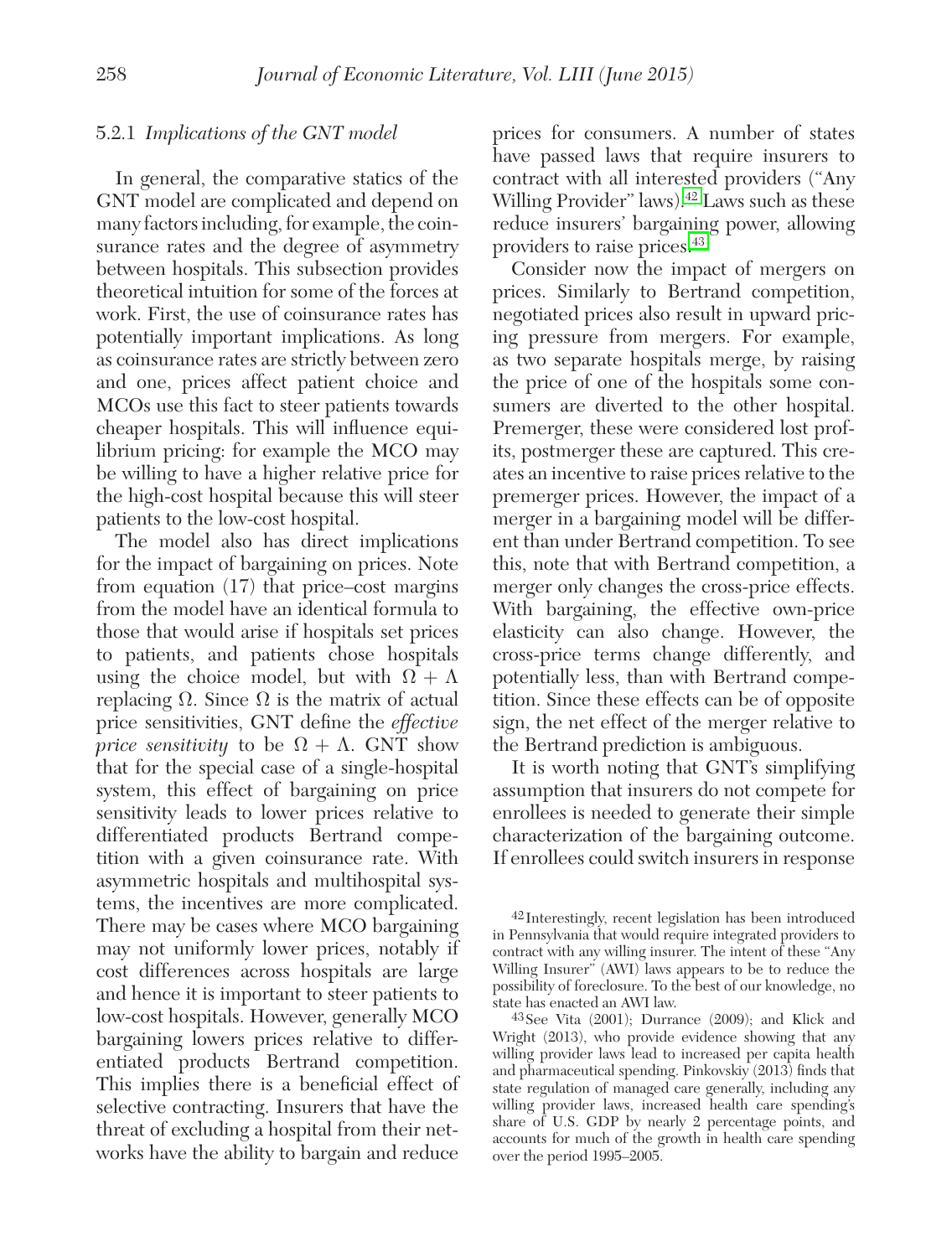### 5.2.1 *Implications of the GNT model*

In general, the comparative statics of the GNT model are complicated and depend on many factors including, for example, the coinsurance rates and the degree of asymmetry between hospitals. This subsection provides theoretical intuition for some of the forces at work. First, the use of coinsurance rates has potentially important implications. As long as coinsurance rates are strictly between zero and one, prices affect patient choice and MCOs use this fact to steer patients towards cheaper hospitals. This will influence equilibrium pricing: for example the MCO may be willing to have a higher relative price for the high-cost hospital because this will steer patients to the low-cost hospital.

The model also has direct implications for the impact of bargaining on prices. Note from equation (17) that price–cost margins from the model have an identical formula to those that would arise if hospitals set prices to patients, and patients chose hospitals using the choice model, but with $\Omega + \Lambda$ replacing $\Omega$. Since $\Omega$ is the matrix of actual price sensitivities, GNT define the *effective price sensitivity* to be $\Omega + \Lambda$. GNT show that for the special case of a single-hospital system, this effect of bargaining on price sensitivity leads to lower prices relative to differentiated products Bertrand competition with a given coinsurance rate. With asymmetric hospitals and multihospital systems, the incentives are more complicated. There may be cases where MCO bargaining may not uniformly lower prices, notably if cost differences across hospitals are large and hence it is important to steer patients to low-cost hospitals. However, generally MCO bargaining lowers prices relative to differentiated products Bertrand competition. This implies there is a beneficial effect of selective contracting. Insurers that have the threat of excluding a hospital from their networks have the ability to bargain and reduce prices for consumers. A number of states have passed laws that require insurers to contract with all interested providers ("Any Willing Provider" laws).[42] Laws such as these reduce insurers' bargaining power, allowing providers to raise prices.[43]

Consider now the impact of mergers on prices. Similarly to Bertrand competition, negotiated prices also result in upward pricing pressure from mergers. For example, as two separate hospitals merge, by raising the price of one of the hospitals some consumers are diverted to the other hospital. Premerger, these were considered lost profits, postmerger these are captured. This creates an incentive to raise prices relative to the premerger prices. However, the impact of a merger in a bargaining model will be different than under Bertrand competition. To see this, note that with Bertrand competition, a merger only changes the cross-price effects. With bargaining, the effective own-price elasticity can also change. However, the cross-price terms change differently, and potentially less, than with Bertrand competition. Since these effects can be of opposite sign, the net effect of the merger relative to the Bertrand prediction is ambiguous.

It is worth noting that GNT's simplifying assumption that insurers do not compete for enrollees is needed to generate their simple characterization of the bargaining outcome. If enrollees could switch insurers in response

[42] Interestingly, recent legislation has been introduced in Pennsylvania that would require integrated providers to contract with any willing insurer. The intent of these "Any Willing Insurer" (AWI) laws appears to be to reduce the possibility of foreclosure. To the best of our knowledge, no state has enacted an AWI law.

[43] See Vita (2001); Durrance (2009); and Klick and Wright (2013), who provide evidence showing that any willing provider laws lead to increased per capita health and pharmaceutical spending. Pinkovskiy (2013) finds that state regulation of managed care generally, including any willing provider laws, increased health care spending's share of U.S. GDP by nearly 2 percentage points, and accounts for much of the growth in health care spending over the period 1995–2005.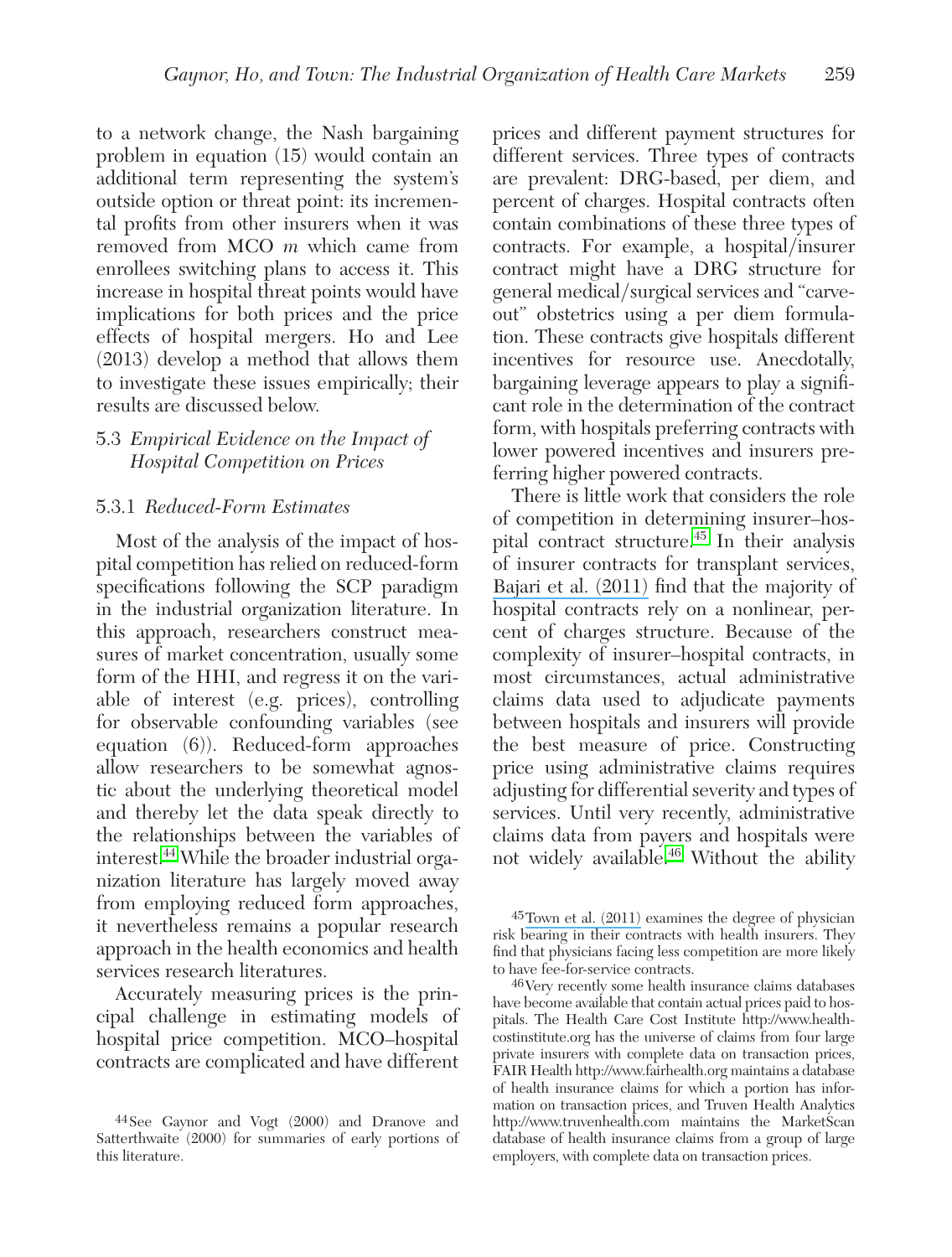to a network change, the Nash bargaining problem in equation (15) would contain an additional term representing the system's outside option or threat point: its incremental profits from other insurers when it was removed from MCO $m$ which came from enrollees switching plans to access it. This increase in hospital threat points would have implications for both prices and the price effects of hospital mergers. Ho and Lee (2013) develop a method that allows them to investigate these issues empirically; their results are discussed below.

### 5.3 *Empirical Evidence on the Impact of Hospital Competition on Prices*

#### 5.3.1 *Reduced-Form Estimates*

Most of the analysis of the impact of hospital competition has relied on reduced-form specifications following the SCP paradigm in the industrial organization literature. In this approach, researchers construct measures of market concentration, usually some form of the HHI, and regress it on the variable of interest (e.g. prices), controlling for observable confounding variables (see equation (6)). Reduced-form approaches allow researchers to be somewhat agnostic about the underlying theoretical model and thereby let the data speak directly to the relationships between the variables of interest.[44] While the broader industrial organization literature has largely moved away from employing reduced form approaches, it nevertheless remains a popular research approach in the health economics and health services research literatures.

Accurately measuring prices is the principal challenge in estimating models of hospital price competition. MCO–hospital contracts are complicated and have different prices and different payment structures for different services. Three types of contracts are prevalent: DRG-based, per diem, and percent of charges. Hospital contracts often contain combinations of these three types of contracts. For example, a hospital/insurer contract might have a DRG structure for general medical/surgical services and "carve-out" obstetrics using a per diem formulation. These contracts give hospitals different incentives for resource use. Anecdotally, bargaining leverage appears to play a significant role in the determination of the contract form, with hospitals preferring contracts with lower powered incentives and insurers preferring higher powered contracts.

There is little work that considers the role of competition in determining insurer–hospital contract structure.[45] In their analysis of insurer contracts for transplant services, Bajari et al. (2011) find that the majority of hospital contracts rely on a nonlinear, percent of charges structure. Because of the complexity of insurer–hospital contracts, in most circumstances, actual administrative claims data used to adjudicate payments between hospitals and insurers will provide the best measure of price. Constructing price using administrative claims requires adjusting for differential severity and types of services. Until very recently, administrative claims data from payers and hospitals were not widely available.[46] Without the ability

---

[44] See Gaynor and Vogt (2000) and Dranove and Satterthwaite (2000) for summaries of early portions of this literature.

[45] Town et al. (2011) examines the degree of physician risk bearing in their contracts with health insurers. They find that physicians facing less competition are more likely to have fee-for-service contracts.

[46] Very recently some health insurance claims databases have become available that contain actual prices paid to hospitals. The Health Care Cost Institute http://www.healthcostinstitute.org has the universe of claims from four large private insurers with complete data on transaction prices, FAIR Health http://www.fairhealth.org maintains a database of health insurance claims for which a portion has information on transaction prices, and Truven Health Analytics http://www.truvenhealth.com maintains the MarketScan database of health insurance claims from a group of large employers, with complete data on transaction prices.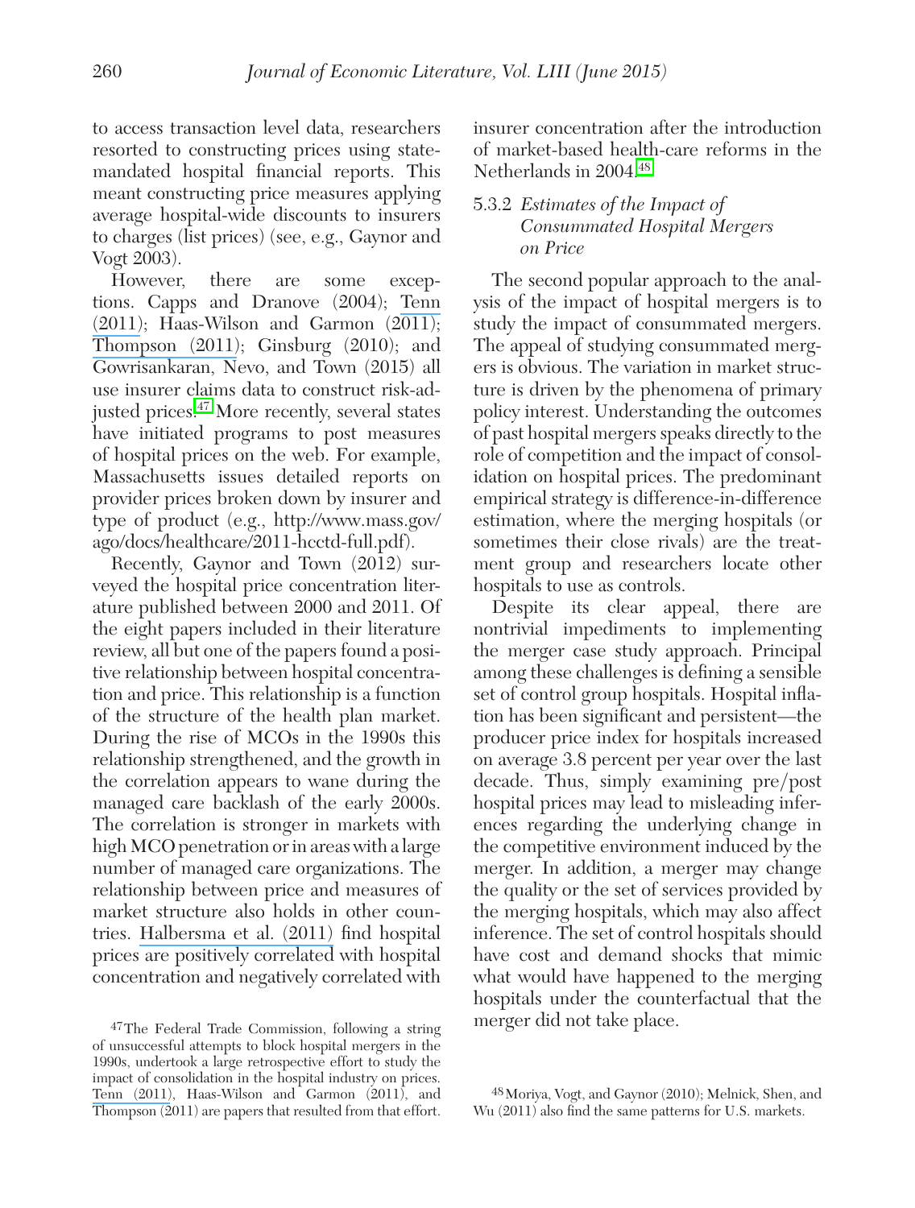to access transaction level data, researchers resorted to constructing prices using state-mandated hospital financial reports. This meant constructing price measures applying average hospital-wide discounts to insurers to charges (list prices) (see, e.g., Gaynor and Vogt 2003).

However, there are some exceptions. Capps and Dranove (2004); Tenn (2011); Haas-Wilson and Garmon (2011); Thompson (2011); Ginsburg (2010); and Gowrisankaran, Nevo, and Town (2015) all use insurer claims data to construct risk-adjusted prices.[47] More recently, several states have initiated programs to post measures of hospital prices on the web. For example, Massachusetts issues detailed reports on provider prices broken down by insurer and type of product (e.g., http://www.mass.gov/ago/docs/healthcare/2011-hcctd-full.pdf).

Recently, Gaynor and Town (2012) surveyed the hospital price concentration literature published between 2000 and 2011. Of the eight papers included in their literature review, all but one of the papers found a positive relationship between hospital concentration and price. This relationship is a function of the structure of the health plan market. During the rise of MCOs in the 1990s this relationship strengthened, and the growth in the correlation appears to wane during the managed care backlash of the early 2000s. The correlation is stronger in markets with high MCO penetration or in areas with a large number of managed care organizations. The relationship between price and measures of market structure also holds in other countries. Halbersma et al. (2011) find hospital prices are positively correlated with hospital concentration and negatively correlated with insurer concentration after the introduction of market-based health-care reforms in the Netherlands in 2004.[48]

### 5.3.2 *Estimates of the Impact of Consummated Hospital Mergers on Price*

The second popular approach to the analysis of the impact of hospital mergers is to study the impact of consummated mergers. The appeal of studying consummated mergers is obvious. The variation in market structure is driven by the phenomena of primary policy interest. Understanding the outcomes of past hospital mergers speaks directly to the role of competition and the impact of consolidation on hospital prices. The predominant empirical strategy is difference-in-difference estimation, where the merging hospitals (or sometimes their close rivals) are the treatment group and researchers locate other hospitals to use as controls.

Despite its clear appeal, there are nontrivial impediments to implementing the merger case study approach. Principal among these challenges is defining a sensible set of control group hospitals. Hospital inflation has been significant and persistent—the producer price index for hospitals increased on average 3.8 percent per year over the last decade. Thus, simply examining pre/post hospital prices may lead to misleading inferences regarding the underlying change in the competitive environment induced by the merger. In addition, a merger may change the quality or the set of services provided by the merging hospitals, which may also affect inference. The set of control hospitals should have cost and demand shocks that mimic what would have happened to the merging hospitals under the counterfactual that the merger did not take place.

[47] The Federal Trade Commission, following a string of unsuccessful attempts to block hospital mergers in the 1990s, undertook a large retrospective effort to study the impact of consolidation in the hospital industry on prices. Tenn (2011), Haas-Wilson and Garmon (2011), and Thompson (2011) are papers that resulted from that effort.

[48] Moriya, Vogt, and Gaynor (2010); Melnick, Shen, and Wu (2011) also find the same patterns for U.S. markets.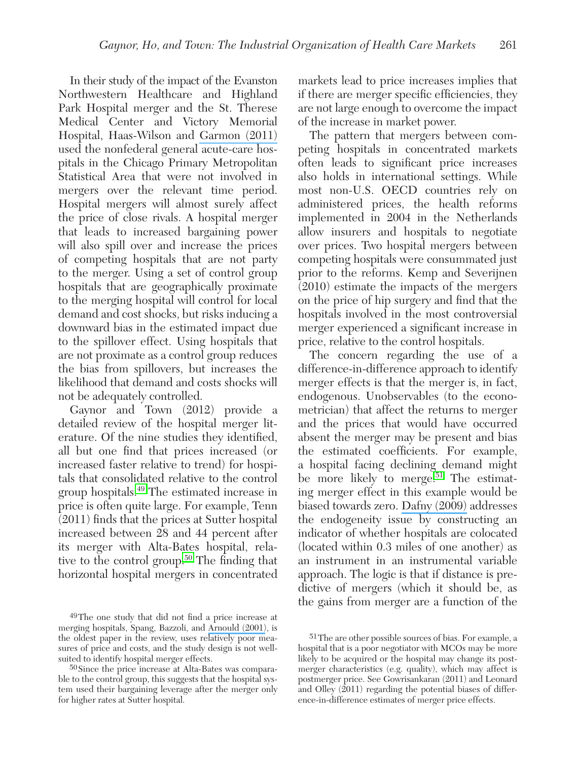In their study of the impact of the Evanston Northwestern Healthcare and Highland Park Hospital merger and the St. Therese Medical Center and Victory Memorial Hospital, Haas-Wilson and Garmon (2011) used the nonfederal general acute-care hospitals in the Chicago Primary Metropolitan Statistical Area that were not involved in mergers over the relevant time period. Hospital mergers will almost surely affect the price of close rivals. A hospital merger that leads to increased bargaining power will also spill over and increase the prices of competing hospitals that are not party to the merger. Using a set of control group hospitals that are geographically proximate to the merging hospital will control for local demand and cost shocks, but risks inducing a downward bias in the estimated impact due to the spillover effect. Using hospitals that are not proximate as a control group reduces the bias from spillovers, but increases the likelihood that demand and costs shocks will not be adequately controlled.

Gaynor and Town (2012) provide a detailed review of the hospital merger literature. Of the nine studies they identified, all but one find that prices increased (or increased faster relative to trend) for hospitals that consolidated relative to the control group hospitals.[49] The estimated increase in price is often quite large. For example, Tenn (2011) finds that the prices at Sutter hospital increased between 28 and 44 percent after its merger with Alta-Bates hospital, relative to the control group.[50] The finding that horizontal hospital mergers in concentrated markets lead to price increases implies that if there are merger specific efficiencies, they are not large enough to overcome the impact of the increase in market power.

The pattern that mergers between competing hospitals in concentrated markets often leads to significant price increases also holds in international settings. While most non-U.S. OECD countries rely on administered prices, the health reforms implemented in 2004 in the Netherlands allow insurers and hospitals to negotiate over prices. Two hospital mergers between competing hospitals were consummated just prior to the reforms. Kemp and Severijnen (2010) estimate the impacts of the mergers on the price of hip surgery and find that the hospitals involved in the most controversial merger experienced a significant increase in price, relative to the control hospitals.

The concern regarding the use of a difference-in-difference approach to identify merger effects is that the merger is, in fact, endogenous. Unobservables (to the econometrician) that affect the returns to merger and the prices that would have occurred absent the merger may be present and bias the estimated coefficients. For example, a hospital facing declining demand might be more likely to merge.[51] The estimating merger effect in this example would be biased towards zero. Dafny (2009) addresses the endogeneity issue by constructing an indicator of whether hospitals are colocated (located within 0.3 miles of one another) as an instrument in an instrumental variable approach. The logic is that if distance is predictive of mergers (which it should be, as the gains from merger are a function of the

[49] The one study that did not find a price increase at merging hospitals, Spang, Bazzoli, and Arnould (2001), is the oldest paper in the review, uses relatively poor measures of price and costs, and the study design is not well-suited to identify hospital merger effects.

[50] Since the price increase at Alta-Bates was comparable to the control group, this suggests that the hospital system used their bargaining leverage after the merger only for higher rates at Sutter hospital.

[51] The are other possible sources of bias. For example, a hospital that is a poor negotiator with MCOs may be more likely to be acquired or the hospital may change its post-merger characteristics (e.g. quality), which may affect is postmerger price. See Gowrisankaran (2011) and Leonard and Olley (2011) regarding the potential biases of difference-in-difference estimates of merger price effects.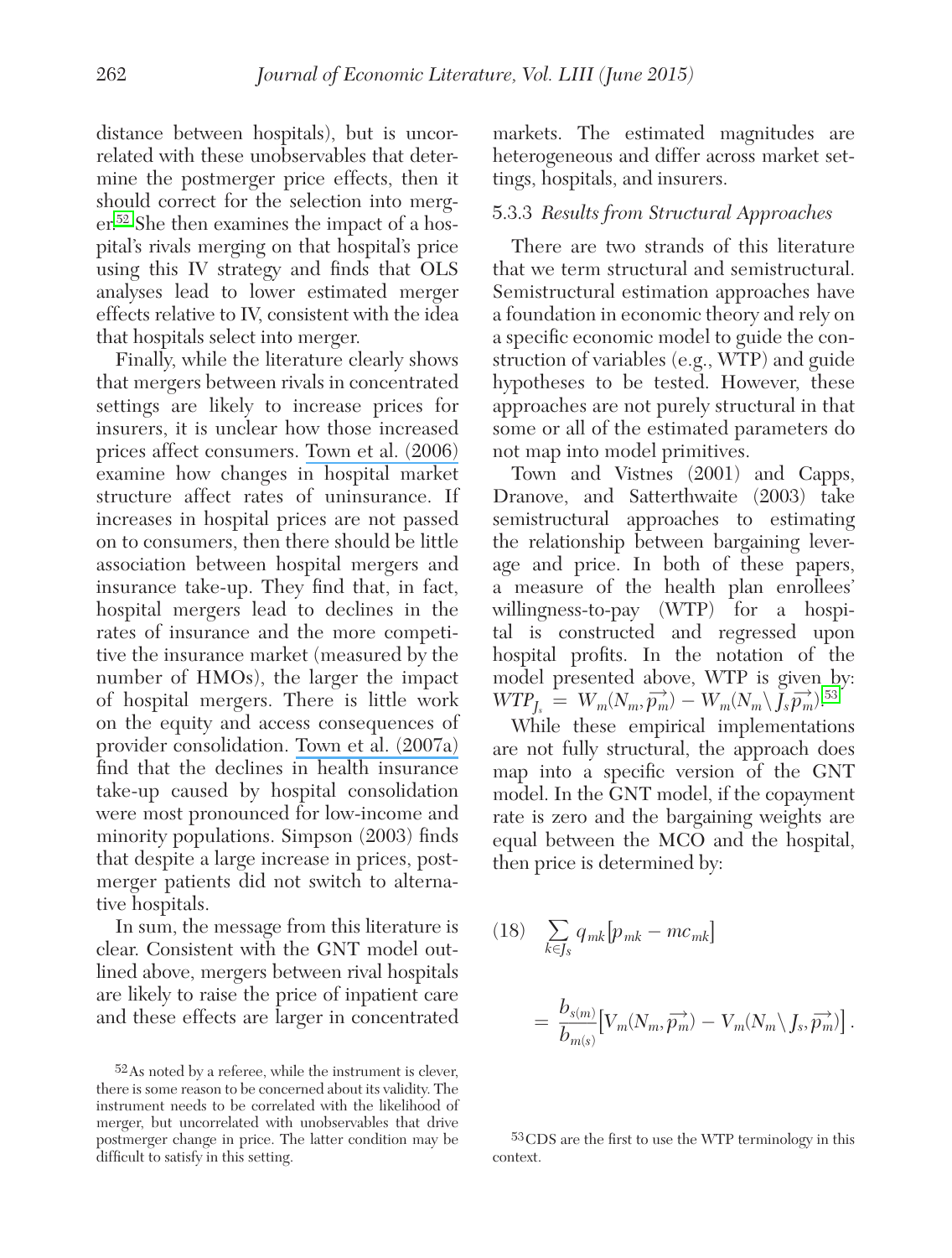distance between hospitals), but is uncorrelated with these unobservables that determine the postmerger price effects, then it should correct for the selection into merger.[52] She then examines the impact of a hospital's rivals merging on that hospital's price using this IV strategy and finds that OLS analyses lead to lower estimated merger effects relative to IV, consistent with the idea that hospitals select into merger.

Finally, while the literature clearly shows that mergers between rivals in concentrated settings are likely to increase prices for insurers, it is unclear how those increased prices affect consumers. Town et al. (2006) examine how changes in hospital market structure affect rates of uninsurance. If increases in hospital prices are not passed on to consumers, then there should be little association between hospital mergers and insurance take-up. They find that, in fact, hospital mergers lead to declines in the rates of insurance and the more competitive the insurance market (measured by the number of HMOs), the larger the impact of hospital mergers. There is little work on the equity and access consequences of provider consolidation. Town et al. (2007a) find that the declines in health insurance take-up caused by hospital consolidation were most pronounced for low-income and minority populations. Simpson (2003) finds that despite a large increase in prices, postmerger patients did not switch to alternative hospitals.

In sum, the message from this literature is clear. Consistent with the GNT model outlined above, mergers between rival hospitals are likely to raise the price of inpatient care and these effects are larger in concentrated markets. The estimated magnitudes are heterogeneous and differ across market settings, hospitals, and insurers.

### 5.3.3 *Results from Structural Approaches*

There are two strands of this literature that we term structural and semistructural. Semistructural estimation approaches have a foundation in economic theory and rely on a specific economic model to guide the construction of variables (e.g., WTP) and guide hypotheses to be tested. However, these approaches are not purely structural in that some or all of the estimated parameters do not map into model primitives.

Town and Vistnes (2001) and Capps, Dranove, and Satterthwaite (2003) take semistructural approaches to estimating the relationship between bargaining leverage and price. In both of these papers, a measure of the health plan enrollees' willingness-to-pay (WTP) for a hospital is constructed and regressed upon hospital profits. In the notation of the model presented above, WTP is given by: $WTP_{J_s} = W_m(N_m, \overrightarrow{p_m}) - W_m(N_m \setminus J_s \overrightarrow{p_m})$.[53]

While these empirical implementations are not fully structural, the approach does map into a specific version of the GNT model. In the GNT model, if the copayment rate is zero and the bargaining weights are equal between the MCO and the hospital, then price is determined by:

$$(18) \quad \sum_{k \in J_s} q_{mk}[p_{mk} - mc_{mk}] = \frac{b_{s(m)}}{b_{m(s)}}\left[V_m(N_m, \overrightarrow{p_m}) - V_m(N_m \setminus J_s, \overrightarrow{p_m})\right].$$

[52] As noted by a referee, while the instrument is clever, there is some reason to be concerned about its validity. The instrument needs to be correlated with the likelihood of merger, but uncorrelated with unobservables that drive postmerger change in price. The latter condition may be difficult to satisfy in this setting.

[53] CDS are the first to use the WTP terminology in this context.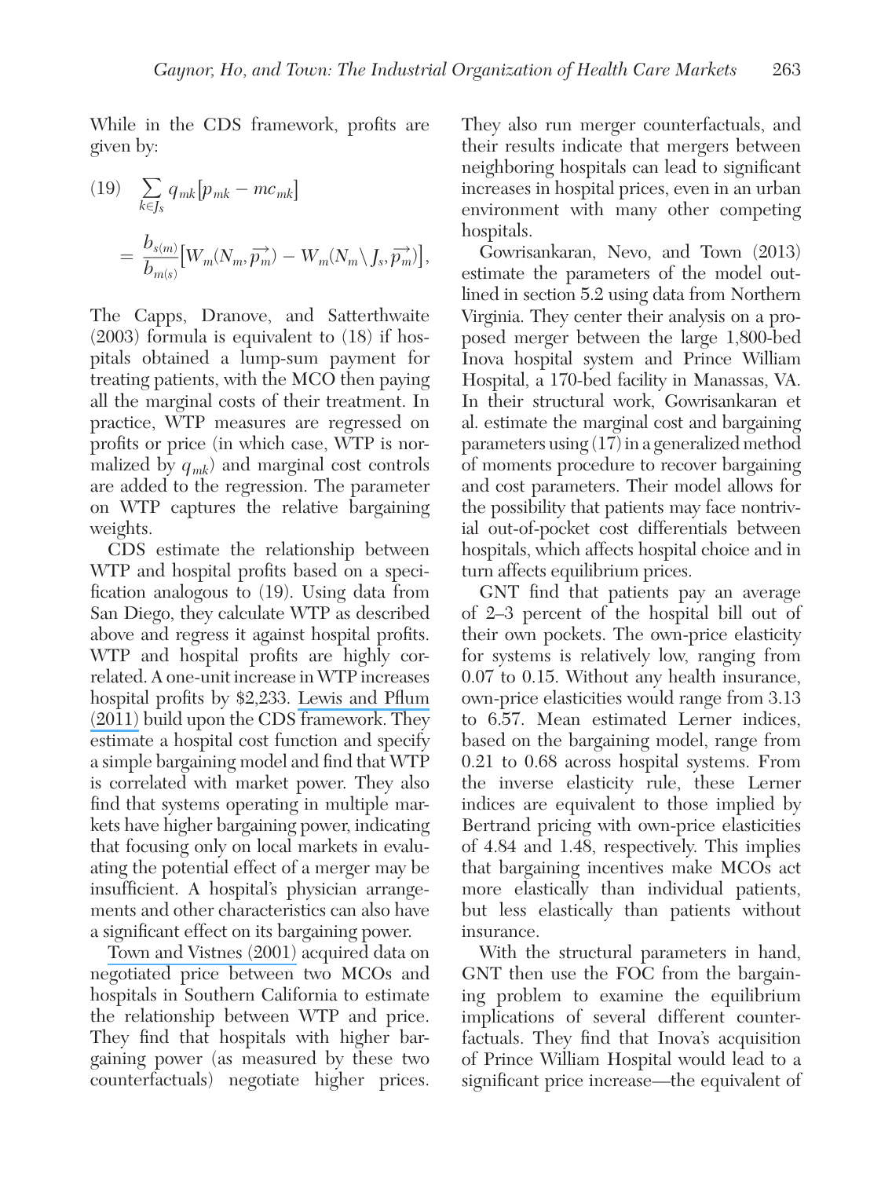While in the CDS framework, profits are given by:

$$(19) \quad \sum_{k \in J_s} q_{mk}[p_{mk} - mc_{mk}] = \frac{b_{s(m)}}{b_{m(s)}}\left[W_m(N_m, \overrightarrow{p_m}) - W_m(N_m \setminus J_s, \overrightarrow{p_m})\right],$$

The Capps, Dranove, and Satterthwaite (2003) formula is equivalent to (18) if hospitals obtained a lump-sum payment for treating patients, with the MCO then paying all the marginal costs of their treatment. In practice, WTP measures are regressed on profits or price (in which case, WTP is normalized by $q_{mk}$) and marginal cost controls are added to the regression. The parameter on WTP captures the relative bargaining weights.

CDS estimate the relationship between WTP and hospital profits based on a specification analogous to (19). Using data from San Diego, they calculate WTP as described above and regress it against hospital profits. WTP and hospital profits are highly correlated. A one-unit increase in WTP increases hospital profits by $2,233. Lewis and Pflum (2011) build upon the CDS framework. They estimate a hospital cost function and specify a simple bargaining model and find that WTP is correlated with market power. They also find that systems operating in multiple markets have higher bargaining power, indicating that focusing only on local markets in evaluating the potential effect of a merger may be insufficient. A hospital's physician arrangements and other characteristics can also have a significant effect on its bargaining power.

Town and Vistnes (2001) acquired data on negotiated price between two MCOs and hospitals in Southern California to estimate the relationship between WTP and price. They find that hospitals with higher bargaining power (as measured by these two counterfactuals) negotiate higher prices. They also run merger counterfactuals, and their results indicate that mergers between neighboring hospitals can lead to significant increases in hospital prices, even in an urban environment with many other competing hospitals.

Gowrisankaran, Nevo, and Town (2013) estimate the parameters of the model outlined in section 5.2 using data from Northern Virginia. They center their analysis on a proposed merger between the large 1,800-bed Inova hospital system and Prince William Hospital, a 170-bed facility in Manassas, VA. In their structural work, Gowrisankaran et al. estimate the marginal cost and bargaining parameters using (17) in a generalized method of moments procedure to recover bargaining and cost parameters. Their model allows for the possibility that patients may face nontrivial out-of-pocket cost differentials between hospitals, which affects hospital choice and in turn affects equilibrium prices.

GNT find that patients pay an average of 2–3 percent of the hospital bill out of their own pockets. The own-price elasticity for systems is relatively low, ranging from 0.07 to 0.15. Without any health insurance, own-price elasticities would range from 3.13 to 6.57. Mean estimated Lerner indices, based on the bargaining model, range from 0.21 to 0.68 across hospital systems. From the inverse elasticity rule, these Lerner indices are equivalent to those implied by Bertrand pricing with own-price elasticities of 4.84 and 1.48, respectively. This implies that bargaining incentives make MCOs act more elastically than individual patients, but less elastically than patients without insurance.

With the structural parameters in hand, GNT then use the FOC from the bargaining problem to examine the equilibrium implications of several different counterfactuals. They find that Inova's acquisition of Prince William Hospital would lead to a significant price increase—the equivalent of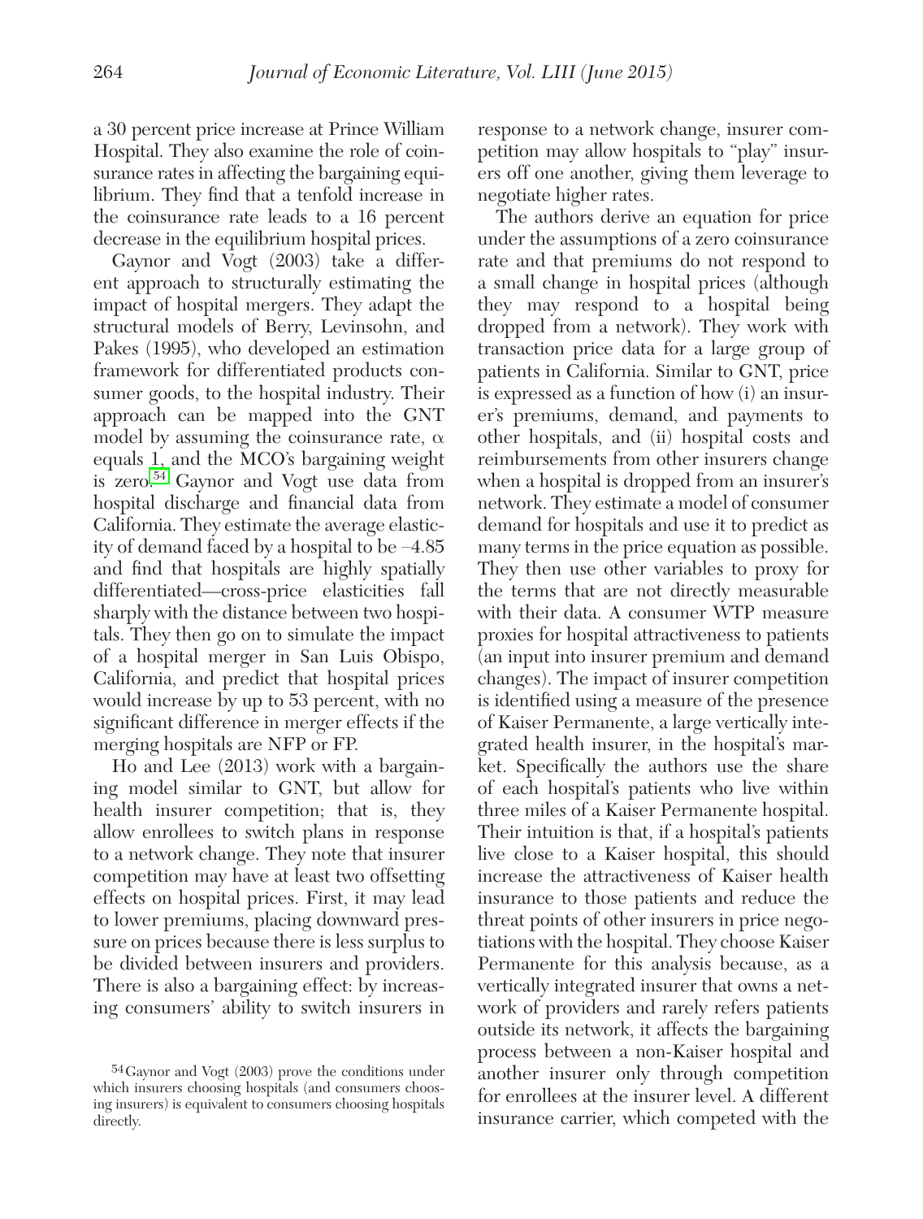a 30 percent price increase at Prince William Hospital. They also examine the role of coinsurance rates in affecting the bargaining equilibrium. They find that a tenfold increase in the coinsurance rate leads to a 16 percent decrease in the equilibrium hospital prices.

Gaynor and Vogt (2003) take a different approach to structurally estimating the impact of hospital mergers. They adapt the structural models of Berry, Levinsohn, and Pakes (1995), who developed an estimation framework for differentiated products consumer goods, to the hospital industry. Their approach can be mapped into the GNT model by assuming the coinsurance rate, $\alpha$ equals 1, and the MCO's bargaining weight is zero.[54] Gaynor and Vogt use data from hospital discharge and financial data from California. They estimate the average elasticity of demand faced by a hospital to be –4.85 and find that hospitals are highly spatially differentiated—cross-price elasticities fall sharply with the distance between two hospitals. They then go on to simulate the impact of a hospital merger in San Luis Obispo, California, and predict that hospital prices would increase by up to 53 percent, with no significant difference in merger effects if the merging hospitals are NFP or FP.

Ho and Lee (2013) work with a bargaining model similar to GNT, but allow for health insurer competition; that is, they allow enrollees to switch plans in response to a network change. They note that insurer competition may have at least two offsetting effects on hospital prices. First, it may lead to lower premiums, placing downward pressure on prices because there is less surplus to be divided between insurers and providers. There is also a bargaining effect: by increasing consumers' ability to switch insurers in response to a network change, insurer competition may allow hospitals to "play" insurers off one another, giving them leverage to negotiate higher rates.

The authors derive an equation for price under the assumptions of a zero coinsurance rate and that premiums do not respond to a small change in hospital prices (although they may respond to a hospital being dropped from a network). They work with transaction price data for a large group of patients in California. Similar to GNT, price is expressed as a function of how (i) an insurer's premiums, demand, and payments to other hospitals, and (ii) hospital costs and reimbursements from other insurers change when a hospital is dropped from an insurer's network. They estimate a model of consumer demand for hospitals and use it to predict as many terms in the price equation as possible. They then use other variables to proxy for the terms that are not directly measurable with their data. A consumer WTP measure proxies for hospital attractiveness to patients (an input into insurer premium and demand changes). The impact of insurer competition is identified using a measure of the presence of Kaiser Permanente, a large vertically integrated health insurer, in the hospital's market. Specifically the authors use the share of each hospital's patients who live within three miles of a Kaiser Permanente hospital. Their intuition is that, if a hospital's patients live close to a Kaiser hospital, this should increase the attractiveness of Kaiser health insurance to those patients and reduce the threat points of other insurers in price negotiations with the hospital. They choose Kaiser Permanente for this analysis because, as a vertically integrated insurer that owns a network of providers and rarely refers patients outside its network, it affects the bargaining process between a non-Kaiser hospital and another insurer only through competition for enrollees at the insurer level. A different insurance carrier, which competed with the

[54] Gaynor and Vogt (2003) prove the conditions under which insurers choosing hospitals (and consumers choosing insurers) is equivalent to consumers choosing hospitals directly.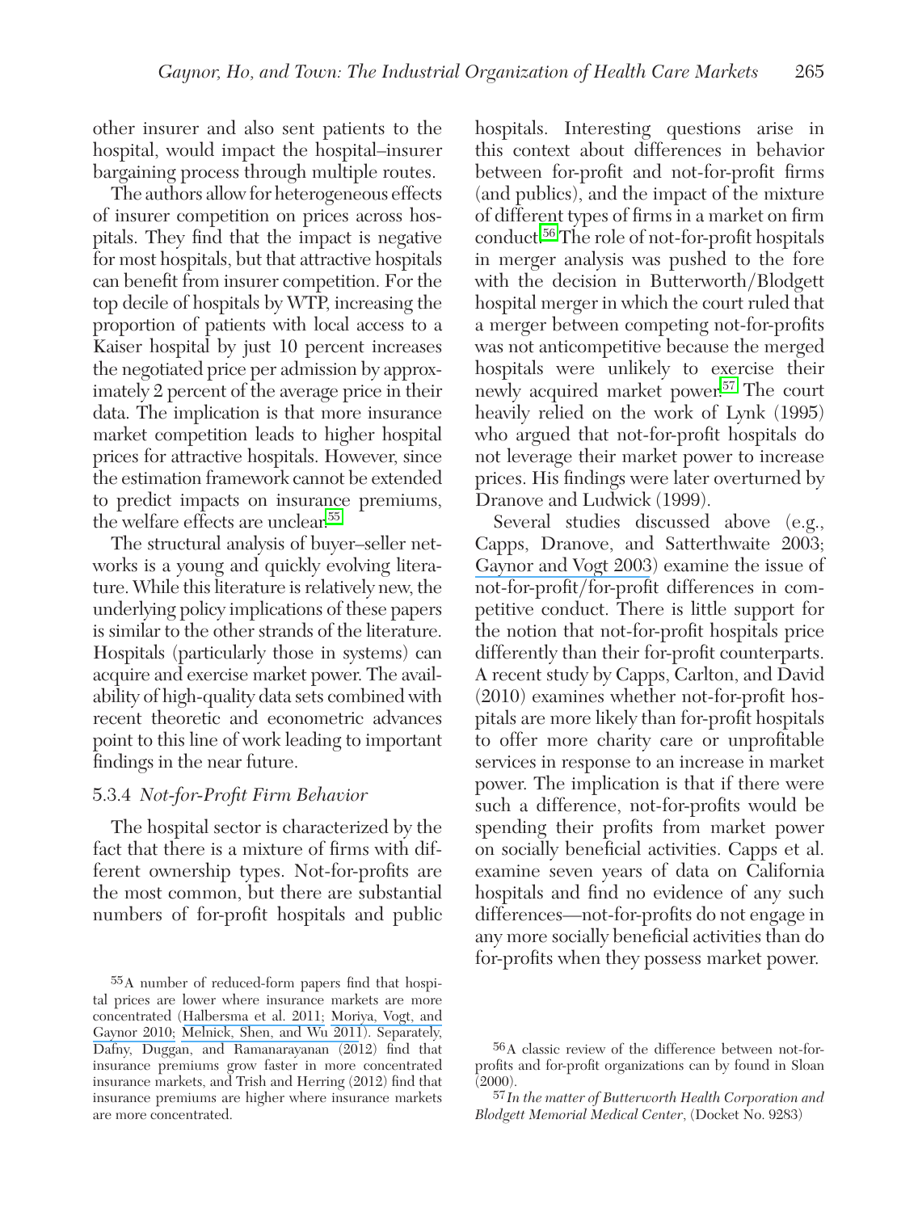other insurer and also sent patients to the hospital, would impact the hospital–insurer bargaining process through multiple routes.

The authors allow for heterogeneous effects of insurer competition on prices across hospitals. They find that the impact is negative for most hospitals, but that attractive hospitals can benefit from insurer competition. For the top decile of hospitals by WTP, increasing the proportion of patients with local access to a Kaiser hospital by just 10 percent increases the negotiated price per admission by approximately 2 percent of the average price in their data. The implication is that more insurance market competition leads to higher hospital prices for attractive hospitals. However, since the estimation framework cannot be extended to predict impacts on insurance premiums, the welfare effects are unclear.[55]

The structural analysis of buyer–seller networks is a young and quickly evolving literature. While this literature is relatively new, the underlying policy implications of these papers is similar to the other strands of the literature. Hospitals (particularly those in systems) can acquire and exercise market power. The availability of high-quality data sets combined with recent theoretic and econometric advances point to this line of work leading to important findings in the near future.

### 5.3.4 *Not-for-Profit Firm Behavior*

The hospital sector is characterized by the fact that there is a mixture of firms with different ownership types. Not-for-profits are the most common, but there are substantial numbers of for-profit hospitals and public hospitals. Interesting questions arise in this context about differences in behavior between for-profit and not-for-profit firms (and publics), and the impact of the mixture of different types of firms in a market on firm conduct.[56] The role of not-for-profit hospitals in merger analysis was pushed to the fore with the decision in Butterworth/Blodgett hospital merger in which the court ruled that a merger between competing not-for-profits was not anticompetitive because the merged hospitals were unlikely to exercise their newly acquired market power.[57] The court heavily relied on the work of Lynk (1995) who argued that not-for-profit hospitals do not leverage their market power to increase prices. His findings were later overturned by Dranove and Ludwick (1999).

Several studies discussed above (e.g., Capps, Dranove, and Satterthwaite 2003; Gaynor and Vogt 2003) examine the issue of not-for-profit/for-profit differences in competitive conduct. There is little support for the notion that not-for-profit hospitals price differently than their for-profit counterparts. A recent study by Capps, Carlton, and David (2010) examines whether not-for-profit hospitals are more likely than for-profit hospitals to offer more charity care or unprofitable services in response to an increase in market power. The implication is that if there were such a difference, not-for-profits would be spending their profits from market power on socially beneficial activities. Capps et al. examine seven years of data on California hospitals and find no evidence of any such differences—not-for-profits do not engage in any more socially beneficial activities than do for-profits when they possess market power.

---

[55] A number of reduced-form papers find that hospital prices are lower where insurance markets are more concentrated (Halbersma et al. 2011; Moriya, Vogt, and Gaynor 2010; Melnick, Shen, and Wu 2011). Separately, Dafny, Duggan, and Ramanarayanan (2012) find that insurance premiums grow faster in more concentrated insurance markets, and Trish and Herring (2012) find that insurance premiums are higher where insurance markets are more concentrated.

[56] A classic review of the difference between not-for-profits and for-profit organizations can by found in Sloan (2000).

[57] *In the matter of Butterworth Health Corporation and Blodgett Memorial Medical Center*, (Docket No. 9283)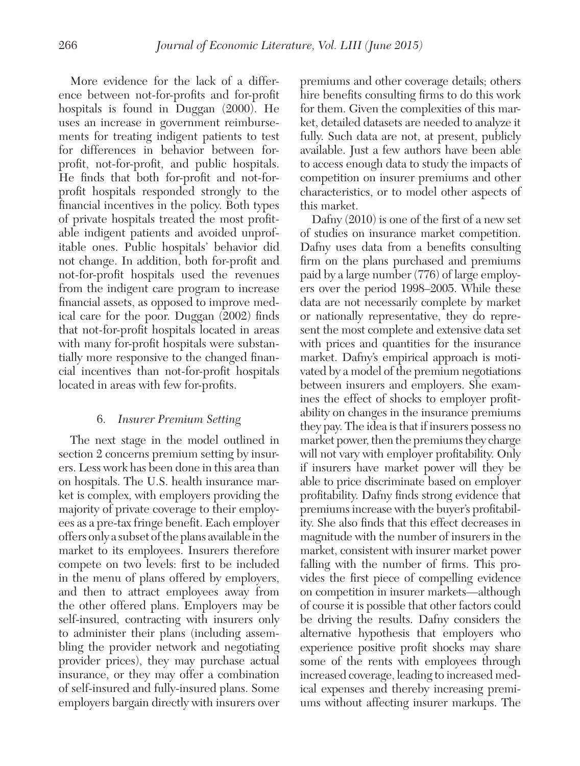More evidence for the lack of a difference between not-for-profits and for-profit hospitals is found in Duggan (2000). He uses an increase in government reimbursements for treating indigent patients to test for differences in behavior between for-profit, not-for-profit, and public hospitals. He finds that both for-profit and not-for-profit hospitals responded strongly to the financial incentives in the policy. Both types of private hospitals treated the most profitable indigent patients and avoided unprofitable ones. Public hospitals' behavior did not change. In addition, both for-profit and not-for-profit hospitals used the revenues from the indigent care program to increase financial assets, as opposed to improve medical care for the poor. Duggan (2002) finds that not-for-profit hospitals located in areas with many for-profit hospitals were substantially more responsive to the changed financial incentives than not-for-profit hospitals located in areas with few for-profits.

## 6. *Insurer Premium Setting*

The next stage in the model outlined in section 2 concerns premium setting by insurers. Less work has been done in this area than on hospitals. The U.S. health insurance market is complex, with employers providing the majority of private coverage to their employees as a pre-tax fringe benefit. Each employer offers only a subset of the plans available in the market to its employees. Insurers therefore compete on two levels: first to be included in the menu of plans offered by employers, and then to attract employees away from the other offered plans. Employers may be self-insured, contracting with insurers only to administer their plans (including assembling the provider network and negotiating provider prices), they may purchase actual insurance, or they may offer a combination of self-insured and fully-insured plans. Some employers bargain directly with insurers over premiums and other coverage details; others hire benefits consulting firms to do this work for them. Given the complexities of this market, detailed datasets are needed to analyze it fully. Such data are not, at present, publicly available. Just a few authors have been able to access enough data to study the impacts of competition on insurer premiums and other characteristics, or to model other aspects of this market.

Dafny (2010) is one of the first of a new set of studies on insurance market competition. Dafny uses data from a benefits consulting firm on the plans purchased and premiums paid by a large number (776) of large employers over the period 1998–2005. While these data are not necessarily complete by market or nationally representative, they do represent the most complete and extensive data set with prices and quantities for the insurance market. Dafny's empirical approach is motivated by a model of the premium negotiations between insurers and employers. She examines the effect of shocks to employer profitability on changes in the insurance premiums they pay. The idea is that if insurers possess no market power, then the premiums they charge will not vary with employer profitability. Only if insurers have market power will they be able to price discriminate based on employer profitability. Dafny finds strong evidence that premiums increase with the buyer's profitability. She also finds that this effect decreases in magnitude with the number of insurers in the market, consistent with insurer market power falling with the number of firms. This provides the first piece of compelling evidence on competition in insurer markets—although of course it is possible that other factors could be driving the results. Dafny considers the alternative hypothesis that employers who experience positive profit shocks may share some of the rents with employees through increased coverage, leading to increased medical expenses and thereby increasing premiums without affecting insurer markups. The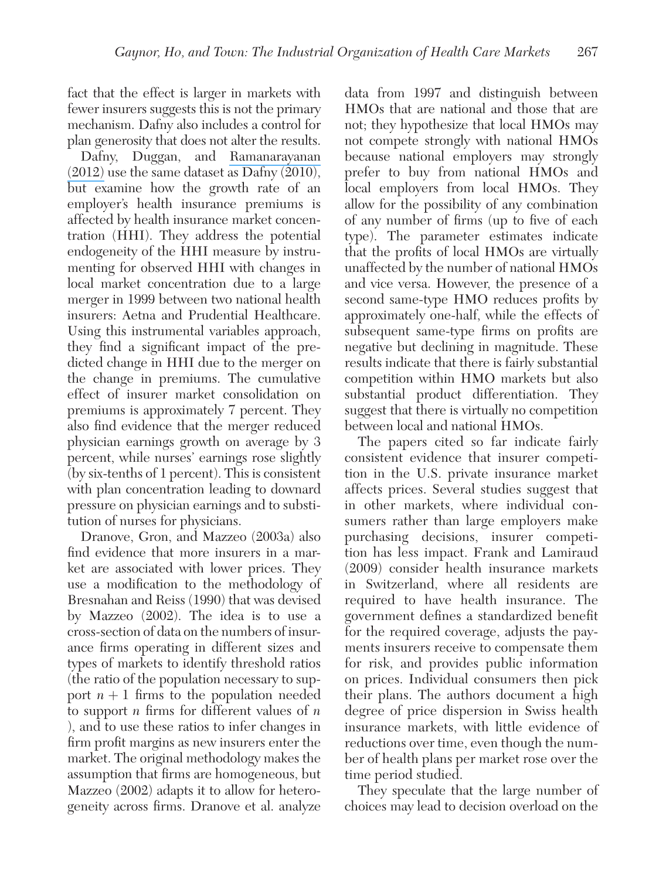fact that the effect is larger in markets with fewer insurers suggests this is not the primary mechanism. Dafny also includes a control for plan generosity that does not alter the results.

Dafny, Duggan, and Ramanarayanan (2012) use the same dataset as Dafny (2010), but examine how the growth rate of an employer's health insurance premiums is affected by health insurance market concentration (HHI). They address the potential endogeneity of the HHI measure by instrumenting for observed HHI with changes in local market concentration due to a large merger in 1999 between two national health insurers: Aetna and Prudential Healthcare. Using this instrumental variables approach, they find a significant impact of the predicted change in HHI due to the merger on the change in premiums. The cumulative effect of insurer market consolidation on premiums is approximately 7 percent. They also find evidence that the merger reduced physician earnings growth on average by 3 percent, while nurses' earnings rose slightly (by six-tenths of 1 percent). This is consistent with plan concentration leading to downard pressure on physician earnings and to substitution of nurses for physicians.

Dranove, Gron, and Mazzeo (2003a) also find evidence that more insurers in a market are associated with lower prices. They use a modification to the methodology of Bresnahan and Reiss (1990) that was devised by Mazzeo (2002). The idea is to use a cross-section of data on the numbers of insurance firms operating in different sizes and types of markets to identify threshold ratios (the ratio of the population necessary to support $n + 1$ firms to the population needed to support $n$ firms for different values of $n$ ), and to use these ratios to infer changes in firm profit margins as new insurers enter the market. The original methodology makes the assumption that firms are homogeneous, but Mazzeo (2002) adapts it to allow for heterogeneity across firms. Dranove et al. analyze data from 1997 and distinguish between HMOs that are national and those that are not; they hypothesize that local HMOs may not compete strongly with national HMOs because national employers may strongly prefer to buy from national HMOs and local employers from local HMOs. They allow for the possibility of any combination of any number of firms (up to five of each type). The parameter estimates indicate that the profits of local HMOs are virtually unaffected by the number of national HMOs and vice versa. However, the presence of a second same-type HMO reduces profits by approximately one-half, while the effects of subsequent same-type firms on profits are negative but declining in magnitude. These results indicate that there is fairly substantial competition within HMO markets but also substantial product differentiation. They suggest that there is virtually no competition between local and national HMOs.

The papers cited so far indicate fairly consistent evidence that insurer competition in the U.S. private insurance market affects prices. Several studies suggest that in other markets, where individual consumers rather than large employers make purchasing decisions, insurer competition has less impact. Frank and Lamiraud (2009) consider health insurance markets in Switzerland, where all residents are required to have health insurance. The government defines a standardized benefit for the required coverage, adjusts the payments insurers receive to compensate them for risk, and provides public information on prices. Individual consumers then pick their plans. The authors document a high degree of price dispersion in Swiss health insurance markets, with little evidence of reductions over time, even though the number of health plans per market rose over the time period studied.

They speculate that the large number of choices may lead to decision overload on the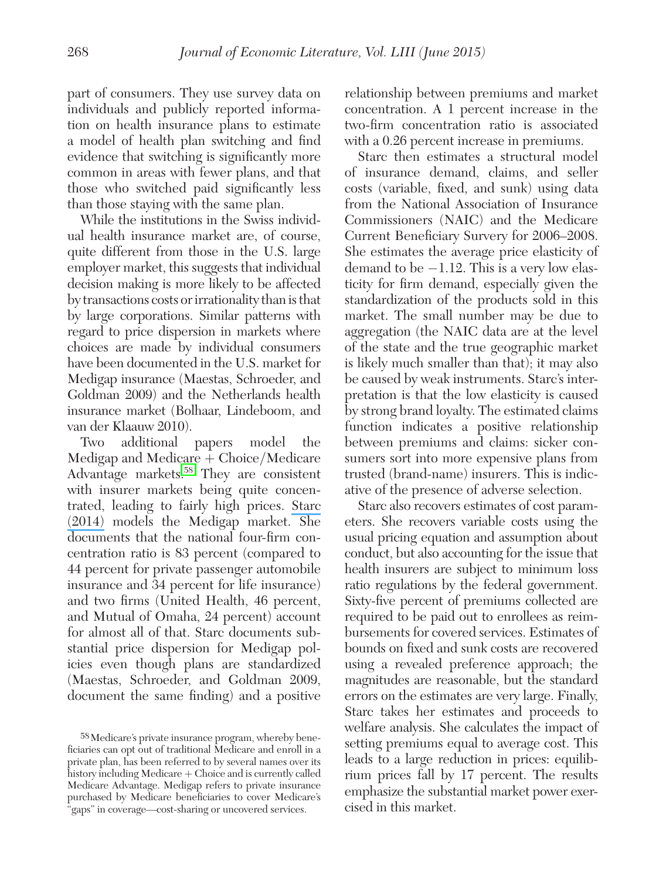part of consumers. They use survey data on individuals and publicly reported information on health insurance plans to estimate a model of health plan switching and find evidence that switching is significantly more common in areas with fewer plans, and that those who switched paid significantly less than those staying with the same plan.

While the institutions in the Swiss individual health insurance market are, of course, quite different from those in the U.S. large employer market, this suggests that individual decision making is more likely to be affected by transactions costs or irrationality than is that by large corporations. Similar patterns with regard to price dispersion in markets where choices are made by individual consumers have been documented in the U.S. market for Medigap insurance (Maestas, Schroeder, and Goldman 2009) and the Netherlands health insurance market (Bolhaar, Lindeboom, and van der Klaauw 2010).

Two additional papers model the Medigap and Medicare + Choice/Medicare Advantage markets.[58] They are consistent with insurer markets being quite concentrated, leading to fairly high prices. Starc (2014) models the Medigap market. She documents that the national four-firm concentration ratio is 83 percent (compared to 44 percent for private passenger automobile insurance and 34 percent for life insurance) and two firms (United Health, 46 percent, and Mutual of Omaha, 24 percent) account for almost all of that. Starc documents substantial price dispersion for Medigap policies even though plans are standardized (Maestas, Schroeder, and Goldman 2009, document the same finding) and a positive relationship between premiums and market concentration. A 1 percent increase in the two-firm concentration ratio is associated with a 0.26 percent increase in premiums.

Starc then estimates a structural model of insurance demand, claims, and seller costs (variable, fixed, and sunk) using data from the National Association of Insurance Commissioners (NAIC) and the Medicare Current Beneficiary Survery for 2006–2008. She estimates the average price elasticity of demand to be −1.12. This is a very low elasticity for firm demand, especially given the standardization of the products sold in this market. The small number may be due to aggregation (the NAIC data are at the level of the state and the true geographic market is likely much smaller than that); it may also be caused by weak instruments. Starc's interpretation is that the low elasticity is caused by strong brand loyalty. The estimated claims function indicates a positive relationship between premiums and claims: sicker consumers sort into more expensive plans from trusted (brand-name) insurers. This is indicative of the presence of adverse selection.

Starc also recovers estimates of cost parameters. She recovers variable costs using the usual pricing equation and assumption about conduct, but also accounting for the issue that health insurers are subject to minimum loss ratio regulations by the federal government. Sixty-five percent of premiums collected are required to be paid out to enrollees as reimbursements for covered services. Estimates of bounds on fixed and sunk costs are recovered using a revealed preference approach; the magnitudes are reasonable, but the standard errors on the estimates are very large. Finally, Starc takes her estimates and proceeds to welfare analysis. She calculates the impact of setting premiums equal to average cost. This leads to a large reduction in prices: equilibrium prices fall by 17 percent. The results emphasize the substantial market power exercised in this market.

[58] Medicare's private insurance program, whereby beneficiaries can opt out of traditional Medicare and enroll in a private plan, has been referred to by several names over its history including Medicare + Choice and is currently called Medicare Advantage. Medigap refers to private insurance purchased by Medicare beneficiaries to cover Medicare's "gaps" in coverage—cost-sharing or uncovered services.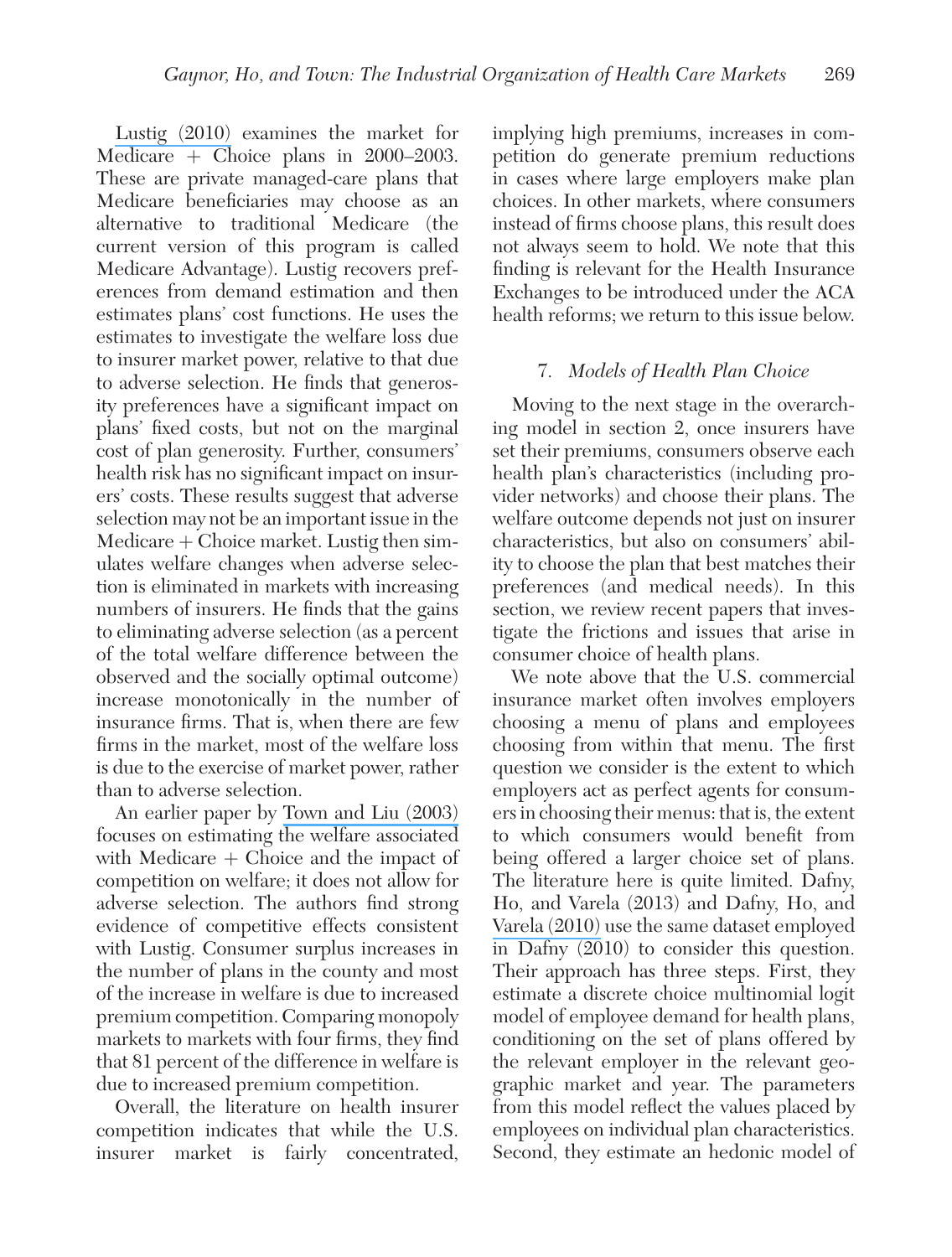Lustig (2010) examines the market for Medicare + Choice plans in 2000–2003. These are private managed-care plans that Medicare beneficiaries may choose as an alternative to traditional Medicare (the current version of this program is called Medicare Advantage). Lustig recovers preferences from demand estimation and then estimates plans' cost functions. He uses the estimates to investigate the welfare loss due to insurer market power, relative to that due to adverse selection. He finds that generosity preferences have a significant impact on plans' fixed costs, but not on the marginal cost of plan generosity. Further, consumers' health risk has no significant impact on insurers' costs. These results suggest that adverse selection may not be an important issue in the Medicare + Choice market. Lustig then simulates welfare changes when adverse selection is eliminated in markets with increasing numbers of insurers. He finds that the gains to eliminating adverse selection (as a percent of the total welfare difference between the observed and the socially optimal outcome) increase monotonically in the number of insurance firms. That is, when there are few firms in the market, most of the welfare loss is due to the exercise of market power, rather than to adverse selection.

An earlier paper by Town and Liu (2003) focuses on estimating the welfare associated with Medicare + Choice and the impact of competition on welfare; it does not allow for adverse selection. The authors find strong evidence of competitive effects consistent with Lustig. Consumer surplus increases in the number of plans in the county and most of the increase in welfare is due to increased premium competition. Comparing monopoly markets to markets with four firms, they find that 81 percent of the difference in welfare is due to increased premium competition.

Overall, the literature on health insurer competition indicates that while the U.S. insurer market is fairly concentrated, implying high premiums, increases in competition do generate premium reductions in cases where large employers make plan choices. In other markets, where consumers instead of firms choose plans, this result does not always seem to hold. We note that this finding is relevant for the Health Insurance Exchanges to be introduced under the ACA health reforms; we return to this issue below.

## 7. *Models of Health Plan Choice*

Moving to the next stage in the overarching model in section 2, once insurers have set their premiums, consumers observe each health plan's characteristics (including provider networks) and choose their plans. The welfare outcome depends not just on insurer characteristics, but also on consumers' ability to choose the plan that best matches their preferences (and medical needs). In this section, we review recent papers that investigate the frictions and issues that arise in consumer choice of health plans.

We note above that the U.S. commercial insurance market often involves employers choosing a menu of plans and employees choosing from within that menu. The first question we consider is the extent to which employers act as perfect agents for consumers in choosing their menus: that is, the extent to which consumers would benefit from being offered a larger choice set of plans. The literature here is quite limited. Dafny, Ho, and Varela (2013) and Dafny, Ho, and Varela (2010) use the same dataset employed in Dafny (2010) to consider this question. Their approach has three steps. First, they estimate a discrete choice multinomial logit model of employee demand for health plans, conditioning on the set of plans offered by the relevant employer in the relevant geographic market and year. The parameters from this model reflect the values placed by employees on individual plan characteristics. Second, they estimate an hedonic model of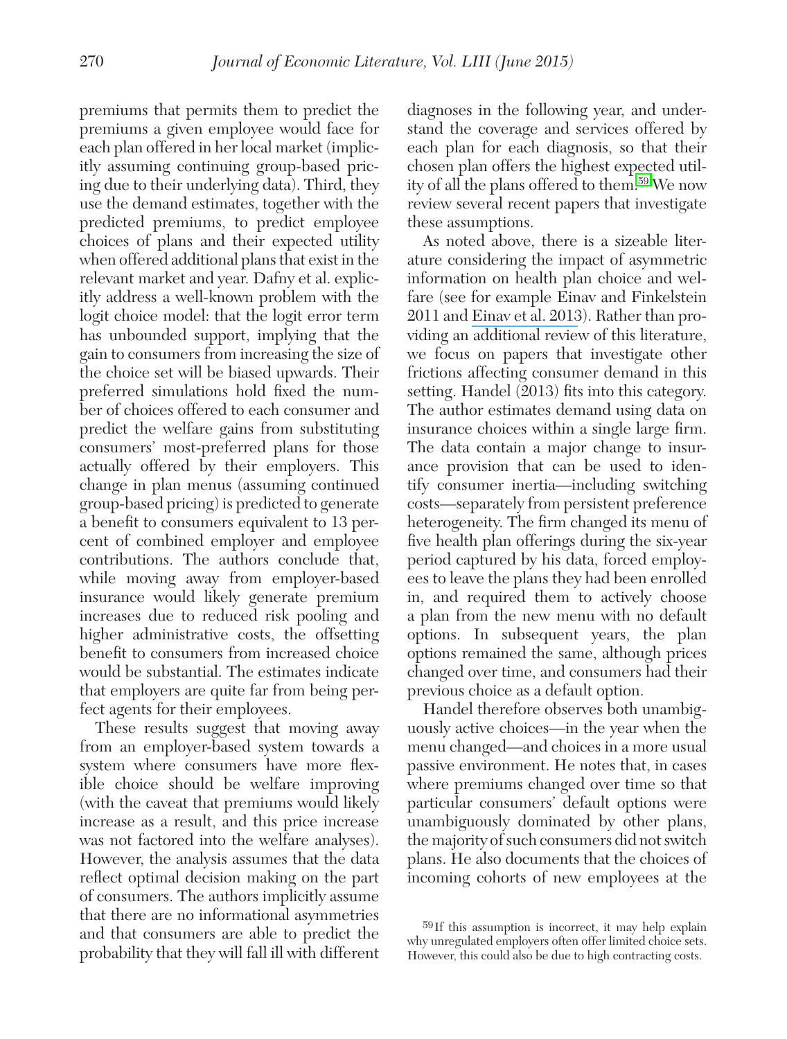premiums that permits them to predict the premiums a given employee would face for each plan offered in her local market (implicitly assuming continuing group-based pricing due to their underlying data). Third, they use the demand estimates, together with the predicted premiums, to predict employee choices of plans and their expected utility when offered additional plans that exist in the relevant market and year. Dafny et al. explicitly address a well-known problem with the logit choice model: that the logit error term has unbounded support, implying that the gain to consumers from increasing the size of the choice set will be biased upwards. Their preferred simulations hold fixed the number of choices offered to each consumer and predict the welfare gains from substituting consumers' most-preferred plans for those actually offered by their employers. This change in plan menus (assuming continued group-based pricing) is predicted to generate a benefit to consumers equivalent to 13 percent of combined employer and employee contributions. The authors conclude that, while moving away from employer-based insurance would likely generate premium increases due to reduced risk pooling and higher administrative costs, the offsetting benefit to consumers from increased choice would be substantial. The estimates indicate that employers are quite far from being perfect agents for their employees.

These results suggest that moving away from an employer-based system towards a system where consumers have more flexible choice should be welfare improving (with the caveat that premiums would likely increase as a result, and this price increase was not factored into the welfare analyses). However, the analysis assumes that the data reflect optimal decision making on the part of consumers. The authors implicitly assume that there are no informational asymmetries and that consumers are able to predict the probability that they will fall ill with different diagnoses in the following year, and understand the coverage and services offered by each plan for each diagnosis, so that their chosen plan offers the highest expected utility of all the plans offered to them.[59] We now review several recent papers that investigate these assumptions.

As noted above, there is a sizeable literature considering the impact of asymmetric information on health plan choice and welfare (see for example Einav and Finkelstein 2011 and Einav et al. 2013). Rather than providing an additional review of this literature, we focus on papers that investigate other frictions affecting consumer demand in this setting. Handel (2013) fits into this category. The author estimates demand using data on insurance choices within a single large firm. The data contain a major change to insurance provision that can be used to identify consumer inertia—including switching costs—separately from persistent preference heterogeneity. The firm changed its menu of five health plan offerings during the six-year period captured by his data, forced employees to leave the plans they had been enrolled in, and required them to actively choose a plan from the new menu with no default options. In subsequent years, the plan options remained the same, although prices changed over time, and consumers had their previous choice as a default option.

Handel therefore observes both unambiguously active choices—in the year when the menu changed—and choices in a more usual passive environment. He notes that, in cases where premiums changed over time so that particular consumers' default options were unambiguously dominated by other plans, the majority of such consumers did not switch plans. He also documents that the choices of incoming cohorts of new employees at the

[59] If this assumption is incorrect, it may help explain why unregulated employers often offer limited choice sets. However, this could also be due to high contracting costs.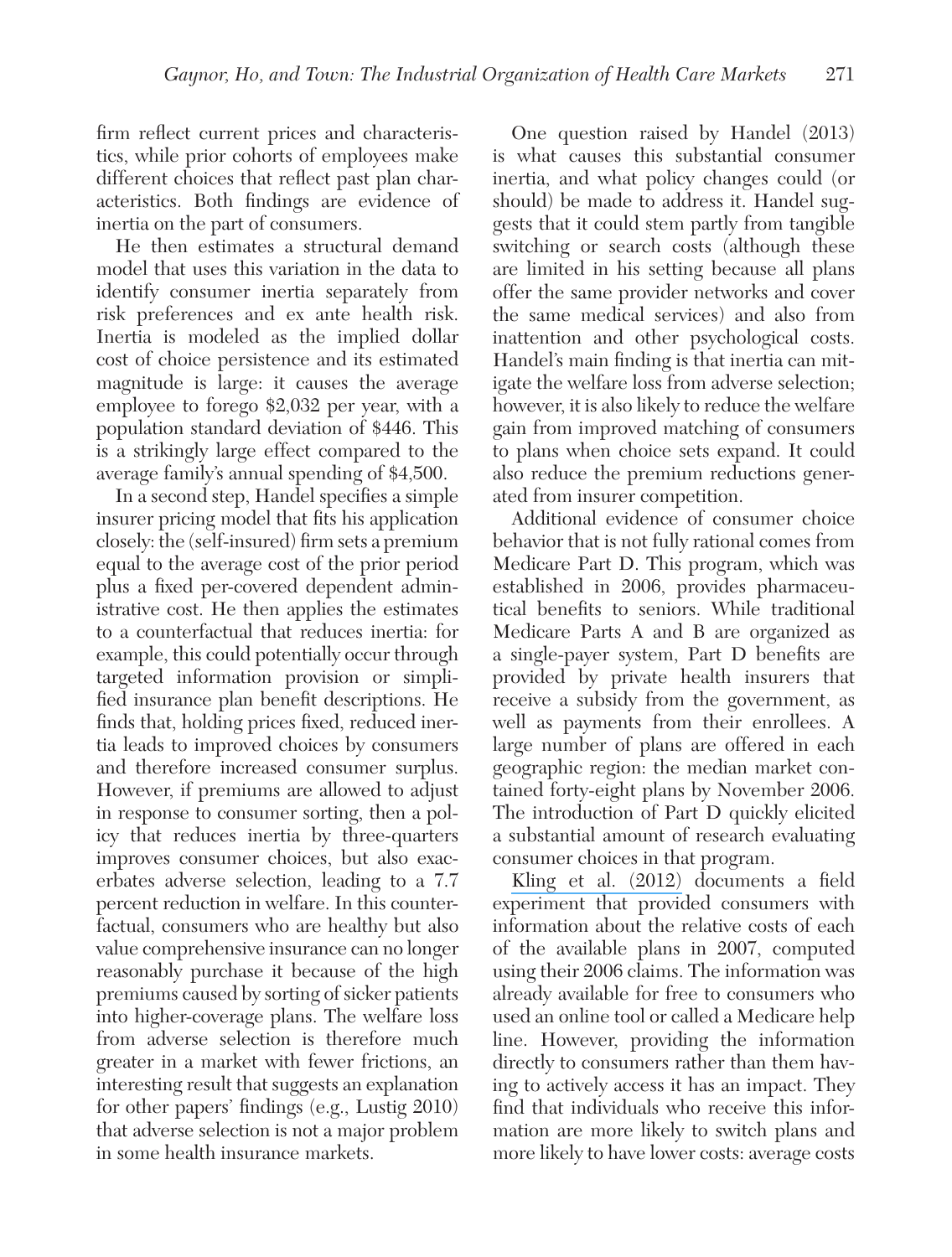firm reflect current prices and characteristics, while prior cohorts of employees make different choices that reflect past plan characteristics. Both findings are evidence of inertia on the part of consumers.

He then estimates a structural demand model that uses this variation in the data to identify consumer inertia separately from risk preferences and ex ante health risk. Inertia is modeled as the implied dollar cost of choice persistence and its estimated magnitude is large: it causes the average employee to forego $2,032 per year, with a population standard deviation of $446. This is a strikingly large effect compared to the average family's annual spending of $4,500.

In a second step, Handel specifies a simple insurer pricing model that fits his application closely: the (self-insured) firm sets a premium equal to the average cost of the prior period plus a fixed per-covered dependent administrative cost. He then applies the estimates to a counterfactual that reduces inertia: for example, this could potentially occur through targeted information provision or simplified insurance plan benefit descriptions. He finds that, holding prices fixed, reduced inertia leads to improved choices by consumers and therefore increased consumer surplus. However, if premiums are allowed to adjust in response to consumer sorting, then a policy that reduces inertia by three-quarters improves consumer choices, but also exacerbates adverse selection, leading to a 7.7 percent reduction in welfare. In this counterfactual, consumers who are healthy but also value comprehensive insurance can no longer reasonably purchase it because of the high premiums caused by sorting of sicker patients into higher-coverage plans. The welfare loss from adverse selection is therefore much greater in a market with fewer frictions, an interesting result that suggests an explanation for other papers' findings (e.g., Lustig 2010) that adverse selection is not a major problem in some health insurance markets.

One question raised by Handel (2013) is what causes this substantial consumer inertia, and what policy changes could (or should) be made to address it. Handel suggests that it could stem partly from tangible switching or search costs (although these are limited in his setting because all plans offer the same provider networks and cover the same medical services) and also from inattention and other psychological costs. Handel's main finding is that inertia can mitigate the welfare loss from adverse selection; however, it is also likely to reduce the welfare gain from improved matching of consumers to plans when choice sets expand. It could also reduce the premium reductions generated from insurer competition.

Additional evidence of consumer choice behavior that is not fully rational comes from Medicare Part D. This program, which was established in 2006, provides pharmaceutical benefits to seniors. While traditional Medicare Parts A and B are organized as a single-payer system, Part D benefits are provided by private health insurers that receive a subsidy from the government, as well as payments from their enrollees. A large number of plans are offered in each geographic region: the median market contained forty-eight plans by November 2006. The introduction of Part D quickly elicited a substantial amount of research evaluating consumer choices in that program.

Kling et al. (2012) documents a field experiment that provided consumers with information about the relative costs of each of the available plans in 2007, computed using their 2006 claims. The information was already available for free to consumers who used an online tool or called a Medicare help line. However, providing the information directly to consumers rather than them having to actively access it has an impact. They find that individuals who receive this information are more likely to switch plans and more likely to have lower costs: average costs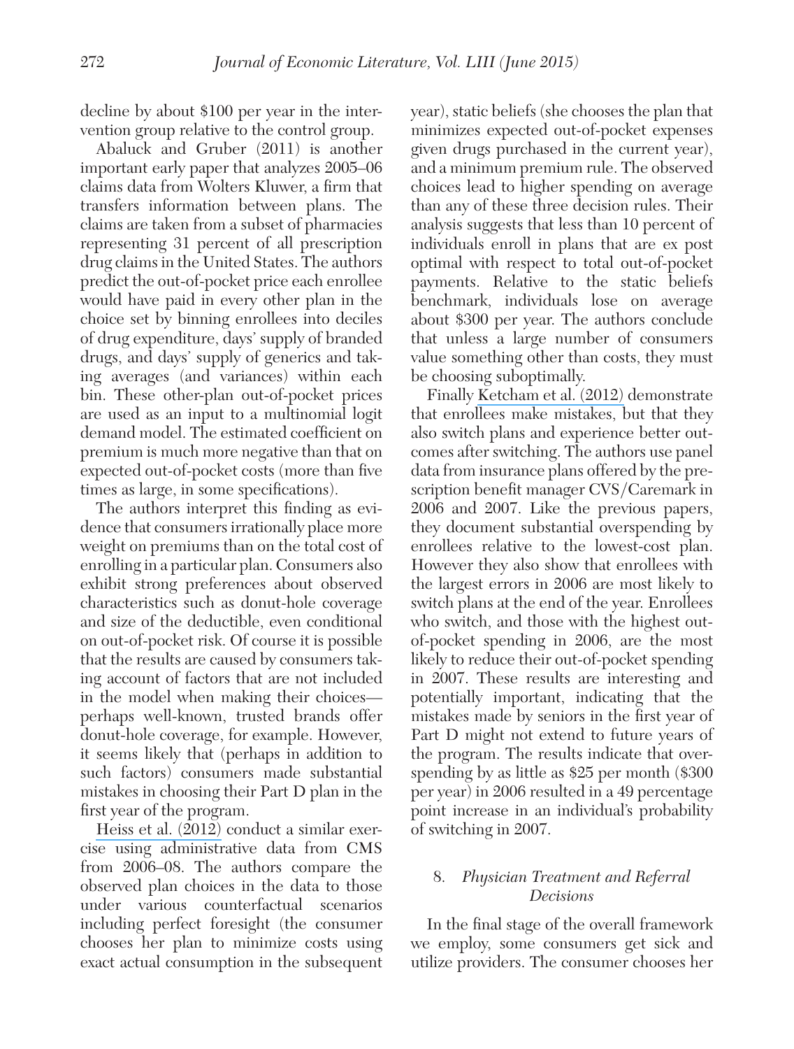decline by about $100 per year in the intervention group relative to the control group.

Abaluck and Gruber (2011) is another important early paper that analyzes 2005–06 claims data from Wolters Kluwer, a firm that transfers information between plans. The claims are taken from a subset of pharmacies representing 31 percent of all prescription drug claims in the United States. The authors predict the out-of-pocket price each enrollee would have paid in every other plan in the choice set by binning enrollees into deciles of drug expenditure, days' supply of branded drugs, and days' supply of generics and taking averages (and variances) within each bin. These other-plan out-of-pocket prices are used as an input to a multinomial logit demand model. The estimated coefficient on premium is much more negative than that on expected out-of-pocket costs (more than five times as large, in some specifications).

The authors interpret this finding as evidence that consumers irrationally place more weight on premiums than on the total cost of enrolling in a particular plan. Consumers also exhibit strong preferences about observed characteristics such as donut-hole coverage and size of the deductible, even conditional on out-of-pocket risk. Of course it is possible that the results are caused by consumers taking account of factors that are not included in the model when making their choices—perhaps well-known, trusted brands offer donut-hole coverage, for example. However, it seems likely that (perhaps in addition to such factors) consumers made substantial mistakes in choosing their Part D plan in the first year of the program.

Heiss et al. (2012) conduct a similar exercise using administrative data from CMS from 2006–08. The authors compare the observed plan choices in the data to those under various counterfactual scenarios including perfect foresight (the consumer chooses her plan to minimize costs using exact actual consumption in the subsequent year), static beliefs (she chooses the plan that minimizes expected out-of-pocket expenses given drugs purchased in the current year), and a minimum premium rule. The observed choices lead to higher spending on average than any of these three decision rules. Their analysis suggests that less than 10 percent of individuals enroll in plans that are ex post optimal with respect to total out-of-pocket payments. Relative to the static beliefs benchmark, individuals lose on average about $300 per year. The authors conclude that unless a large number of consumers value something other than costs, they must be choosing suboptimally.

Finally Ketcham et al. (2012) demonstrate that enrollees make mistakes, but that they also switch plans and experience better outcomes after switching. The authors use panel data from insurance plans offered by the prescription benefit manager CVS/Caremark in 2006 and 2007. Like the previous papers, they document substantial overspending by enrollees relative to the lowest-cost plan. However they also show that enrollees with the largest errors in 2006 are most likely to switch plans at the end of the year. Enrollees who switch, and those with the highest out-of-pocket spending in 2006, are the most likely to reduce their out-of-pocket spending in 2007. These results are interesting and potentially important, indicating that the mistakes made by seniors in the first year of Part D might not extend to future years of the program. The results indicate that overspending by as little as $25 per month ($300 per year) in 2006 resulted in a 49 percentage point increase in an individual's probability of switching in 2007.

## 8. *Physician Treatment and Referral Decisions*

In the final stage of the overall framework we employ, some consumers get sick and utilize providers. The consumer chooses her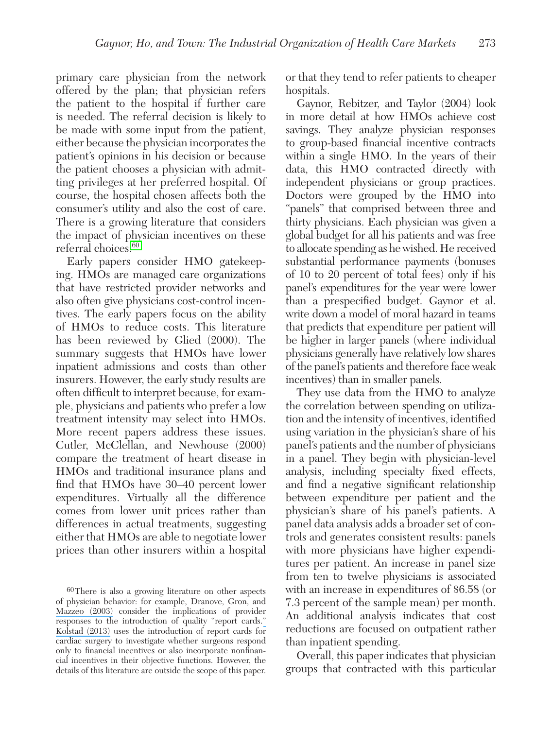primary care physician from the network offered by the plan; that physician refers the patient to the hospital if further care is needed. The referral decision is likely to be made with some input from the patient, either because the physician incorporates the patient's opinions in his decision or because the patient chooses a physician with admitting privileges at her preferred hospital. Of course, the hospital chosen affects both the consumer's utility and also the cost of care. There is a growing literature that considers the impact of physician incentives on these referral choices.[60]

Early papers consider HMO gatekeeping. HMOs are managed care organizations that have restricted provider networks and also often give physicians cost-control incentives. The early papers focus on the ability of HMOs to reduce costs. This literature has been reviewed by Glied (2000). The summary suggests that HMOs have lower inpatient admissions and costs than other insurers. However, the early study results are often difficult to interpret because, for example, physicians and patients who prefer a low treatment intensity may select into HMOs. More recent papers address these issues. Cutler, McClellan, and Newhouse (2000) compare the treatment of heart disease in HMOs and traditional insurance plans and find that HMOs have 30–40 percent lower expenditures. Virtually all the difference comes from lower unit prices rather than differences in actual treatments, suggesting either that HMOs are able to negotiate lower prices than other insurers within a hospital or that they tend to refer patients to cheaper hospitals.

Gaynor, Rebitzer, and Taylor (2004) look in more detail at how HMOs achieve cost savings. They analyze physician responses to group-based financial incentive contracts within a single HMO. In the years of their data, this HMO contracted directly with independent physicians or group practices. Doctors were grouped by the HMO into "panels" that comprised between three and thirty physicians. Each physician was given a global budget for all his patients and was free to allocate spending as he wished. He received substantial performance payments (bonuses of 10 to 20 percent of total fees) only if his panel's expenditures for the year were lower than a prespecified budget. Gaynor et al. write down a model of moral hazard in teams that predicts that expenditure per patient will be higher in larger panels (where individual physicians generally have relatively low shares of the panel's patients and therefore face weak incentives) than in smaller panels.

They use data from the HMO to analyze the correlation between spending on utilization and the intensity of incentives, identified using variation in the physician's share of his panel's patients and the number of physicians in a panel. They begin with physician-level analysis, including specialty fixed effects, and find a negative significant relationship between expenditure per patient and the physician's share of his panel's patients. A panel data analysis adds a broader set of controls and generates consistent results: panels with more physicians have higher expenditures per patient. An increase in panel size from ten to twelve physicians is associated with an increase in expenditures of $6.58 (or 7.3 percent of the sample mean) per month. An additional analysis indicates that cost reductions are focused on outpatient rather than inpatient spending.

Overall, this paper indicates that physician groups that contracted with this particular

[60] There is also a growing literature on other aspects of physician behavior: for example, Dranove, Gron, and Mazzeo (2003) consider the implications of provider responses to the introduction of quality "report cards." Kolstad (2013) uses the introduction of report cards for cardiac surgery to investigate whether surgeons respond only to financial incentives or also incorporate nonfinancial incentives in their objective functions. However, the details of this literature are outside the scope of this paper.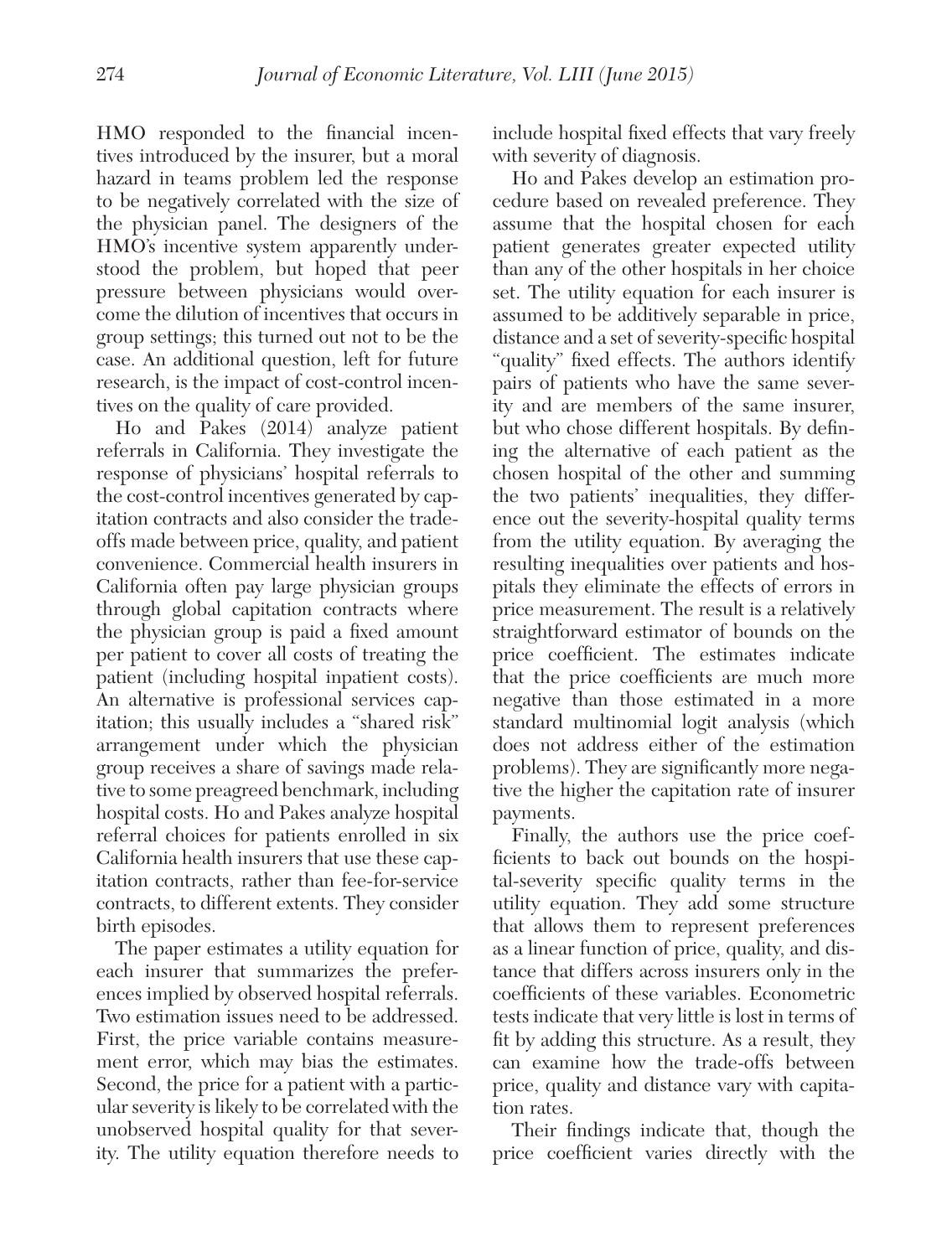HMO responded to the financial incentives introduced by the insurer, but a moral hazard in teams problem led the response to be negatively correlated with the size of the physician panel. The designers of the HMO's incentive system apparently understood the problem, but hoped that peer pressure between physicians would overcome the dilution of incentives that occurs in group settings; this turned out not to be the case. An additional question, left for future research, is the impact of cost-control incentives on the quality of care provided.

Ho and Pakes (2014) analyze patient referrals in California. They investigate the response of physicians' hospital referrals to the cost-control incentives generated by capitation contracts and also consider the trade-offs made between price, quality, and patient convenience. Commercial health insurers in California often pay large physician groups through global capitation contracts where the physician group is paid a fixed amount per patient to cover all costs of treating the patient (including hospital inpatient costs). An alternative is professional services capitation; this usually includes a "shared risk" arrangement under which the physician group receives a share of savings made relative to some preagreed benchmark, including hospital costs. Ho and Pakes analyze hospital referral choices for patients enrolled in six California health insurers that use these capitation contracts, rather than fee-for-service contracts, to different extents. They consider birth episodes.

The paper estimates a utility equation for each insurer that summarizes the preferences implied by observed hospital referrals. Two estimation issues need to be addressed. First, the price variable contains measurement error, which may bias the estimates. Second, the price for a patient with a particular severity is likely to be correlated with the unobserved hospital quality for that severity. The utility equation therefore needs to include hospital fixed effects that vary freely with severity of diagnosis.

Ho and Pakes develop an estimation procedure based on revealed preference. They assume that the hospital chosen for each patient generates greater expected utility than any of the other hospitals in her choice set. The utility equation for each insurer is assumed to be additively separable in price, distance and a set of severity-specific hospital "quality" fixed effects. The authors identify pairs of patients who have the same severity and are members of the same insurer, but who chose different hospitals. By defining the alternative of each patient as the chosen hospital of the other and summing the two patients' inequalities, they difference out the severity-hospital quality terms from the utility equation. By averaging the resulting inequalities over patients and hospitals they eliminate the effects of errors in price measurement. The result is a relatively straightforward estimator of bounds on the price coefficient. The estimates indicate that the price coefficients are much more negative than those estimated in a more standard multinomial logit analysis (which does not address either of the estimation problems). They are significantly more negative the higher the capitation rate of insurer payments.

Finally, the authors use the price coefficients to back out bounds on the hospital-severity specific quality terms in the utility equation. They add some structure that allows them to represent preferences as a linear function of price, quality, and distance that differs across insurers only in the coefficients of these variables. Econometric tests indicate that very little is lost in terms of fit by adding this structure. As a result, they can examine how the trade-offs between price, quality and distance vary with capitation rates.

Their findings indicate that, though the price coefficient varies directly with the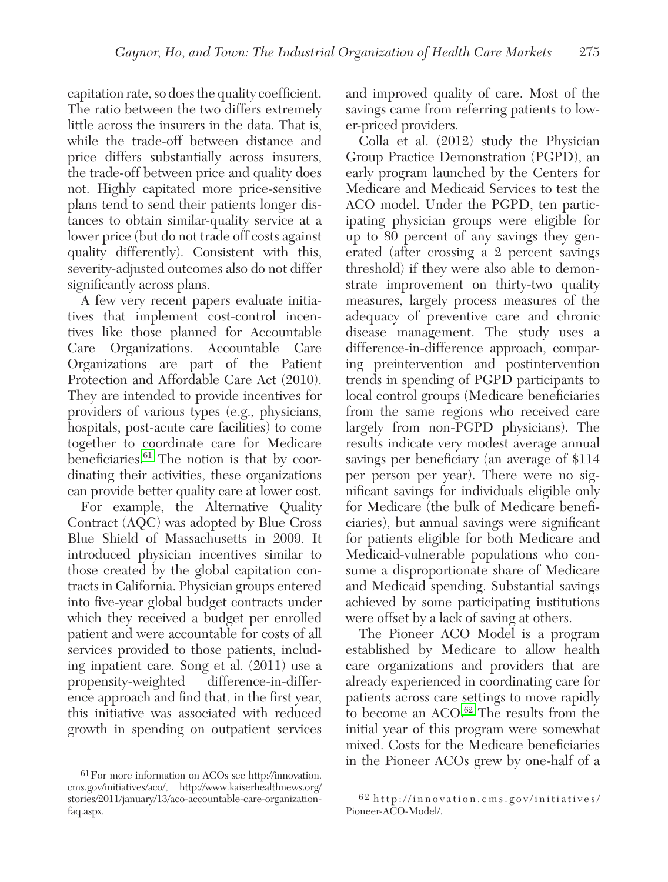capitation rate, so does the quality coefficient. The ratio between the two differs extremely little across the insurers in the data. That is, while the trade-off between distance and price differs substantially across insurers, the trade-off between price and quality does not. Highly capitated more price-sensitive plans tend to send their patients longer distances to obtain similar-quality service at a lower price (but do not trade off costs against quality differently). Consistent with this, severity-adjusted outcomes also do not differ significantly across plans.

A few very recent papers evaluate initiatives that implement cost-control incentives like those planned for Accountable Care Organizations. Accountable Care Organizations are part of the Patient Protection and Affordable Care Act (2010). They are intended to provide incentives for providers of various types (e.g., physicians, hospitals, post-acute care facilities) to come together to coordinate care for Medicare beneficiaries.[61] The notion is that by coordinating their activities, these organizations can provide better quality care at lower cost.

For example, the Alternative Quality Contract (AQC) was adopted by Blue Cross Blue Shield of Massachusetts in 2009. It introduced physician incentives similar to those created by the global capitation contracts in California. Physician groups entered into five-year global budget contracts under which they received a budget per enrolled patient and were accountable for costs of all services provided to those patients, including inpatient care. Song et al. (2011) use a propensity-weighted difference-in-difference approach and find that, in the first year, this initiative was associated with reduced growth in spending on outpatient services and improved quality of care. Most of the savings came from referring patients to lower-priced providers.

Colla et al. (2012) study the Physician Group Practice Demonstration (PGPD), an early program launched by the Centers for Medicare and Medicaid Services to test the ACO model. Under the PGPD, ten participating physician groups were eligible for up to 80 percent of any savings they generated (after crossing a 2 percent savings threshold) if they were also able to demonstrate improvement on thirty-two quality measures, largely process measures of the adequacy of preventive care and chronic disease management. The study uses a difference-in-difference approach, comparing preintervention and postintervention trends in spending of PGPD participants to local control groups (Medicare beneficiaries from the same regions who received care largely from non-PGPD physicians). The results indicate very modest average annual savings per beneficiary (an average of $114 per person per year). There were no significant savings for individuals eligible only for Medicare (the bulk of Medicare beneficiaries), but annual savings were significant for patients eligible for both Medicare and Medicaid-vulnerable populations who consume a disproportionate share of Medicare and Medicaid spending. Substantial savings achieved by some participating institutions were offset by a lack of saving at others.

The Pioneer ACO Model is a program established by Medicare to allow health care organizations and providers that are already experienced in coordinating care for patients across care settings to move rapidly to become an ACO.[62] The results from the initial year of this program were somewhat mixed. Costs for the Medicare beneficiaries in the Pioneer ACOs grew by one-half of a

[61] For more information on ACOs see http://innovation.cms.gov/initiatives/aco/, http://www.kaiserhealthnews.org/stories/2011/january/13/aco-accountable-care-organization-faq.aspx.

[62] http://innovation.cms.gov/initiatives/Pioneer-ACO-Model/.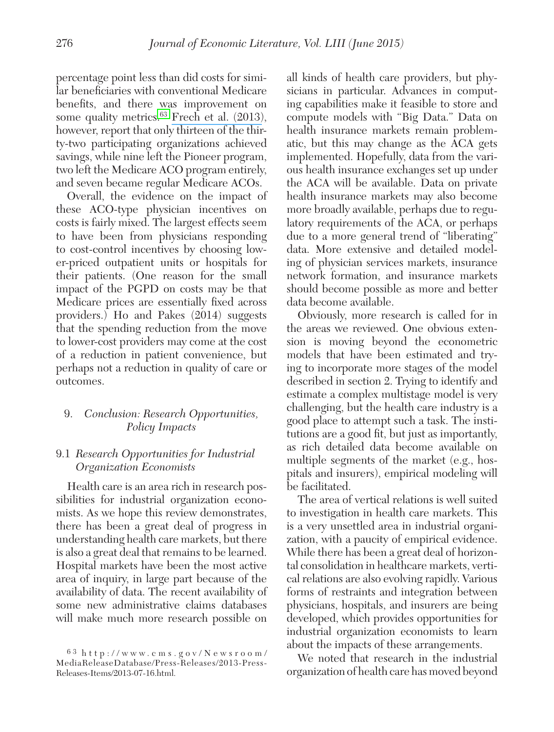percentage point less than did costs for similar beneficiaries with conventional Medicare benefits, and there was improvement on some quality metrics.[63] Frech et al. (2013), however, report that only thirteen of the thirty-two participating organizations achieved savings, while nine left the Pioneer program, two left the Medicare ACO program entirely, and seven became regular Medicare ACOs.

Overall, the evidence on the impact of these ACO-type physician incentives on costs is fairly mixed. The largest effects seem to have been from physicians responding to cost-control incentives by choosing lower-priced outpatient units or hospitals for their patients. (One reason for the small impact of the PGPD on costs may be that Medicare prices are essentially fixed across providers.) Ho and Pakes (2014) suggests that the spending reduction from the move to lower-cost providers may come at the cost of a reduction in patient convenience, but perhaps not a reduction in quality of care or outcomes.

## 9. *Conclusion: Research Opportunities, Policy Impacts*

### 9.1 *Research Opportunities for Industrial Organization Economists*

Health care is an area rich in research possibilities for industrial organization economists. As we hope this review demonstrates, there has been a great deal of progress in understanding health care markets, but there is also a great deal that remains to be learned. Hospital markets have been the most active area of inquiry, in large part because of the availability of data. The recent availability of some new administrative claims databases will make much more research possible on all kinds of health care providers, but physicians in particular. Advances in computing capabilities make it feasible to store and compute models with "Big Data." Data on health insurance markets remain problematic, but this may change as the ACA gets implemented. Hopefully, data from the various health insurance exchanges set up under the ACA will be available. Data on private health insurance markets may also become more broadly available, perhaps due to regulatory requirements of the ACA, or perhaps due to a more general trend of "liberating" data. More extensive and detailed modeling of physician services markets, insurance network formation, and insurance markets should become possible as more and better data become available.

Obviously, more research is called for in the areas we reviewed. One obvious extension is moving beyond the econometric models that have been estimated and trying to incorporate more stages of the model described in section 2. Trying to identify and estimate a complex multistage model is very challenging, but the health care industry is a good place to attempt such a task. The institutions are a good fit, but just as importantly, as rich detailed data become available on multiple segments of the market (e.g., hospitals and insurers), empirical modeling will be facilitated.

The area of vertical relations is well suited to investigation in health care markets. This is a very unsettled area in industrial organization, with a paucity of empirical evidence. While there has been a great deal of horizontal consolidation in healthcare markets, vertical relations are also evolving rapidly. Various forms of restraints and integration between physicians, hospitals, and insurers are being developed, which provides opportunities for industrial organization economists to learn about the impacts of these arrangements.

We noted that research in the industrial organization of health care has moved beyond

[63] http://www.cms.gov/Newsroom/MediaReleaseDatabase/Press-Releases/2013-Press-Releases-Items/2013-07-16.html.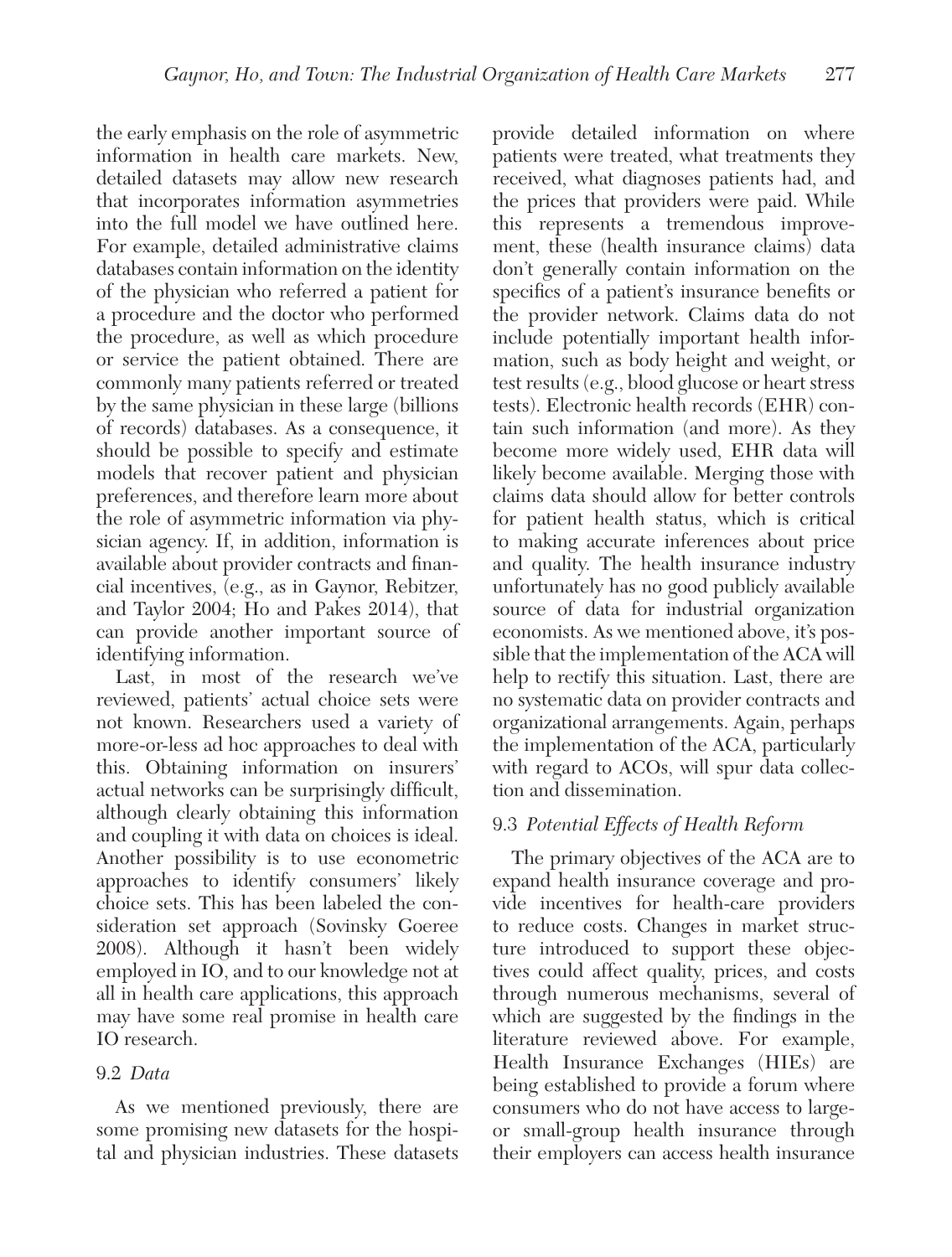the early emphasis on the role of asymmetric information in health care markets. New, detailed datasets may allow new research that incorporates information asymmetries into the full model we have outlined here. For example, detailed administrative claims databases contain information on the identity of the physician who referred a patient for a procedure and the doctor who performed the procedure, as well as which procedure or service the patient obtained. There are commonly many patients referred or treated by the same physician in these large (billions of records) databases. As a consequence, it should be possible to specify and estimate models that recover patient and physician preferences, and therefore learn more about the role of asymmetric information via physician agency. If, in addition, information is available about provider contracts and financial incentives, (e.g., as in Gaynor, Rebitzer, and Taylor 2004; Ho and Pakes 2014), that can provide another important source of identifying information.

Last, in most of the research we've reviewed, patients' actual choice sets were not known. Researchers used a variety of more-or-less ad hoc approaches to deal with this. Obtaining information on insurers' actual networks can be surprisingly difficult, although clearly obtaining this information and coupling it with data on choices is ideal. Another possibility is to use econometric approaches to identify consumers' likely choice sets. This has been labeled the consideration set approach (Sovinsky Goeree 2008). Although it hasn't been widely employed in IO, and to our knowledge not at all in health care applications, this approach may have some real promise in health care IO research.

### 9.2 *Data*

As we mentioned previously, there are some promising new datasets for the hospital and physician industries. These datasets provide detailed information on where patients were treated, what treatments they received, what diagnoses patients had, and the prices that providers were paid. While this represents a tremendous improvement, these (health insurance claims) data don't generally contain information on the specifics of a patient's insurance benefits or the provider network. Claims data do not include potentially important health information, such as body height and weight, or test results (e.g., blood glucose or heart stress tests). Electronic health records (EHR) contain such information (and more). As they become more widely used, EHR data will likely become available. Merging those with claims data should allow for better controls for patient health status, which is critical to making accurate inferences about price and quality. The health insurance industry unfortunately has no good publicly available source of data for industrial organization economists. As we mentioned above, it's possible that the implementation of the ACA will help to rectify this situation. Last, there are no systematic data on provider contracts and organizational arrangements. Again, perhaps the implementation of the ACA, particularly with regard to ACOs, will spur data collection and dissemination.

### 9.3 *Potential Effects of Health Reform*

The primary objectives of the ACA are to expand health insurance coverage and provide incentives for health-care providers to reduce costs. Changes in market structure introduced to support these objectives could affect quality, prices, and costs through numerous mechanisms, several of which are suggested by the findings in the literature reviewed above. For example, Health Insurance Exchanges (HIEs) are being established to provide a forum where consumers who do not have access to large- or small-group health insurance through their employers can access health insurance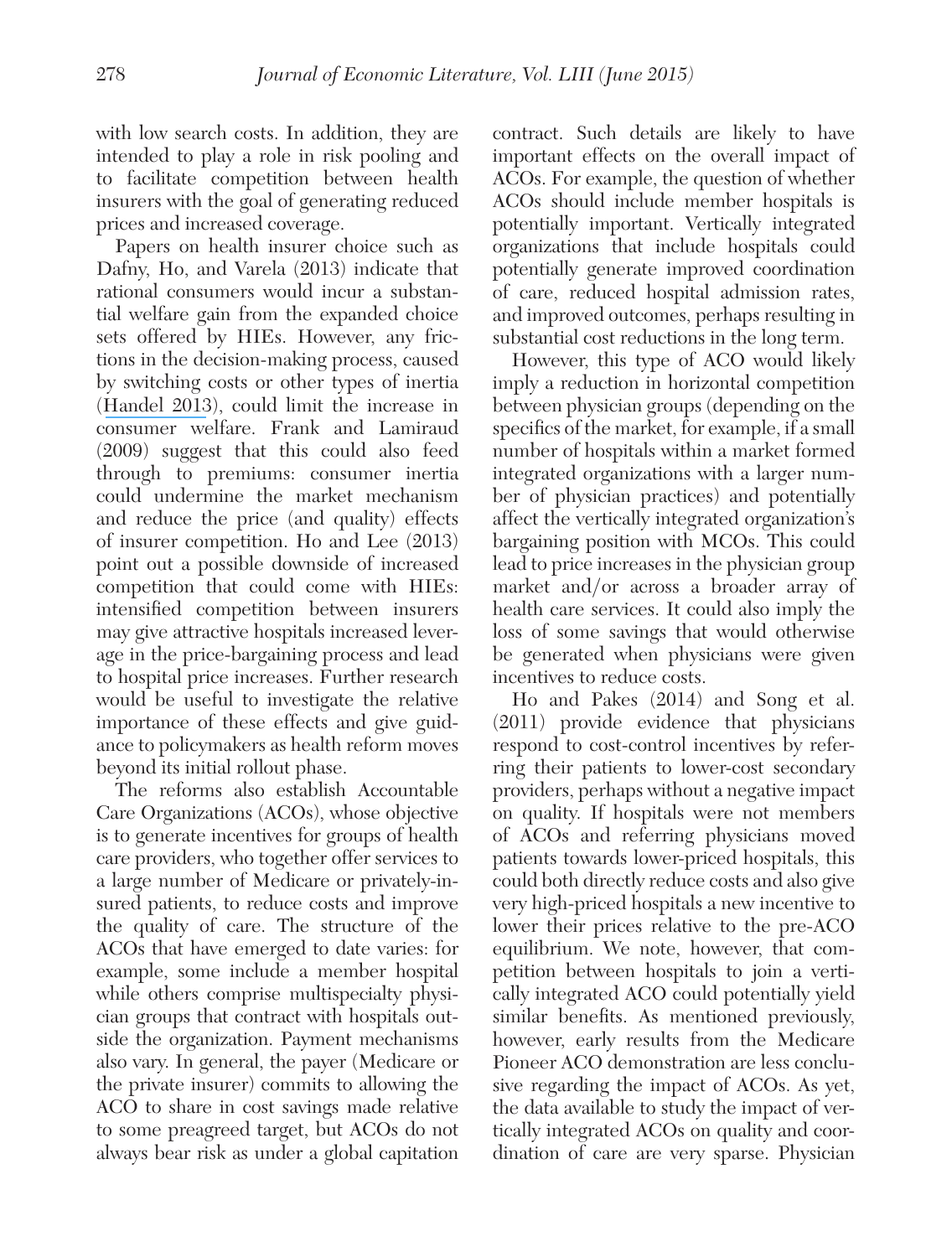with low search costs. In addition, they are intended to play a role in risk pooling and to facilitate competition between health insurers with the goal of generating reduced prices and increased coverage.

Papers on health insurer choice such as Dafny, Ho, and Varela (2013) indicate that rational consumers would incur a substantial welfare gain from the expanded choice sets offered by HIEs. However, any frictions in the decision-making process, caused by switching costs or other types of inertia (Handel 2013), could limit the increase in consumer welfare. Frank and Lamiraud (2009) suggest that this could also feed through to premiums: consumer inertia could undermine the market mechanism and reduce the price (and quality) effects of insurer competition. Ho and Lee (2013) point out a possible downside of increased competition that could come with HIEs: intensified competition between insurers may give attractive hospitals increased leverage in the price-bargaining process and lead to hospital price increases. Further research would be useful to investigate the relative importance of these effects and give guidance to policymakers as health reform moves beyond its initial rollout phase.

The reforms also establish Accountable Care Organizations (ACOs), whose objective is to generate incentives for groups of health care providers, who together offer services to a large number of Medicare or privately-insured patients, to reduce costs and improve the quality of care. The structure of the ACOs that have emerged to date varies: for example, some include a member hospital while others comprise multispecialty physician groups that contract with hospitals outside the organization. Payment mechanisms also vary. In general, the payer (Medicare or the private insurer) commits to allowing the ACO to share in cost savings made relative to some preagreed target, but ACOs do not always bear risk as under a global capitation contract. Such details are likely to have important effects on the overall impact of ACOs. For example, the question of whether ACOs should include member hospitals is potentially important. Vertically integrated organizations that include hospitals could potentially generate improved coordination of care, reduced hospital admission rates, and improved outcomes, perhaps resulting in substantial cost reductions in the long term.

However, this type of ACO would likely imply a reduction in horizontal competition between physician groups (depending on the specifics of the market, for example, if a small number of hospitals within a market formed integrated organizations with a larger number of physician practices) and potentially affect the vertically integrated organization's bargaining position with MCOs. This could lead to price increases in the physician group market and/or across a broader array of health care services. It could also imply the loss of some savings that would otherwise be generated when physicians were given incentives to reduce costs.

Ho and Pakes (2014) and Song et al. (2011) provide evidence that physicians respond to cost-control incentives by referring their patients to lower-cost secondary providers, perhaps without a negative impact on quality. If hospitals were not members of ACOs and referring physicians moved patients towards lower-priced hospitals, this could both directly reduce costs and also give very high-priced hospitals a new incentive to lower their prices relative to the pre-ACO equilibrium. We note, however, that competition between hospitals to join a vertically integrated ACO could potentially yield similar benefits. As mentioned previously, however, early results from the Medicare Pioneer ACO demonstration are less conclusive regarding the impact of ACOs. As yet, the data available to study the impact of vertically integrated ACOs on quality and coordination of care are very sparse. Physician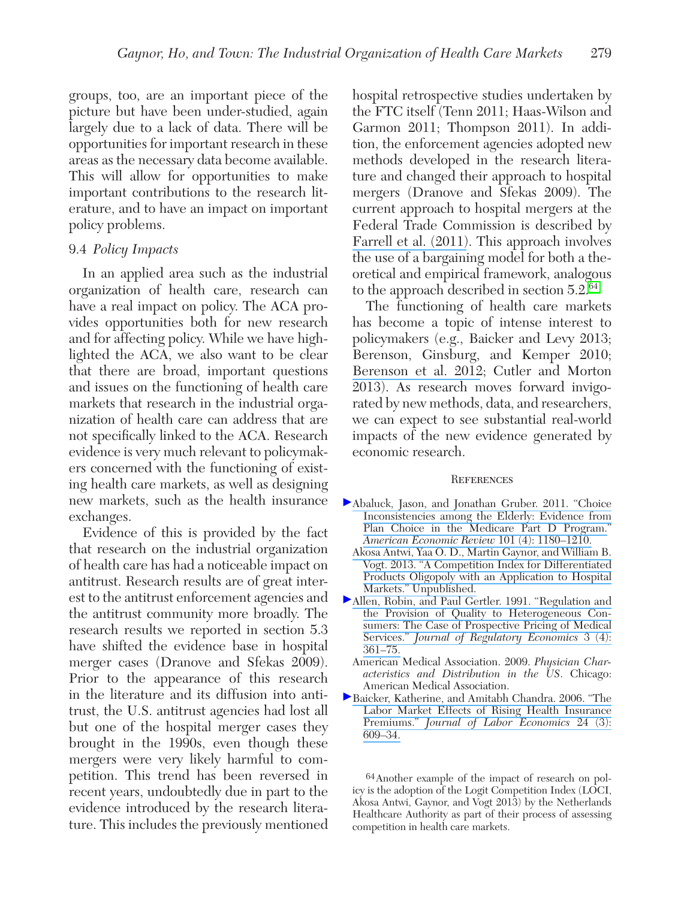groups, too, are an important piece of the picture but have been under-studied, again largely due to a lack of data. There will be opportunities for important research in these areas as the necessary data become available. This will allow for opportunities to make important contributions to the research literature, and to have an impact on important policy problems.

### 9.4 *Policy Impacts*

In an applied area such as the industrial organization of health care, research can have a real impact on policy. The ACA provides opportunities both for new research and for affecting policy. While we have highlighted the ACA, we also want to be clear that there are broad, important questions and issues on the functioning of health care markets that research in the industrial organization of health care can address that are not specifically linked to the ACA. Research evidence is very much relevant to policymakers concerned with the functioning of existing health care markets, as well as designing new markets, such as the health insurance exchanges.

Evidence of this is provided by the fact that research on the industrial organization of health care has had a noticeable impact on antitrust. Research results are of great interest to the antitrust enforcement agencies and the antitrust community more broadly. The research results we reported in section 5.3 have shifted the evidence base in hospital merger cases (Dranove and Sfekas 2009). Prior to the appearance of this research in the literature and its diffusion into antitrust, the U.S. antitrust agencies had lost all but one of the hospital merger cases they brought in the 1990s, even though these mergers were very likely harmful to competition. This trend has been reversed in recent years, undoubtedly due in part to the evidence introduced by the research literature. This includes the previously mentioned hospital retrospective studies undertaken by the FTC itself (Tenn 2011; Haas-Wilson and Garmon 2011; Thompson 2011). In addition, the enforcement agencies adopted new methods developed in the research literature and changed their approach to hospital mergers (Dranove and Sfekas 2009). The current approach to hospital mergers at the Federal Trade Commission is described by Farrell et al. (2011). This approach involves the use of a bargaining model for both a theoretical and empirical framework, analogous to the approach described in section 5.2.[64]

The functioning of health care markets has become a topic of intense interest to policymakers (e.g., Baicker and Levy 2013; Berenson, Ginsburg, and Kemper 2010; Berenson et al. 2012; Cutler and Morton 2013). As research moves forward invigorated by new methods, data, and researchers, we can expect to see substantial real-world impacts of the new evidence generated by economic research.

## References

Abaluck, Jason, and Jonathan Gruber. 2011. "Choice Inconsistencies among the Elderly: Evidence from Plan Choice in the Medicare Part D Program." *American Economic Review* 101 (4): 1180–1210.

Akosa Antwi, Yaa O. D., Martin Gaynor, and William B. Vogt. 2013. "A Competition Index for Differentiated Products Oligopoly with an Application to Hospital Markets." Unpublished.

Allen, Robin, and Paul Gertler. 1991. "Regulation and the Provision of Quality to Heterogeneous Consumers: The Case of Prospective Pricing of Medical Services." *Journal of Regulatory Economics* 3 (4): 361–75.

American Medical Association. 2009. *Physician Characteristics and Distribution in the US*. Chicago: American Medical Association.

Baicker, Katherine, and Amitabh Chandra. 2006. "The Labor Market Effects of Rising Health Insurance Premiums." *Journal of Labor Economics* 24 (3): 609–34.

[64] Another example of the impact of research on policy is the adoption of the Logit Competition Index (LOCI, Akosa Antwi, Gaynor, and Vogt 2013) by the Netherlands Healthcare Authority as part of their process of assessing competition in health care markets.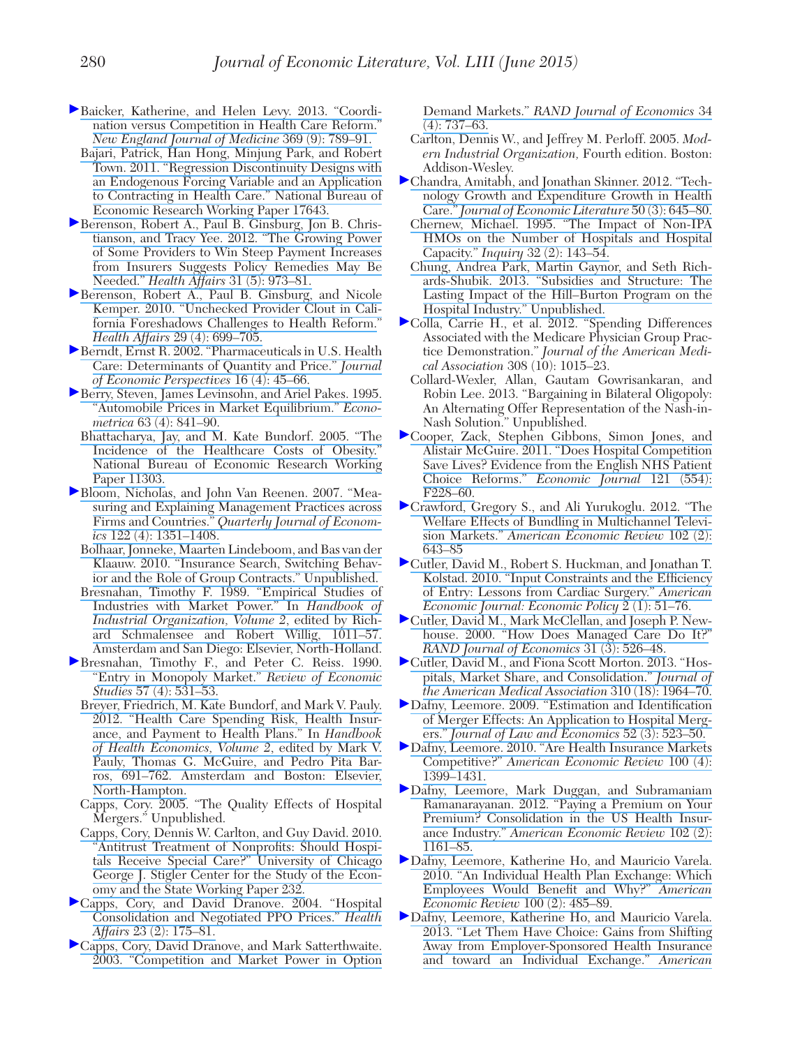Baicker, Katherine, and Helen Levy. 2013. "Coordination versus Competition in Health Care Reform." *New England Journal of Medicine* 369 (9): 789–91.

Bajari, Patrick, Han Hong, Minjung Park, and Robert Town. 2011. "Regression Discontinuity Designs with an Endogenous Forcing Variable and an Application to Contracting in Health Care." National Bureau of Economic Research Working Paper 17643.

Berenson, Robert A., Paul B. Ginsburg, Jon B. Christianson, and Tracy Yee. 2012. "The Growing Power of Some Providers to Win Steep Payment Increases from Insurers Suggests Policy Remedies May Be Needed." *Health Affairs* 31 (5): 973–81.

Berenson, Robert A., Paul B. Ginsburg, and Nicole Kemper. 2010. "Unchecked Provider Clout in California Foreshadows Challenges to Health Reform." *Health Affairs* 29 (4): 699–705.

Berndt, Ernst R. 2002. "Pharmaceuticals in U.S. Health Care: Determinants of Quantity and Price." *Journal of Economic Perspectives* 16 (4): 45–66.

Berry, Steven, James Levinsohn, and Ariel Pakes. 1995. "Automobile Prices in Market Equilibrium." *Econometrica* 63 (4): 841–90.

Bhattacharya, Jay, and M. Kate Bundorf. 2005. "The Incidence of the Healthcare Costs of Obesity." National Bureau of Economic Research Working Paper 11303.

Bloom, Nicholas, and John Van Reenen. 2007. "Measuring and Explaining Management Practices across Firms and Countries." *Quarterly Journal of Economics* 122 (4): 1351–1408.

Bolhaar, Jonneke, Maarten Lindeboom, and Bas van der Klaauw. 2010. "Insurance Search, Switching Behavior and the Role of Group Contracts." Unpublished.

Bresnahan, Timothy F. 1989. "Empirical Studies of Industries with Market Power." In *Handbook of Industrial Organization, Volume 2*, edited by Richard Schmalensee and Robert Willig, 1011–57. Amsterdam and San Diego: Elsevier, North-Holland.

Bresnahan, Timothy F., and Peter C. Reiss. 1990. "Entry in Monopoly Market." *Review of Economic Studies* 57 (4): 531–53.

Breyer, Friedrich, M. Kate Bundorf, and Mark V. Pauly. 2012. "Health Care Spending Risk, Health Insurance, and Payment to Health Plans." In *Handbook of Health Economics, Volume 2*, edited by Mark V. Pauly, Thomas G. McGuire, and Pedro Pita Barros, 691–762. Amsterdam and Boston: Elsevier, North-Hampton.

Capps, Cory. 2005. "The Quality Effects of Hospital Mergers." Unpublished.

Capps, Cory, Dennis W. Carlton, and Guy David. 2010. "Antitrust Treatment of Nonprofits: Should Hospitals Receive Special Care?" University of Chicago George J. Stigler Center for the Study of the Economy and the State Working Paper 232.

Capps, Cory, and David Dranove. 2004. "Hospital Consolidation and Negotiated PPO Prices." *Health Affairs* 23 (2): 175–81.

Capps, Cory, David Dranove, and Mark Satterthwaite. 2003. "Competition and Market Power in Option Demand Markets." *RAND Journal of Economics* 34 (4): 737–63.

Carlton, Dennis W., and Jeffrey M. Perloff. 2005. *Modern Industrial Organization,* Fourth edition. Boston: Addison-Wesley.

Chandra, Amitabh, and Jonathan Skinner. 2012. "Technology Growth and Expenditure Growth in Health Care." *Journal of Economic Literature* 50 (3): 645–80.

Chernew, Michael. 1995. "The Impact of Non-IPA HMOs on the Number of Hospitals and Hospital Capacity." *Inquiry* 32 (2): 143–54.

Chung, Andrea Park, Martin Gaynor, and Seth Richards-Shubik. 2013. "Subsidies and Structure: The Lasting Impact of the Hill–Burton Program on the Hospital Industry." Unpublished.

Colla, Carrie H., et al. 2012. "Spending Differences Associated with the Medicare Physician Group Practice Demonstration." *Journal of the American Medical Association* 308 (10): 1015–23.

Collard-Wexler, Allan, Gautam Gowrisankaran, and Robin Lee. 2013. "Bargaining in Bilateral Oligopoly: An Alternating Offer Representation of the Nash-in-Nash Solution." Unpublished.

Cooper, Zack, Stephen Gibbons, Simon Jones, and Alistair McGuire. 2011. "Does Hospital Competition Save Lives? Evidence from the English NHS Patient Choice Reforms." *Economic Journal* 121 (554): F228–60.

Crawford, Gregory S., and Ali Yurukoglu. 2012. "The Welfare Effects of Bundling in Multichannel Television Markets." *American Economic Review* 102 (2): 643–85

Cutler, David M., Robert S. Huckman, and Jonathan T. Kolstad. 2010. "Input Constraints and the Efficiency of Entry: Lessons from Cardiac Surgery." *American Economic Journal: Economic Policy* 2 (1): 51–76.

Cutler, David M., Mark McClellan, and Joseph P. Newhouse. 2000. "How Does Managed Care Do It?" *RAND Journal of Economics* 31 (3): 526–48.

Cutler, David M., and Fiona Scott Morton. 2013. "Hospitals, Market Share, and Consolidation." *Journal of the American Medical Association* 310 (18): 1964–70.

Dafny, Leemore. 2009. "Estimation and Identification of Merger Effects: An Application to Hospital Mergers." *Journal of Law and Economics* 52 (3): 523–50.

Dafny, Leemore. 2010. "Are Health Insurance Markets Competitive?" *American Economic Review* 100 (4): 1399–1431.

Dafny, Leemore, Mark Duggan, and Subramaniam Ramanarayanan. 2012. "Paying a Premium on Your Premium? Consolidation in the US Health Insurance Industry." *American Economic Review* 102 (2): 1161–85.

Dafny, Leemore, Katherine Ho, and Mauricio Varela. 2010. "An Individual Health Plan Exchange: Which Employees Would Benefit and Why?" *American Economic Review* 100 (2): 485–89.

Dafny, Leemore, Katherine Ho, and Mauricio Varela. 2013. "Let Them Have Choice: Gains from Shifting Away from Employer-Sponsored Health Insurance and toward an Individual Exchange." *American*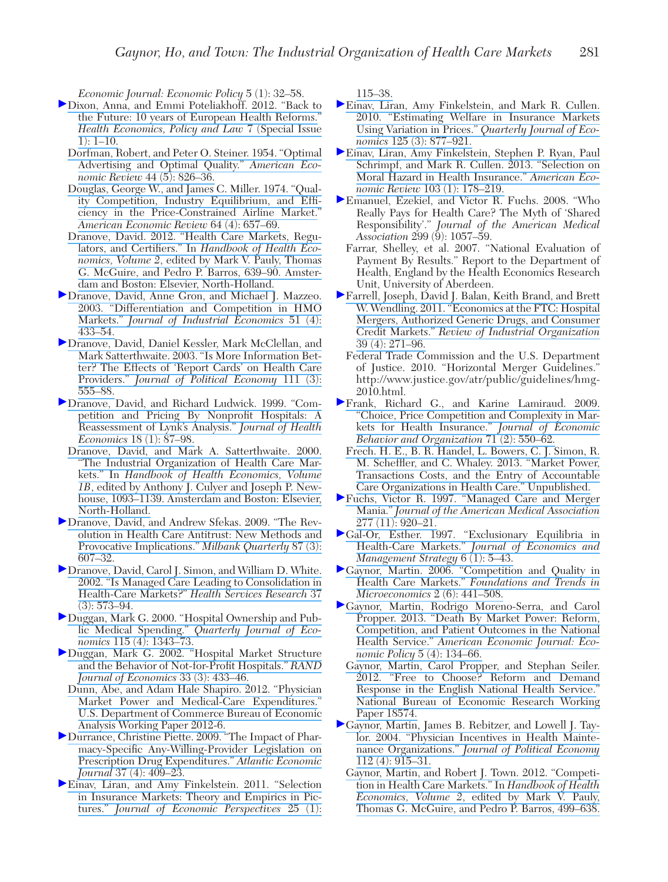*Economic Journal: Economic Policy* 5 (1): 32–58.

Dixon, Anna, and Emmi Poteliakhoff. 2012. "Back to the Future: 10 years of European Health Reforms." *Health Economics, Policy and Law* 7 (Special Issue 1): 1–10.

Dorfman, Robert, and Peter O. Steiner. 1954. "Optimal Advertising and Optimal Quality." *American Economic Review* 44 (5): 826–36.

Douglas, George W., and James C. Miller. 1974. "Quality Competition, Industry Equilibrium, and Efficiency in the Price-Constrained Airline Market." *American Economic Review* 64 (4): 657–69.

Dranove, David. 2012. "Health Care Markets, Regulators, and Certifiers." In *Handbook of Health Economics, Volume 2*, edited by Mark V. Pauly, Thomas G. McGuire, and Pedro P. Barros, 639–90. Amsterdam and Boston: Elsevier, North-Holland.

Dranove, David, Anne Gron, and Michael J. Mazzeo. 2003. "Differentiation and Competition in HMO Markets." *Journal of Industrial Economics* 51 (4): 433–54.

Dranove, David, Daniel Kessler, Mark McClellan, and Mark Satterthwaite. 2003. "Is More Information Better? The Effects of 'Report Cards' on Health Care Providers." *Journal of Political Economy* 111 (3): 555–88.

Dranove, David, and Richard Ludwick. 1999. "Competition and Pricing By Nonprofit Hospitals: A Reassessment of Lynk's Analysis." *Journal of Health Economics* 18 (1): 87–98.

Dranove, David, and Mark A. Satterthwaite. 2000. "The Industrial Organization of Health Care Markets." In *Handbook of Health Economics, Volume 1B*, edited by Anthony J. Culyer and Joseph P. Newhouse, 1093–1139. Amsterdam and Boston: Elsevier, North-Holland.

Dranove, David, and Andrew Sfekas. 2009. "The Revolution in Health Care Antitrust: New Methods and Provocative Implications." *Milbank Quarterly* 87 (3): 607–32.

Dranove, David, Carol J. Simon, and William D. White. 2002. "Is Managed Care Leading to Consolidation in Health-Care Markets?" *Health Services Research* 37 (3): 573–94.

Duggan, Mark G. 2000. "Hospital Ownership and Public Medical Spending." *Quarterly Journal of Economics* 115 (4): 1343–73.

Duggan, Mark G. 2002. "Hospital Market Structure and the Behavior of Not-for-Profit Hospitals." *RAND Journal of Economics* 33 (3): 433–46.

Dunn, Abe, and Adam Hale Shapiro. 2012. "Physician Market Power and Medical-Care Expenditures." U.S. Department of Commerce Bureau of Economic Analysis Working Paper 2012-6.

Durrance, Christine Piette. 2009. "The Impact of Pharmacy-Specific Any-Willing-Provider Legislation on Prescription Drug Expenditures." *Atlantic Economic Journal* 37 (4): 409–23.

Einav, Liran, and Amy Finkelstein. 2011. "Selection in Insurance Markets: Theory and Empirics in Pictures." *Journal of Economic Perspectives* 25 (1): 115–38.

Einav, Liran, Amy Finkelstein, and Mark R. Cullen. 2010. "Estimating Welfare in Insurance Markets Using Variation in Prices." *Quarterly Journal of Economics* 125 (3): 877–921.

Einav, Liran, Amy Finkelstein, Stephen P. Ryan, Paul Schrimpf, and Mark R. Cullen. 2013. "Selection on Moral Hazard in Health Insurance." *American Economic Review* 103 (1): 178–219.

Emanuel, Ezekiel, and Victor R. Fuchs. 2008. "Who Really Pays for Health Care? The Myth of 'Shared Responsibility'." *Journal of the American Medical Association* 299 (9): 1057–59.

Farrar, Shelley, et al. 2007. "National Evaluation of Payment By Results." Report to the Department of Health, England by the Health Economics Research Unit, University of Aberdeen.

Farrell, Joseph, David J. Balan, Keith Brand, and Brett W. Wendling. 2011. "Economics at the FTC: Hospital Mergers, Authorized Generic Drugs, and Consumer Credit Markets." *Review of Industrial Organization* 39 (4): 271–96.

Federal Trade Commission and the U.S. Department of Justice. 2010. "Horizontal Merger Guidelines." http://www.justice.gov/atr/public/guidelines/hmg-2010.html.

Frank, Richard G., and Karine Lamiraud. 2009. "Choice, Price Competition and Complexity in Markets for Health Insurance." *Journal of Economic Behavior and Organization* 71 (2): 550–62.

Frech. H. E., B. R. Handel, L. Bowers, C. J. Simon, R. M. Scheffler, and C. Whaley. 2013. "Market Power, Transactions Costs, and the Entry of Accountable Care Organizations in Health Care." Unpublished.

Fuchs, Victor R. 1997. "Managed Care and Merger Mania." *Journal of the American Medical Association* 277 (11): 920–21.

Gal-Or, Esther. 1997. "Exclusionary Equilibria in Health-Care Markets." *Journal of Economics and Management Strategy* 6 (1): 5–43.

Gaynor, Martin. 2006. "Competition and Quality in Health Care Markets." *Foundations and Trends in Microeconomics* 2 (6): 441–508.

Gaynor, Martin, Rodrigo Moreno-Serra, and Carol Propper. 2013. "Death By Market Power: Reform, Competition, and Patient Outcomes in the National Health Service." *American Economic Journal: Economic Policy* 5 (4): 134–66.

Gaynor, Martin, Carol Propper, and Stephan Seiler. 2012. "Free to Choose? Reform and Demand Response in the English National Health Service." National Bureau of Economic Research Working Paper 18574.

Gaynor, Martin, James B. Rebitzer, and Lowell J. Taylor. 2004. "Physician Incentives in Health Maintenance Organizations." *Journal of Political Economy* 112 (4): 915–31.

Gaynor, Martin, and Robert J. Town. 2012. "Competition in Health Care Markets." In *Handbook of Health Economics, Volume 2*, edited by Mark V. Pauly, Thomas G. McGuire, and Pedro P. Barros, 499–638.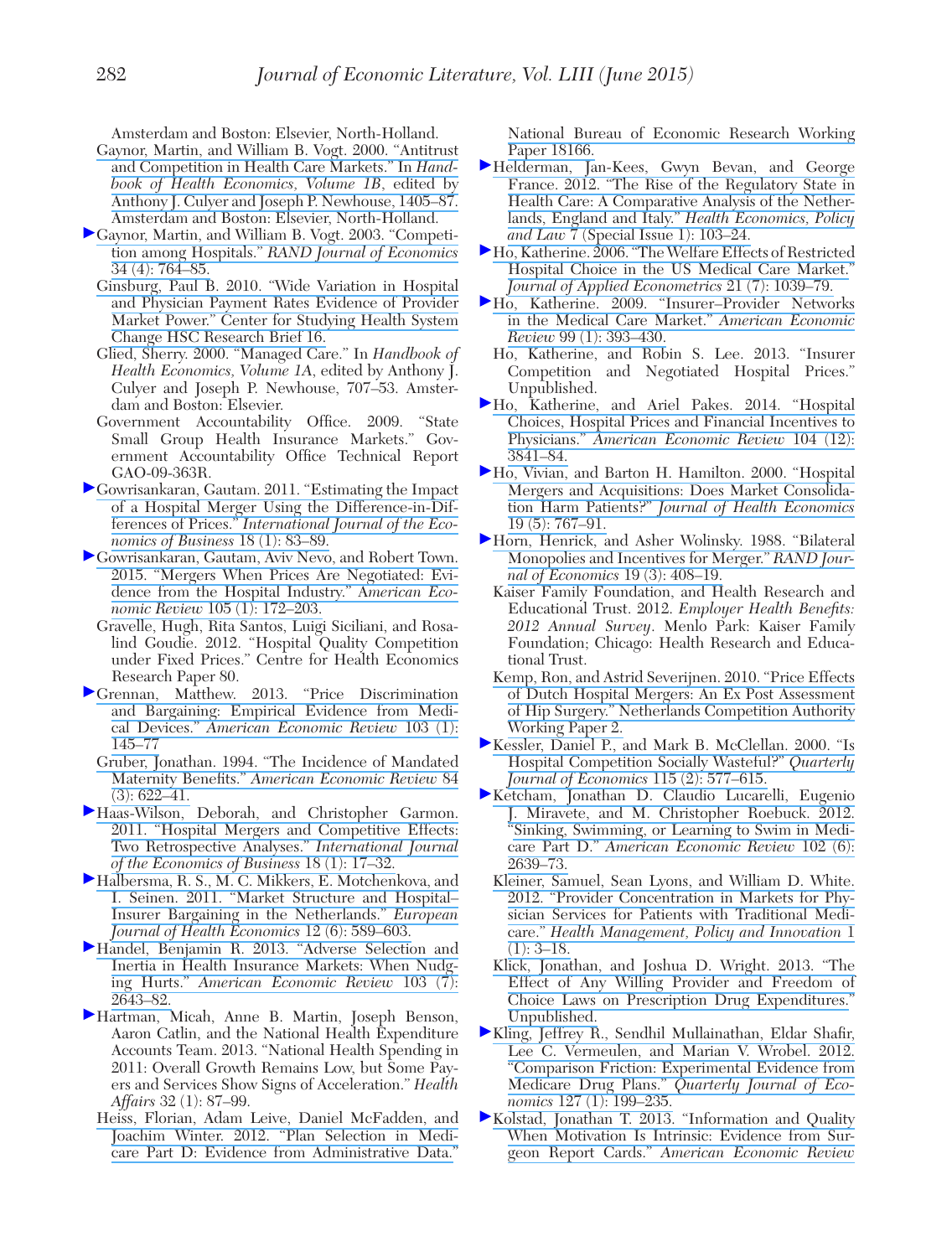Amsterdam and Boston: Elsevier, North-Holland.

Gaynor, Martin, and William B. Vogt. 2000. "Antitrust and Competition in Health Care Markets." In *Handbook of Health Economics, Volume 1B*, edited by Anthony J. Culyer and Joseph P. Newhouse, 1405–87. Amsterdam and Boston: Elsevier, North-Holland.

Gaynor, Martin, and William B. Vogt. 2003. "Competition among Hospitals." *RAND Journal of Economics* 34 (4): 764–85.

Ginsburg, Paul B. 2010. "Wide Variation in Hospital and Physician Payment Rates Evidence of Provider Market Power." Center for Studying Health System Change HSC Research Brief 16.

Glied, Sherry. 2000. "Managed Care." In *Handbook of Health Economics, Volume 1A*, edited by Anthony J. Culyer and Joseph P. Newhouse, 707–53. Amsterdam and Boston: Elsevier.

Government Accountability Office. 2009. "State Small Group Health Insurance Markets." Government Accountability Office Technical Report GAO-09-363R.

Gowrisankaran, Gautam. 2011. "Estimating the Impact of a Hospital Merger Using the Difference-in-Differences of Prices." *International Journal of the Economics of Business* 18 (1): 83–89.

Gowrisankaran, Gautam, Aviv Nevo, and Robert Town. 2015. "Mergers When Prices Are Negotiated: Evidence from the Hospital Industry." *American Economic Review* 105 (1): 172–203.

Gravelle, Hugh, Rita Santos, Luigi Siciliani, and Rosalind Goudie. 2012. "Hospital Quality Competition under Fixed Prices." Centre for Health Economics Research Paper 80.

Grennan, Matthew. 2013. "Price Discrimination and Bargaining: Empirical Evidence from Medical Devices." *American Economic Review* 103 (1): 145–77

Gruber, Jonathan. 1994. "The Incidence of Mandated Maternity Benefits." *American Economic Review* 84 (3): 622–41.

Haas-Wilson, Deborah, and Christopher Garmon. 2011. "Hospital Mergers and Competitive Effects: Two Retrospective Analyses." *International Journal of the Economics of Business* 18 (1): 17–32.

Halbersma, R. S., M. C. Mikkers, E. Motchenkova, and I. Seinen. 2011. "Market Structure and Hospital–Insurer Bargaining in the Netherlands." *European Journal of Health Economics* 12 (6): 589–603.

Handel, Benjamin R. 2013. "Adverse Selection and Inertia in Health Insurance Markets: When Nudging Hurts." *American Economic Review* 103 (7): 2643–82.

Hartman, Micah, Anne B. Martin, Joseph Benson, Aaron Catlin, and the National Health Expenditure Accounts Team. 2013. "National Health Spending in 2011: Overall Growth Remains Low, but Some Payers and Services Show Signs of Acceleration." *Health Affairs* 32 (1): 87–99.

Heiss, Florian, Adam Leive, Daniel McFadden, and Joachim Winter. 2012. "Plan Selection in Medicare Part D: Evidence from Administrative Data." National Bureau of Economic Research Working Paper 18166.

Helderman, Jan-Kees, Gwyn Bevan, and George France. 2012. "The Rise of the Regulatory State in Health Care: A Comparative Analysis of the Netherlands, England and Italy." *Health Economics, Policy and Law* 7 (Special Issue 1): 103–24.

Ho, Katherine. 2006. "The Welfare Effects of Restricted Hospital Choice in the US Medical Care Market." *Journal of Applied Econometrics* 21 (7): 1039–79.

Ho, Katherine. 2009. "Insurer–Provider Networks in the Medical Care Market." *American Economic Review* 99 (1): 393–430.

Ho, Katherine, and Robin S. Lee. 2013. "Insurer Competition and Negotiated Hospital Prices." Unpublished.

Ho, Katherine, and Ariel Pakes. 2014. "Hospital Choices, Hospital Prices and Financial Incentives to Physicians." *American Economic Review* 104 (12): 3841–84.

Ho, Vivian, and Barton H. Hamilton. 2000. "Hospital Mergers and Acquisitions: Does Market Consolidation Harm Patients?" *Journal of Health Economics* 19 (5): 767–91.

Horn, Henrick, and Asher Wolinsky. 1988. "Bilateral Monopolies and Incentives for Merger." *RAND Journal of Economics* 19 (3): 408–19.

Kaiser Family Foundation, and Health Research and Educational Trust. 2012. *Employer Health Benefits: 2012 Annual Survey*. Menlo Park: Kaiser Family Foundation; Chicago: Health Research and Educational Trust.

Kemp, Ron, and Astrid Severijnen. 2010. "Price Effects of Dutch Hospital Mergers: An Ex Post Assessment of Hip Surgery." Netherlands Competition Authority Working Paper 2.

Kessler, Daniel P., and Mark B. McClellan. 2000. "Is Hospital Competition Socially Wasteful?" *Quarterly Journal of Economics* 115 (2): 577–615.

Ketcham, Jonathan D. Claudio Lucarelli, Eugenio J. Miravete, and M. Christopher Roebuck. 2012. "Sinking, Swimming, or Learning to Swim in Medicare Part D." *American Economic Review* 102 (6): 2639–73.

Kleiner, Samuel, Sean Lyons, and William D. White. 2012. "Provider Concentration in Markets for Physician Services for Patients with Traditional Medicare." *Health Management, Policy and Innovation* 1 (1): 3–18.

Klick, Jonathan, and Joshua D. Wright. 2013. "The Effect of Any Willing Provider and Freedom of Choice Laws on Prescription Drug Expenditures." Unpublished.

Kling, Jeffrey R., Sendhil Mullainathan, Eldar Shafir, Lee C. Vermeulen, and Marian V. Wrobel. 2012. "Comparison Friction: Experimental Evidence from Medicare Drug Plans." *Quarterly Journal of Economics* 127 (1): 199–235.

Kolstad, Jonathan T. 2013. "Information and Quality When Motivation Is Intrinsic: Evidence from Surgeon Report Cards." *American Economic Review*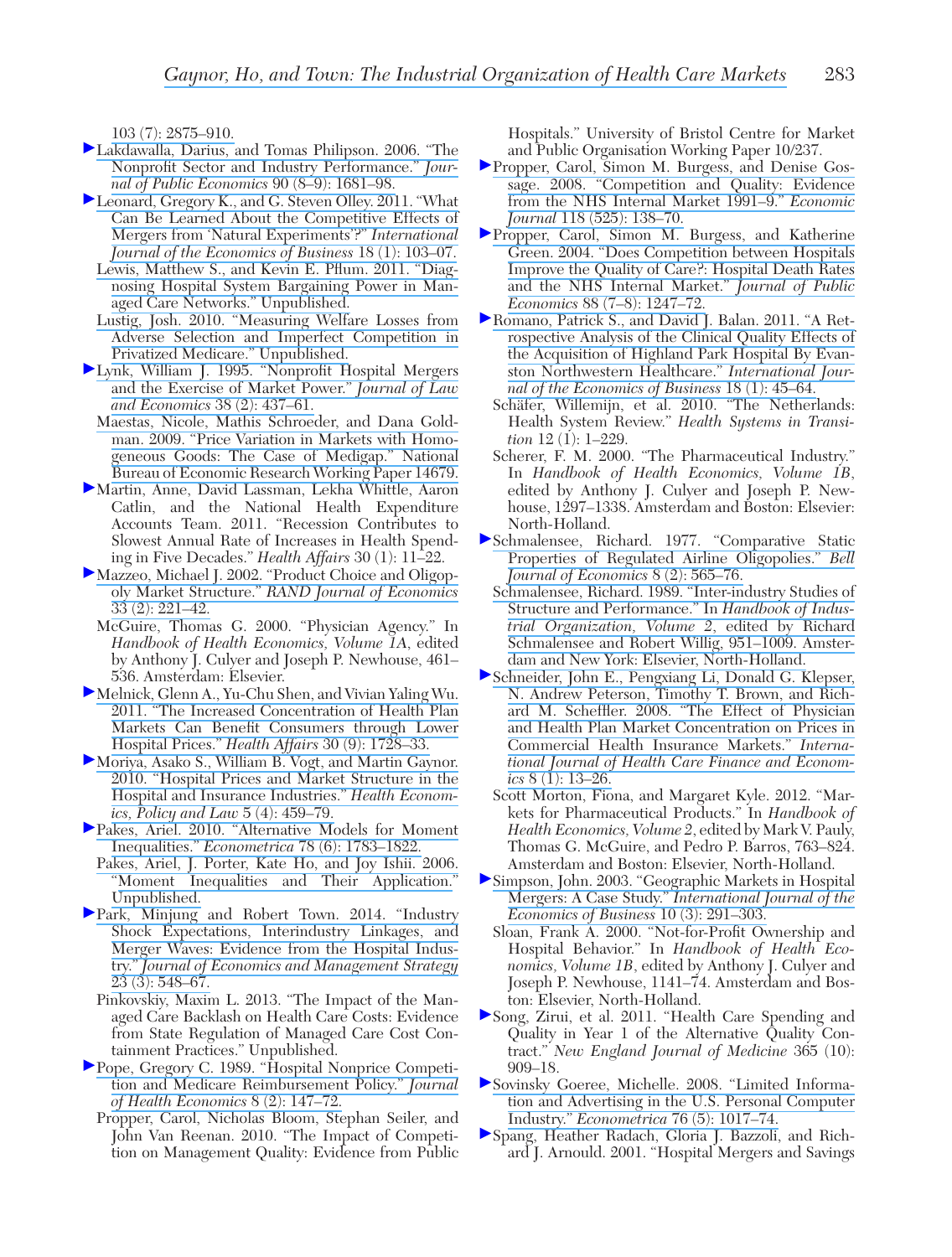103 (7): 2875–910.

Lakdawalla, Darius, and Tomas Philipson. 2006. "The Nonprofit Sector and Industry Performance." *Journal of Public Economics* 90 (8–9): 1681–98.

Leonard, Gregory K., and G. Steven Olley. 2011. "What Can Be Learned About the Competitive Effects of Mergers from 'Natural Experiments'?" *International Journal of the Economics of Business* 18 (1): 103–07.

Lewis, Matthew S., and Kevin E. Pflum. 2011. "Diagnosing Hospital System Bargaining Power in Managed Care Networks." Unpublished.

Lustig, Josh. 2010. "Measuring Welfare Losses from Adverse Selection and Imperfect Competition in Privatized Medicare." Unpublished.

Lynk, William J. 1995. "Nonprofit Hospital Mergers and the Exercise of Market Power." *Journal of Law and Economics* 38 (2): 437–61.

Maestas, Nicole, Mathis Schroeder, and Dana Goldman. 2009. "Price Variation in Markets with Homogeneous Goods: The Case of Medigap." National Bureau of Economic Research Working Paper 14679.

Martin, Anne, David Lassman, Lekha Whittle, Aaron Catlin, and the National Health Expenditure Accounts Team. 2011. "Recession Contributes to Slowest Annual Rate of Increases in Health Spending in Five Decades." *Health Affairs* 30 (1): 11–22.

Mazzeo, Michael J. 2002. "Product Choice and Oligopoly Market Structure." *RAND Journal of Economics* 33 (2): 221–42.

McGuire, Thomas G. 2000. "Physician Agency." In *Handbook of Health Economics, Volume 1A*, edited by Anthony J. Culyer and Joseph P. Newhouse, 461–536. Amsterdam: Elsevier.

Melnick, Glenn A., Yu-Chu Shen, and Vivian Yaling Wu. 2011. "The Increased Concentration of Health Plan Markets Can Benefit Consumers through Lower Hospital Prices." *Health Affairs* 30 (9): 1728–33.

Moriya, Asako S., William B. Vogt, and Martin Gaynor. 2010. "Hospital Prices and Market Structure in the Hospital and Insurance Industries." *Health Economics, Policy and Law* 5 (4): 459–79.

Pakes, Ariel. 2010. "Alternative Models for Moment Inequalities." *Econometrica* 78 (6): 1783–1822.

Pakes, Ariel, J. Porter, Kate Ho, and Joy Ishii. 2006. "Moment Inequalities and Their Application." Unpublished.

Park, Minjung and Robert Town. 2014. "Industry Shock Expectations, Interindustry Linkages, and Merger Waves: Evidence from the Hospital Industry." *Journal of Economics and Management Strategy* 23 (3): 548–67.

Pinkovskiy, Maxim L. 2013. "The Impact of the Managed Care Backlash on Health Care Costs: Evidence from State Regulation of Managed Care Cost Containment Practices." Unpublished.

Pope, Gregory C. 1989. "Hospital Nonprice Competition and Medicare Reimbursement Policy." *Journal of Health Economics* 8 (2): 147–72.

Propper, Carol, Nicholas Bloom, Stephan Seiler, and John Van Reenan. 2010. "The Impact of Competition on Management Quality: Evidence from Public Hospitals." University of Bristol Centre for Market and Public Organisation Working Paper 10/237.

Propper, Carol, Simon M. Burgess, and Denise Gossage. 2008. "Competition and Quality: Evidence from the NHS Internal Market 1991–9." *Economic Journal* 118 (525): 138–70.

Propper, Carol, Simon M. Burgess, and Katherine Green. 2004. "Does Competition between Hospitals Improve the Quality of Care?: Hospital Death Rates and the NHS Internal Market." *Journal of Public Economics* 88 (7–8): 1247–72.

Romano, Patrick S., and David J. Balan. 2011. "A Retrospective Analysis of the Clinical Quality Effects of the Acquisition of Highland Park Hospital By Evanston Northwestern Healthcare." *International Journal of the Economics of Business* 18 (1): 45–64.

Schäfer, Willemijn, et al. 2010. "The Netherlands: Health System Review." *Health Systems in Transition* 12 (1): 1–229.

Scherer, F. M. 2000. "The Pharmaceutical Industry." In *Handbook of Health Economics, Volume 1B*, edited by Anthony J. Culyer and Joseph P. Newhouse, 1297–1338. Amsterdam and Boston: Elsevier: North-Holland.

Schmalensee, Richard. 1977. "Comparative Static Properties of Regulated Airline Oligopolies." *Bell Journal of Economics* 8 (2): 565–76.

Schmalensee, Richard. 1989. "Inter-industry Studies of Structure and Performance." In *Handbook of Industrial Organization, Volume 2*, edited by Richard Schmalensee and Robert Willig, 951–1009. Amsterdam and New York: Elsevier, North-Holland.

Schneider, John E., Pengxiang Li, Donald G. Klepser, N. Andrew Peterson, Timothy T. Brown, and Richard M. Scheffler. 2008. "The Effect of Physician and Health Plan Market Concentration on Prices in Commercial Health Insurance Markets." *International Journal of Health Care Finance and Economics* 8 (1): 13–26.

Scott Morton, Fiona, and Margaret Kyle. 2012. "Markets for Pharmaceutical Products." In *Handbook of Health Economics, Volume 2*, edited by Mark V. Pauly, Thomas G. McGuire, and Pedro P. Barros, 763–824. Amsterdam and Boston: Elsevier, North-Holland.

Simpson, John. 2003. "Geographic Markets in Hospital Mergers: A Case Study." *International Journal of the Economics of Business* 10 (3): 291–303.

Sloan, Frank A. 2000. "Not-for-Profit Ownership and Hospital Behavior." In *Handbook of Health Economics, Volume 1B*, edited by Anthony J. Culyer and Joseph P. Newhouse, 1141–74. Amsterdam and Boston: Elsevier, North-Holland.

Song, Zirui, et al. 2011. "Health Care Spending and Quality in Year 1 of the Alternative Quality Contract." *New England Journal of Medicine* 365 (10): 909–18.

Sovinsky Goeree, Michelle. 2008. "Limited Information and Advertising in the U.S. Personal Computer Industry." *Econometrica* 76 (5): 1017–74.

Spang, Heather Radach, Gloria J. Bazzoli, and Richard J. Arnould. 2001. "Hospital Mergers and Savings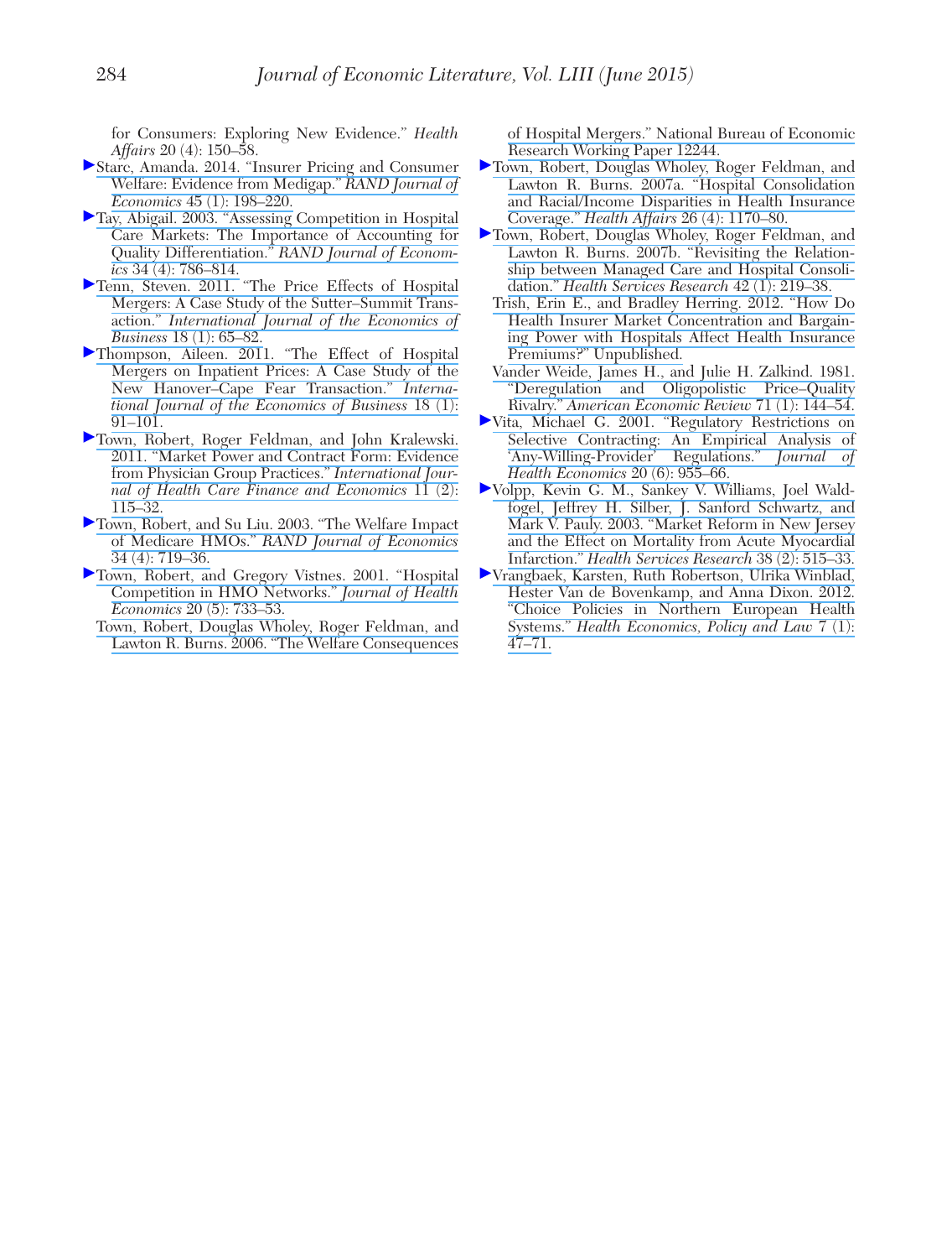for Consumers: Exploring New Evidence." *Health Affairs* 20 (4): 150–58.

Starc, Amanda. 2014. "Insurer Pricing and Consumer Welfare: Evidence from Medigap." *RAND Journal of Economics* 45 (1): 198–220.

Tay, Abigail. 2003. "Assessing Competition in Hospital Care Markets: The Importance of Accounting for Quality Differentiation." *RAND Journal of Economics* 34 (4): 786–814.

Tenn, Steven. 2011. "The Price Effects of Hospital Mergers: A Case Study of the Sutter–Summit Transaction." *International Journal of the Economics of Business* 18 (1): 65–82.

Thompson, Aileen. 2011. "The Effect of Hospital Mergers on Inpatient Prices: A Case Study of the New Hanover–Cape Fear Transaction." *International Journal of the Economics of Business* 18 (1): 91–101.

Town, Robert, Roger Feldman, and John Kralewski. 2011. "Market Power and Contract Form: Evidence from Physician Group Practices." *International Journal of Health Care Finance and Economics* 11 (2): 115–32.

Town, Robert, and Su Liu. 2003. "The Welfare Impact of Medicare HMOs." *RAND Journal of Economics* 34 (4): 719–36.

Town, Robert, and Gregory Vistnes. 2001. "Hospital Competition in HMO Networks." *Journal of Health Economics* 20 (5): 733–53.

Town, Robert, Douglas Wholey, Roger Feldman, and Lawton R. Burns. 2006. "The Welfare Consequences of Hospital Mergers." National Bureau of Economic Research Working Paper 12244.

Town, Robert, Douglas Wholey, Roger Feldman, and Lawton R. Burns. 2007a. "Hospital Consolidation and Racial/Income Disparities in Health Insurance Coverage." *Health Affairs* 26 (4): 1170–80.

Town, Robert, Douglas Wholey, Roger Feldman, and Lawton R. Burns. 2007b. "Revisiting the Relationship between Managed Care and Hospital Consolidation." *Health Services Research* 42 (1): 219–38.

Trish, Erin E., and Bradley Herring. 2012. "How Do Health Insurer Market Concentration and Bargaining Power with Hospitals Affect Health Insurance Premiums?" Unpublished.

Vander Weide, James H., and Julie H. Zalkind. 1981. "Deregulation and Oligopolistic Price–Quality Rivalry." *American Economic Review* 71 (1): 144–54.

Vita, Michael G. 2001. "Regulatory Restrictions on Selective Contracting: An Empirical Analysis of 'Any-Willing-Provider' Regulations." *Journal of Health Economics* 20 (6): 955–66.

Volpp, Kevin G. M., Sankey V. Williams, Joel Waldfogel, Jeffrey H. Silber, J. Sanford Schwartz, and Mark V. Pauly. 2003. "Market Reform in New Jersey and the Effect on Mortality from Acute Myocardial Infarction." *Health Services Research* 38 (2): 515–33.

Vrangbaek, Karsten, Ruth Robertson, Ulrika Winblad, Hester Van de Bovenkamp, and Anna Dixon. 2012. "Choice Policies in Northern European Health Systems." *Health Economics, Policy and Law* 7 (1): 47–71.